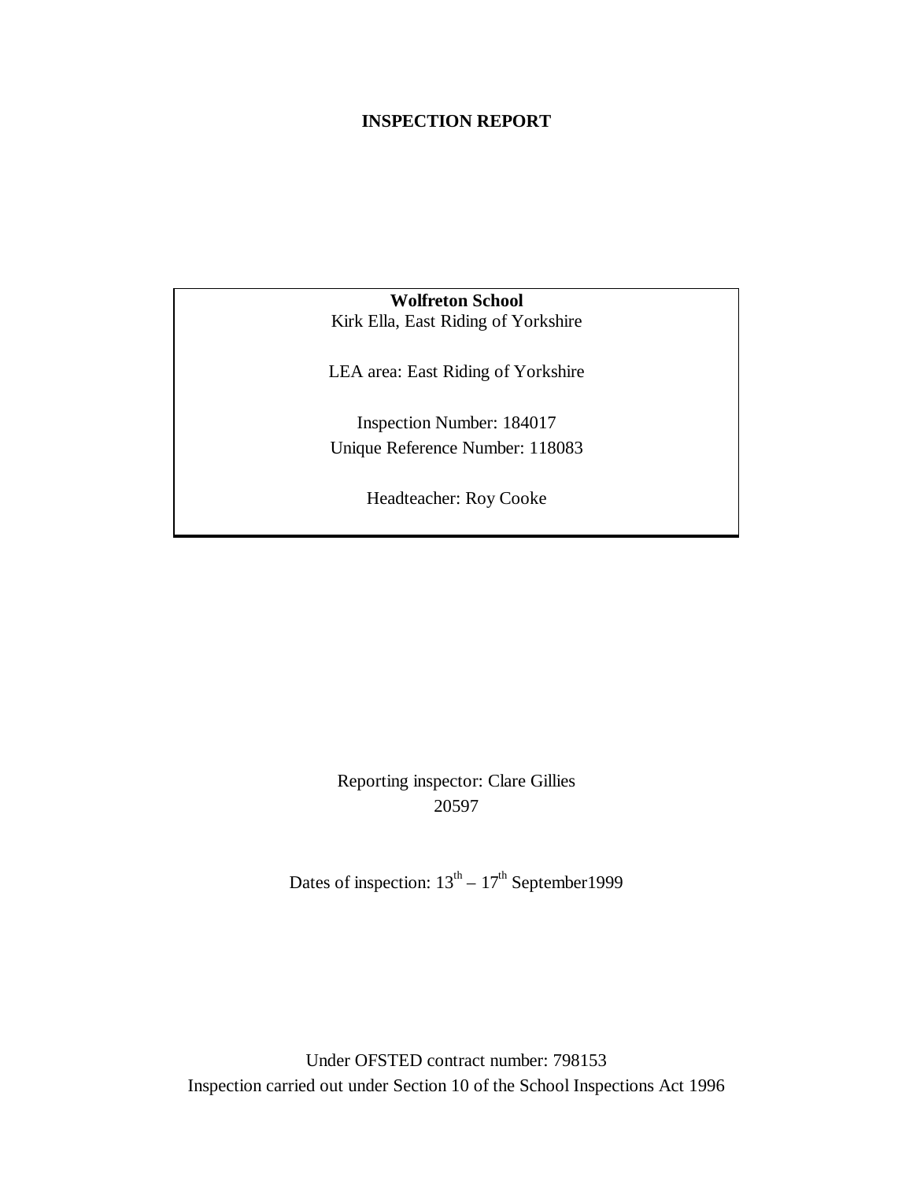# INSPECTION REPORT

**Wolfreton School**
Kirk Ella, East Riding of Yorkshire

LEA area: East Riding of Yorkshire

Inspection Number: 184017
Unique Reference Number: 118083

Headteacher: Roy Cooke

Reporting inspector: Clare Gillies
20597

Dates of inspection: 13th – 17th September1999

Under OFSTED contract number: 798153
Inspection carried out under Section 10 of the School Inspections Act 1996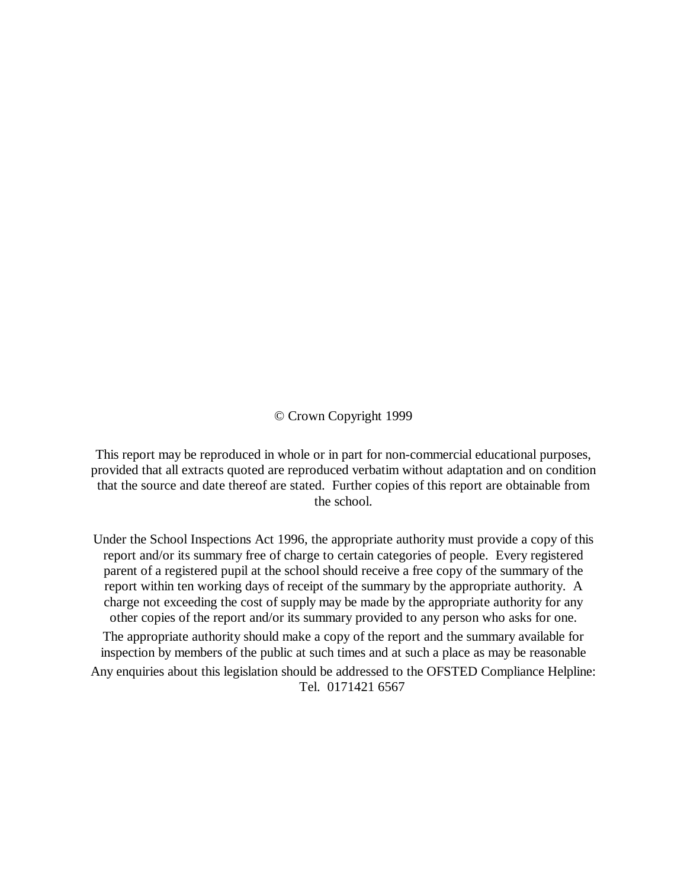© Crown Copyright 1999

This report may be reproduced in whole or in part for non-commercial educational purposes, provided that all extracts quoted are reproduced verbatim without adaptation and on condition that the source and date thereof are stated. Further copies of this report are obtainable from the school.

Under the School Inspections Act 1996, the appropriate authority must provide a copy of this report and/or its summary free of charge to certain categories of people. Every registered parent of a registered pupil at the school should receive a free copy of the summary of the report within ten working days of receipt of the summary by the appropriate authority. A charge not exceeding the cost of supply may be made by the appropriate authority for any other copies of the report and/or its summary provided to any person who asks for one.

The appropriate authority should make a copy of the report and the summary available for inspection by members of the public at such times and at such a place as may be reasonable

Any enquiries about this legislation should be addressed to the OFSTED Compliance Helpline: Tel. 0171421 6567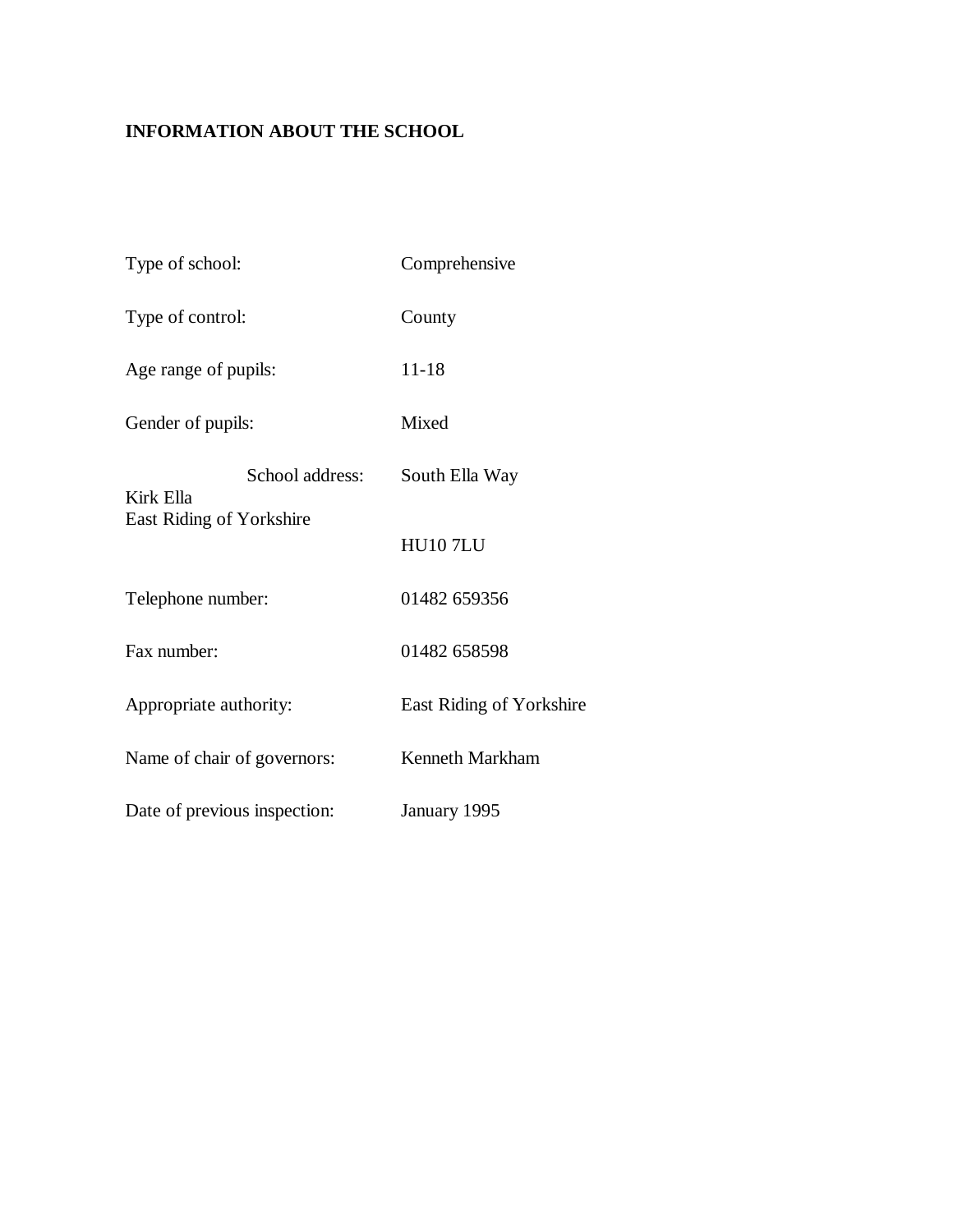# INFORMATION ABOUT THE SCHOOL

| | |
|---|---|
| Type of school: | Comprehensive |
| Type of control: | County |
| Age range of pupils: | 11-18 |
| Gender of pupils: | Mixed |
| School address: | South Ella Way<br>Kirk Ella<br>East Riding of Yorkshire<br>HU10 7LU |
| Telephone number: | 01482 659356 |
| Fax number: | 01482 658598 |
| Appropriate authority: | East Riding of Yorkshire |
| Name of chair of governors: | Kenneth Markham |
| Date of previous inspection: | January 1995 |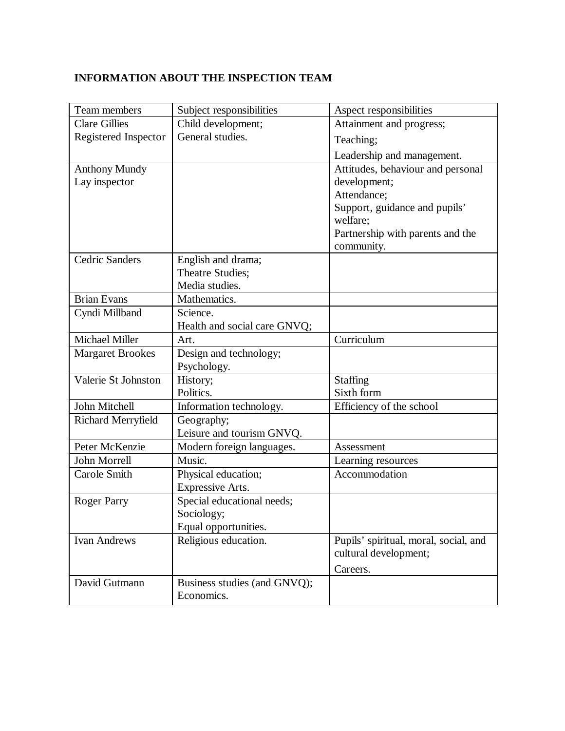## INFORMATION ABOUT THE INSPECTION TEAM

| Team members | Subject responsibilities | Aspect responsibilities |
|---|---|---|
| Clare Gillies<br>Registered Inspector | Child development;<br>General studies. | Attainment and progress;<br>Teaching;<br>Leadership and management. |
| Anthony Mundy<br>Lay inspector | | Attitudes, behaviour and personal development;<br>Attendance;<br>Support, guidance and pupils' welfare;<br>Partnership with parents and the community. |
| Cedric Sanders | English and drama;<br>Theatre Studies;<br>Media studies. | |
| Brian Evans | Mathematics. | |
| Cyndi Millband | Science.<br>Health and social care GNVQ; | |
| Michael Miller | Art. | Curriculum |
| Margaret Brookes | Design and technology;<br>Psychology. | |
| Valerie St Johnston | History;<br>Politics. | Staffing<br>Sixth form |
| John Mitchell | Information technology. | Efficiency of the school |
| Richard Merryfield | Geography;<br>Leisure and tourism GNVQ. | |
| Peter McKenzie | Modern foreign languages. | Assessment |
| John Morrell | Music. | Learning resources |
| Carole Smith | Physical education;<br>Expressive Arts. | Accommodation |
| Roger Parry | Special educational needs;<br>Sociology;<br>Equal opportunities. | |
| Ivan Andrews | Religious education. | Pupils' spiritual, moral, social, and cultural development;<br>Careers. |
| David Gutmann | Business studies (and GNVQ);<br>Economics. | |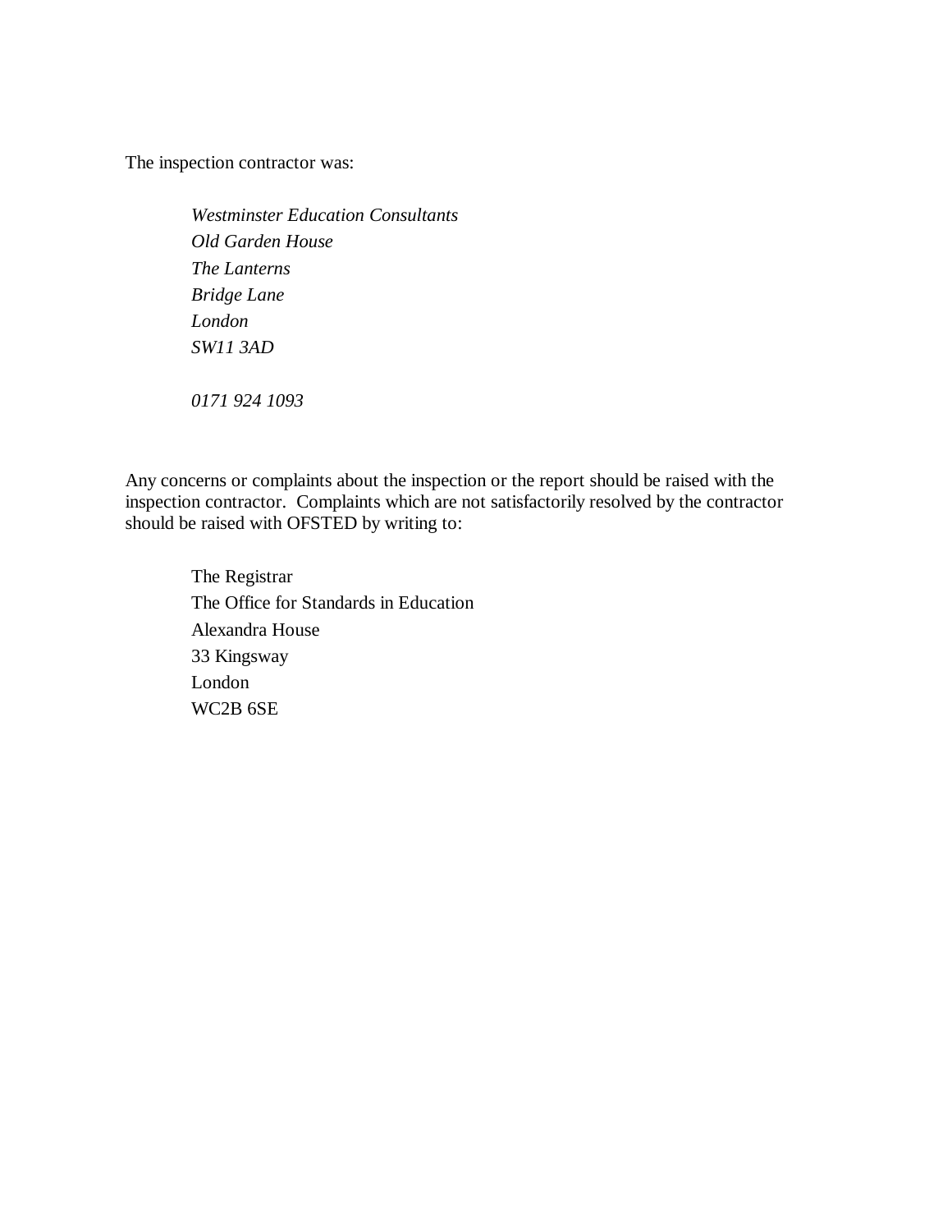The inspection contractor was:

*Westminster Education Consultants*
*Old Garden House*
*The Lanterns*
*Bridge Lane*
*London*
*SW11 3AD*

*0171 924 1093*

Any concerns or complaints about the inspection or the report should be raised with the inspection contractor. Complaints which are not satisfactorily resolved by the contractor should be raised with OFSTED by writing to:

The Registrar
The Office for Standards in Education
Alexandra House
33 Kingsway
London
WC2B 6SE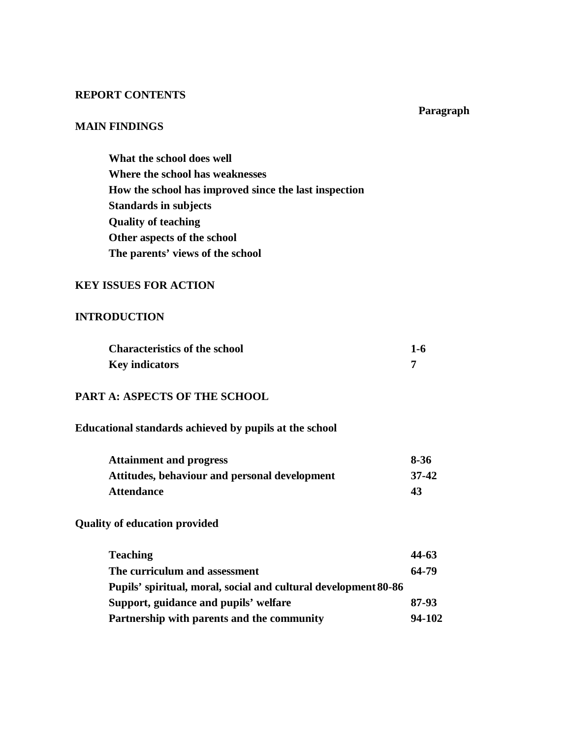**REPORT CONTENTS**

**Paragraph**

**MAIN FINDINGS**

- **What the school does well**
- **Where the school has weaknesses**
- **How the school has improved since the last inspection**
- **Standards in subjects**
- **Quality of teaching**
- **Other aspects of the school**
- **The parents' views of the school**

**KEY ISSUES FOR ACTION**

**INTRODUCTION**

| | |
|---|---|
| **Characteristics of the school** | **1-6** |
| **Key indicators** | **7** |

**PART A: ASPECTS OF THE SCHOOL**

**Educational standards achieved by pupils at the school**

| | |
|---|---|
| **Attainment and progress** | **8-36** |
| **Attitudes, behaviour and personal development** | **37-42** |
| **Attendance** | **43** |

**Quality of education provided**

| | |
|---|---|
| **Teaching** | **44-63** |
| **The curriculum and assessment** | **64-79** |
| **Pupils' spiritual, moral, social and cultural development** | **80-86** |
| **Support, guidance and pupils' welfare** | **87-93** |
| **Partnership with parents and the community** | **94-102** |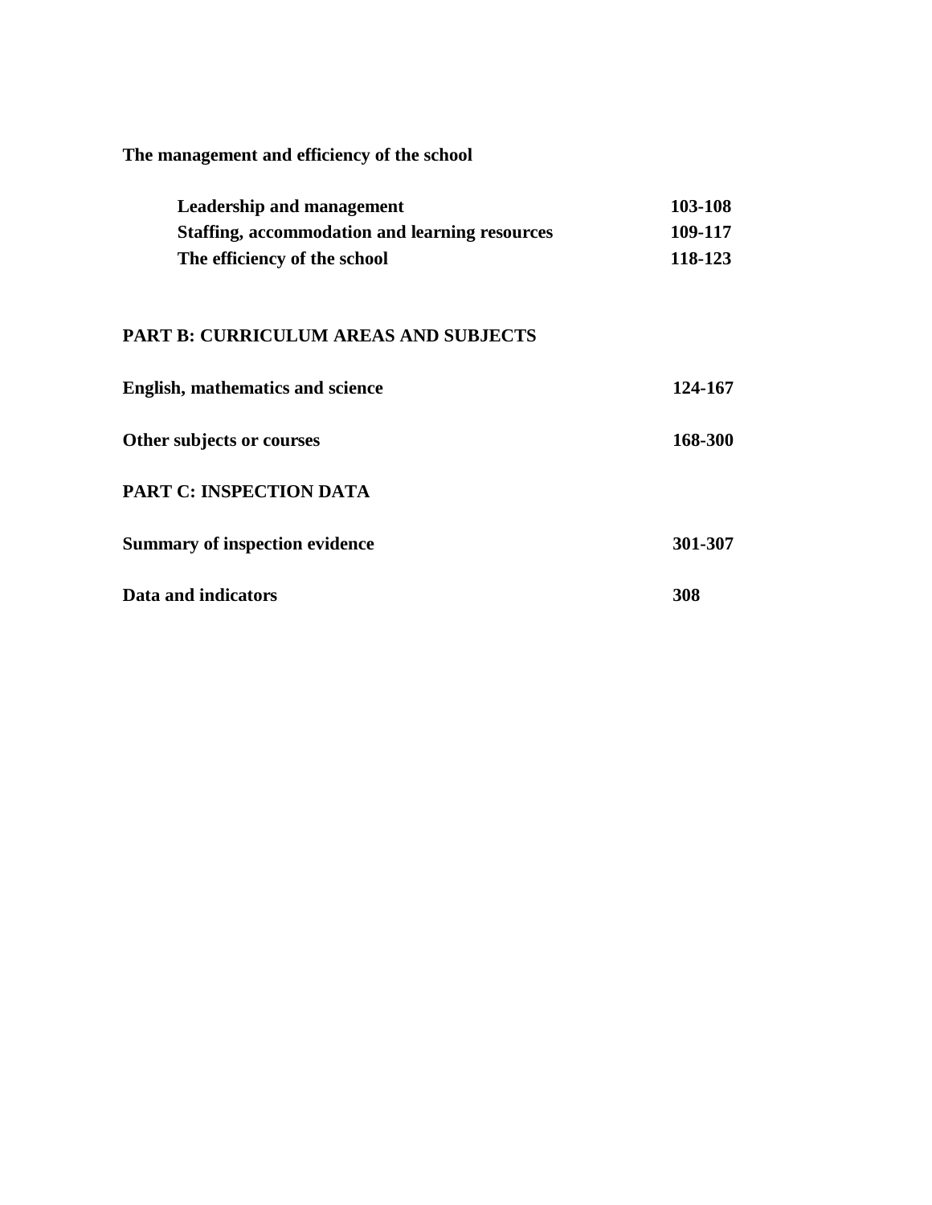**The management and efficiency of the school**

| | |
|---|---|
| **Leadership and management** | **103-108** |
| **Staffing, accommodation and learning resources** | **109-117** |
| **The efficiency of the school** | **118-123** |

## PART B: CURRICULUM AREAS AND SUBJECTS

| | |
|---|---|
| **English, mathematics and science** | **124-167** |
| **Other subjects or courses** | **168-300** |

## PART C: INSPECTION DATA

| | |
|---|---|
| **Summary of inspection evidence** | **301-307** |
| **Data and indicators** | **308** |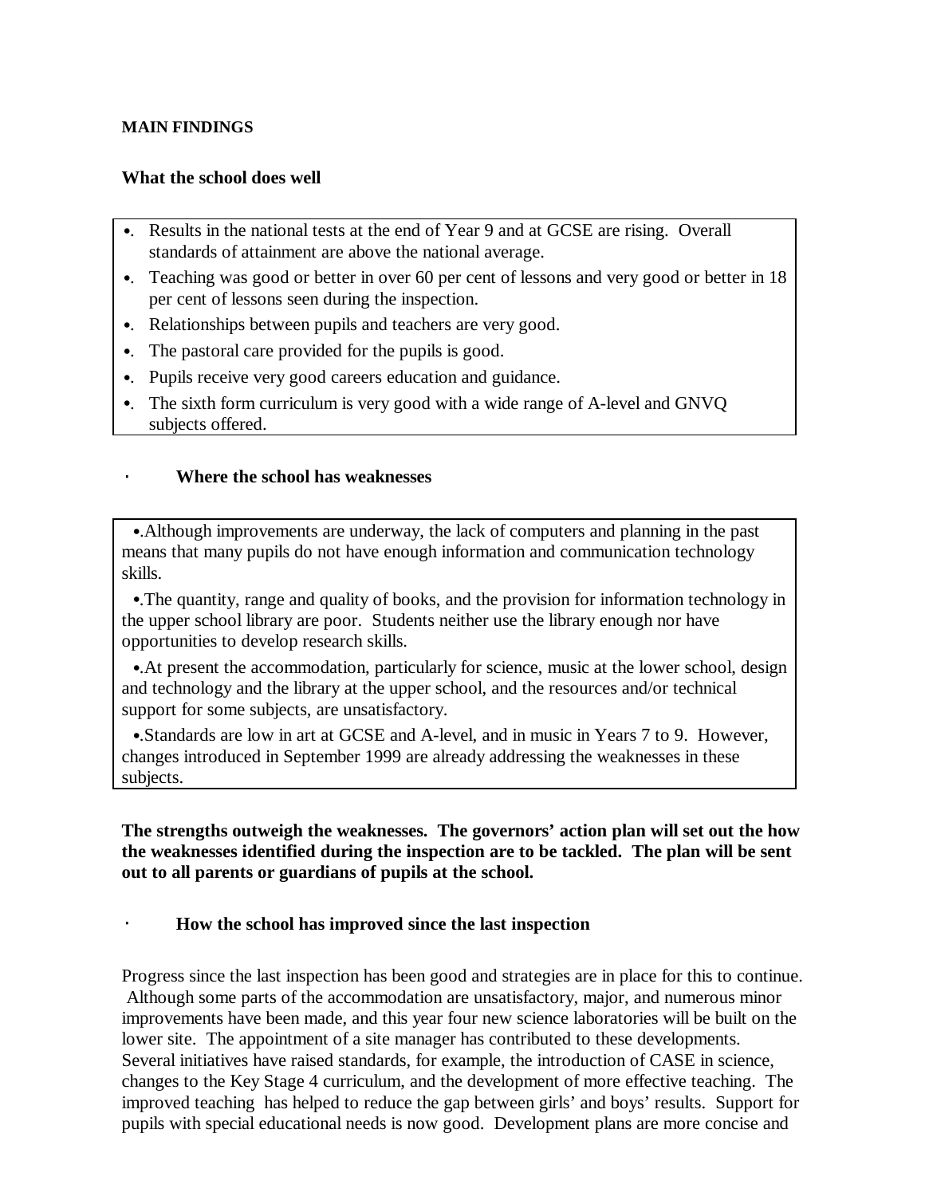**MAIN FINDINGS**

**What the school does well**

- Results in the national tests at the end of Year 9 and at GCSE are rising. Overall standards of attainment are above the national average.
- Teaching was good or better in over 60 per cent of lessons and very good or better in 18 per cent of lessons seen during the inspection.
- Relationships between pupils and teachers are very good.
- The pastoral care provided for the pupils is good.
- Pupils receive very good careers education and guidance.
- The sixth form curriculum is very good with a wide range of A-level and GNVQ subjects offered.

**Where the school has weaknesses**

- Although improvements are underway, the lack of computers and planning in the past means that many pupils do not have enough information and communication technology skills.
- The quantity, range and quality of books, and the provision for information technology in the upper school library are poor. Students neither use the library enough nor have opportunities to develop research skills.
- At present the accommodation, particularly for science, music at the lower school, design and technology and the library at the upper school, and the resources and/or technical support for some subjects, are unsatisfactory.
- Standards are low in art at GCSE and A-level, and in music in Years 7 to 9. However, changes introduced in September 1999 are already addressing the weaknesses in these subjects.

**The strengths outweigh the weaknesses. The governors' action plan will set out the how the weaknesses identified during the inspection are to be tackled. The plan will be sent out to all parents or guardians of pupils at the school.**

**How the school has improved since the last inspection**

Progress since the last inspection has been good and strategies are in place for this to continue. Although some parts of the accommodation are unsatisfactory, major, and numerous minor improvements have been made, and this year four new science laboratories will be built on the lower site. The appointment of a site manager has contributed to these developments. Several initiatives have raised standards, for example, the introduction of CASE in science, changes to the Key Stage 4 curriculum, and the development of more effective teaching. The improved teaching has helped to reduce the gap between girls' and boys' results. Support for pupils with special educational needs is now good. Development plans are more concise and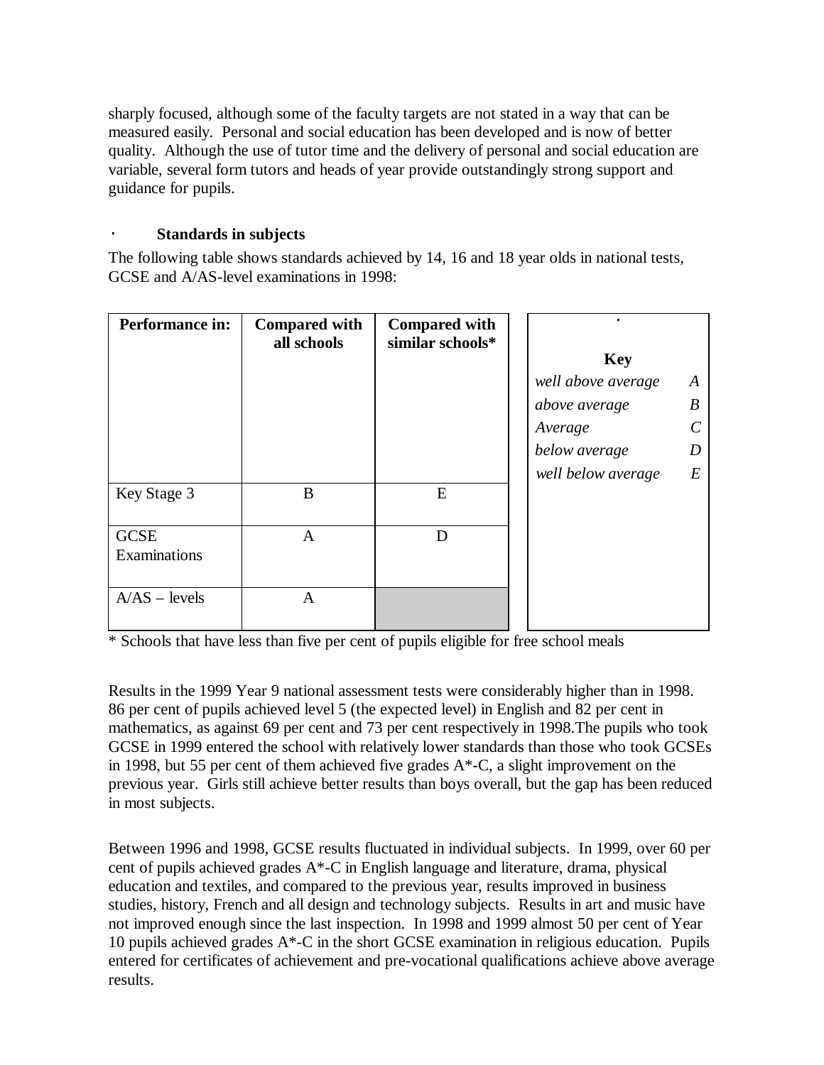sharply focused, although some of the faculty targets are not stated in a way that can be measured easily. Personal and social education has been developed and is now of better quality. Although the use of tutor time and the delivery of personal and social education are variable, several form tutors and heads of year provide outstandingly strong support and guidance for pupils.

### Standards in subjects

The following table shows standards achieved by 14, 16 and 18 year olds in national tests, GCSE and A/AS-level examinations in 1998:

| Performance in: | Compared with all schools | Compared with similar schools* |
|---|---|---|
| Key Stage 3 | B | E |
| GCSE Examinations | A | D |
| A/AS – levels | A | |

| Key | |
|---|---|
| *well above average* | *A* |
| *above average* | *B* |
| *Average* | *C* |
| *below average* | *D* |
| *well below average* | *E* |

* Schools that have less than five per cent of pupils eligible for free school meals

Results in the 1999 Year 9 national assessment tests were considerably higher than in 1998. 86 per cent of pupils achieved level 5 (the expected level) in English and 82 per cent in mathematics, as against 69 per cent and 73 per cent respectively in 1998.The pupils who took GCSE in 1999 entered the school with relatively lower standards than those who took GCSEs in 1998, but 55 per cent of them achieved five grades A*-C, a slight improvement on the previous year. Girls still achieve better results than boys overall, but the gap has been reduced in most subjects.

Between 1996 and 1998, GCSE results fluctuated in individual subjects. In 1999, over 60 per cent of pupils achieved grades A*-C in English language and literature, drama, physical education and textiles, and compared to the previous year, results improved in business studies, history, French and all design and technology subjects. Results in art and music have not improved enough since the last inspection. In 1998 and 1999 almost 50 per cent of Year 10 pupils achieved grades A*-C in the short GCSE examination in religious education. Pupils entered for certificates of achievement and pre-vocational qualifications achieve above average results.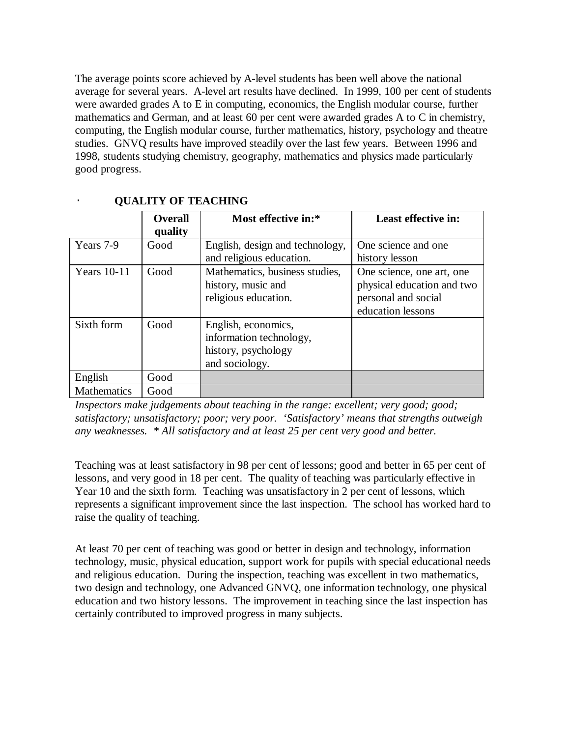The average points score achieved by A-level students has been well above the national average for several years. A-level art results have declined. In 1999, 100 per cent of students were awarded grades A to E in computing, economics, the English modular course, further mathematics and German, and at least 60 per cent were awarded grades A to C in chemistry, computing, the English modular course, further mathematics, history, psychology and theatre studies. GNVQ results have improved steadily over the last few years. Between 1996 and 1998, students studying chemistry, geography, mathematics and physics made particularly good progress.

## QUALITY OF TEACHING

| | Overall quality | Most effective in:* | Least effective in: |
|---|---|---|---|
| Years 7-9 | Good | English, design and technology, and religious education. | One science and one history lesson |
| Years 10-11 | Good | Mathematics, business studies, history, music and religious education. | One science, one art, one physical education and two personal and social education lessons |
| Sixth form | Good | English, economics, information technology, history, psychology and sociology. | |
| English | Good | | |
| Mathematics | Good | | |

*Inspectors make judgements about teaching in the range: excellent; very good; good; satisfactory; unsatisfactory; poor; very poor. 'Satisfactory' means that strengths outweigh any weaknesses. * All satisfactory and at least 25 per cent very good and better.*

Teaching was at least satisfactory in 98 per cent of lessons; good and better in 65 per cent of lessons, and very good in 18 per cent. The quality of teaching was particularly effective in Year 10 and the sixth form. Teaching was unsatisfactory in 2 per cent of lessons, which represents a significant improvement since the last inspection. The school has worked hard to raise the quality of teaching.

At least 70 per cent of teaching was good or better in design and technology, information technology, music, physical education, support work for pupils with special educational needs and religious education. During the inspection, teaching was excellent in two mathematics, two design and technology, one Advanced GNVQ, one information technology, one physical education and two history lessons. The improvement in teaching since the last inspection has certainly contributed to improved progress in many subjects.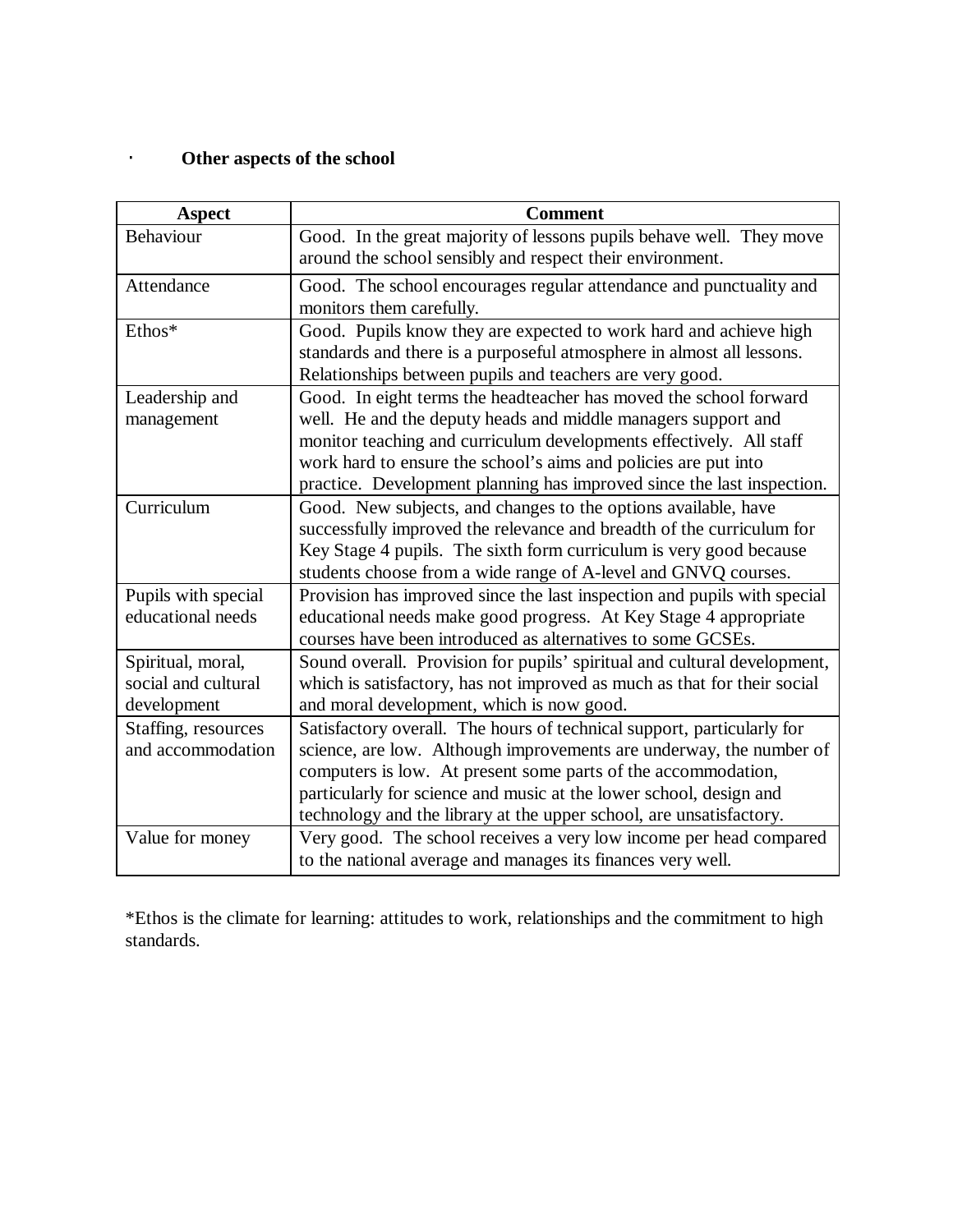- **Other aspects of the school**

| Aspect | Comment |
| --- | --- |
| Behaviour | Good. In the great majority of lessons pupils behave well. They move around the school sensibly and respect their environment. |
| Attendance | Good. The school encourages regular attendance and punctuality and monitors them carefully. |
| Ethos* | Good. Pupils know they are expected to work hard and achieve high standards and there is a purposeful atmosphere in almost all lessons. Relationships between pupils and teachers are very good. |
| Leadership and management | Good. In eight terms the headteacher has moved the school forward well. He and the deputy heads and middle managers support and monitor teaching and curriculum developments effectively. All staff work hard to ensure the school's aims and policies are put into practice. Development planning has improved since the last inspection. |
| Curriculum | Good. New subjects, and changes to the options available, have successfully improved the relevance and breadth of the curriculum for Key Stage 4 pupils. The sixth form curriculum is very good because students choose from a wide range of A-level and GNVQ courses. |
| Pupils with special educational needs | Provision has improved since the last inspection and pupils with special educational needs make good progress. At Key Stage 4 appropriate courses have been introduced as alternatives to some GCSEs. |
| Spiritual, moral, social and cultural development | Sound overall. Provision for pupils' spiritual and cultural development, which is satisfactory, has not improved as much as that for their social and moral development, which is now good. |
| Staffing, resources and accommodation | Satisfactory overall. The hours of technical support, particularly for science, are low. Although improvements are underway, the number of computers is low. At present some parts of the accommodation, particularly for science and music at the lower school, design and technology and the library at the upper school, are unsatisfactory. |
| Value for money | Very good. The school receives a very low income per head compared to the national average and manages its finances very well. |

*Ethos is the climate for learning: attitudes to work, relationships and the commitment to high standards.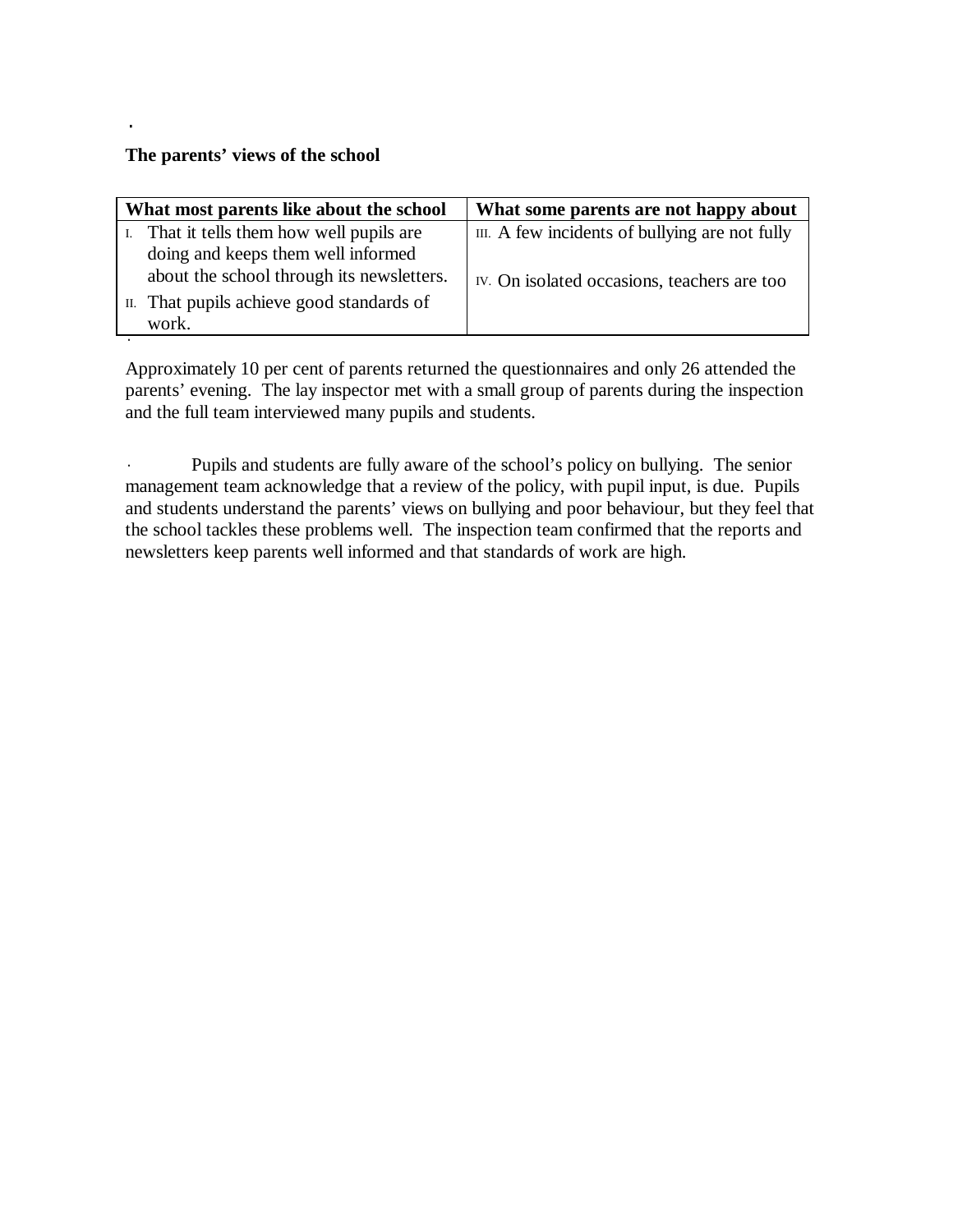## The parents' views of the school

| What most parents like about the school | What some parents are not happy about |
|---|---|
| I. That it tells them how well pupils are doing and keeps them well informed about the school through its newsletters.<br>II. That pupils achieve good standards of work. | III. A few incidents of bullying are not fully<br>IV. On isolated occasions, teachers are too |

Approximately 10 per cent of parents returned the questionnaires and only 26 attended the parents' evening. The lay inspector met with a small group of parents during the inspection and the full team interviewed many pupils and students.

Pupils and students are fully aware of the school's policy on bullying. The senior management team acknowledge that a review of the policy, with pupil input, is due. Pupils and students understand the parents' views on bullying and poor behaviour, but they feel that the school tackles these problems well. The inspection team confirmed that the reports and newsletters keep parents well informed and that standards of work are high.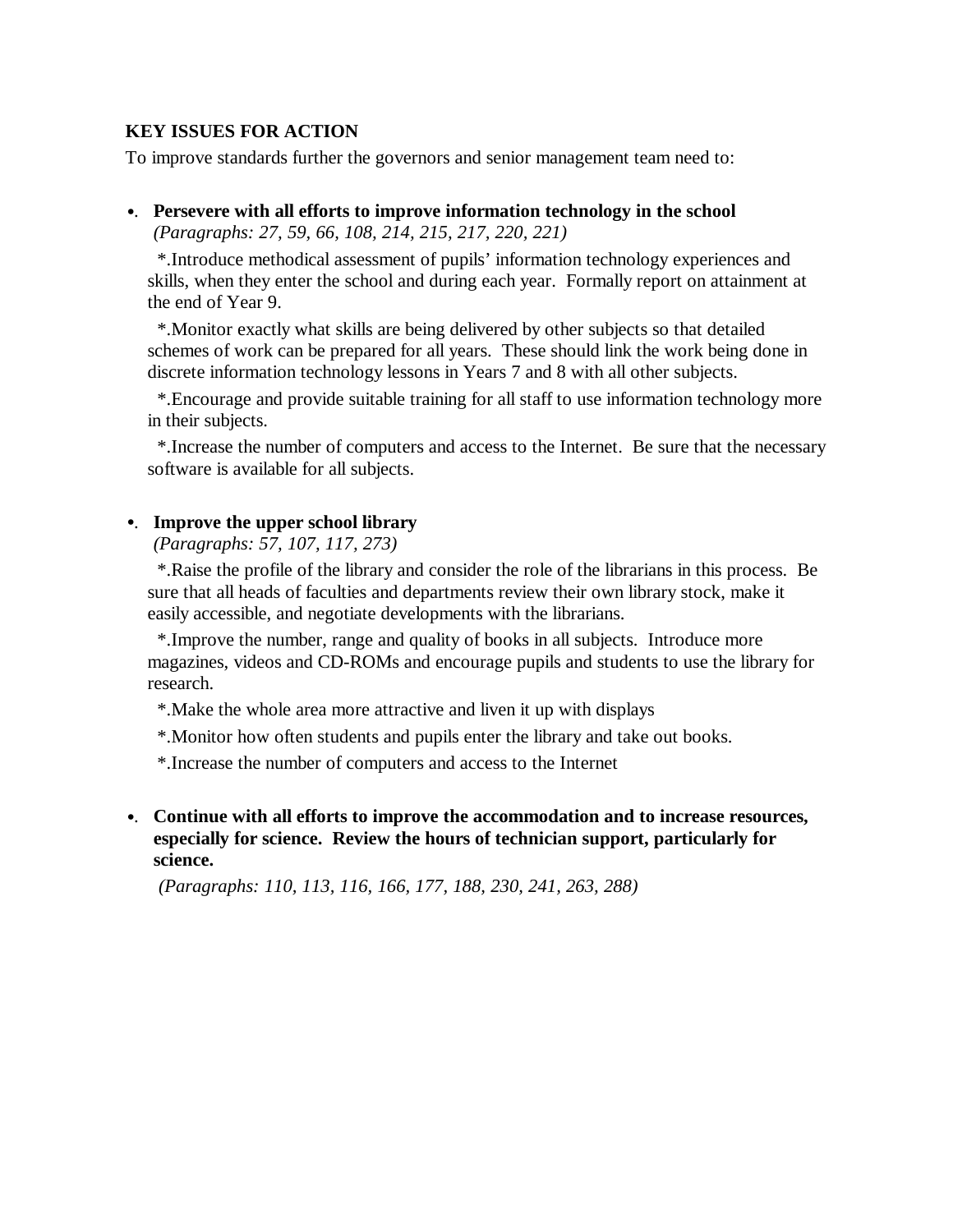## KEY ISSUES FOR ACTION

To improve standards further the governors and senior management team need to:

- **Persevere with all efforts to improve information technology in the school**
  *(Paragraphs: 27, 59, 66, 108, 214, 215, 217, 220, 221)*
  - Introduce methodical assessment of pupils' information technology experiences and skills, when they enter the school and during each year. Formally report on attainment at the end of Year 9.
  - Monitor exactly what skills are being delivered by other subjects so that detailed schemes of work can be prepared for all years. These should link the work being done in discrete information technology lessons in Years 7 and 8 with all other subjects.
  - Encourage and provide suitable training for all staff to use information technology more in their subjects.
  - Increase the number of computers and access to the Internet. Be sure that the necessary software is available for all subjects.

- **Improve the upper school library**
  *(Paragraphs: 57, 107, 117, 273)*
  - Raise the profile of the library and consider the role of the librarians in this process. Be sure that all heads of faculties and departments review their own library stock, make it easily accessible, and negotiate developments with the librarians.
  - Improve the number, range and quality of books in all subjects. Introduce more magazines, videos and CD-ROMs and encourage pupils and students to use the library for research.
  - Make the whole area more attractive and liven it up with displays
  - Monitor how often students and pupils enter the library and take out books.
  - Increase the number of computers and access to the Internet

- **Continue with all efforts to improve the accommodation and to increase resources, especially for science. Review the hours of technician support, particularly for science.**
  *(Paragraphs: 110, 113, 116, 166, 177, 188, 230, 241, 263, 288)*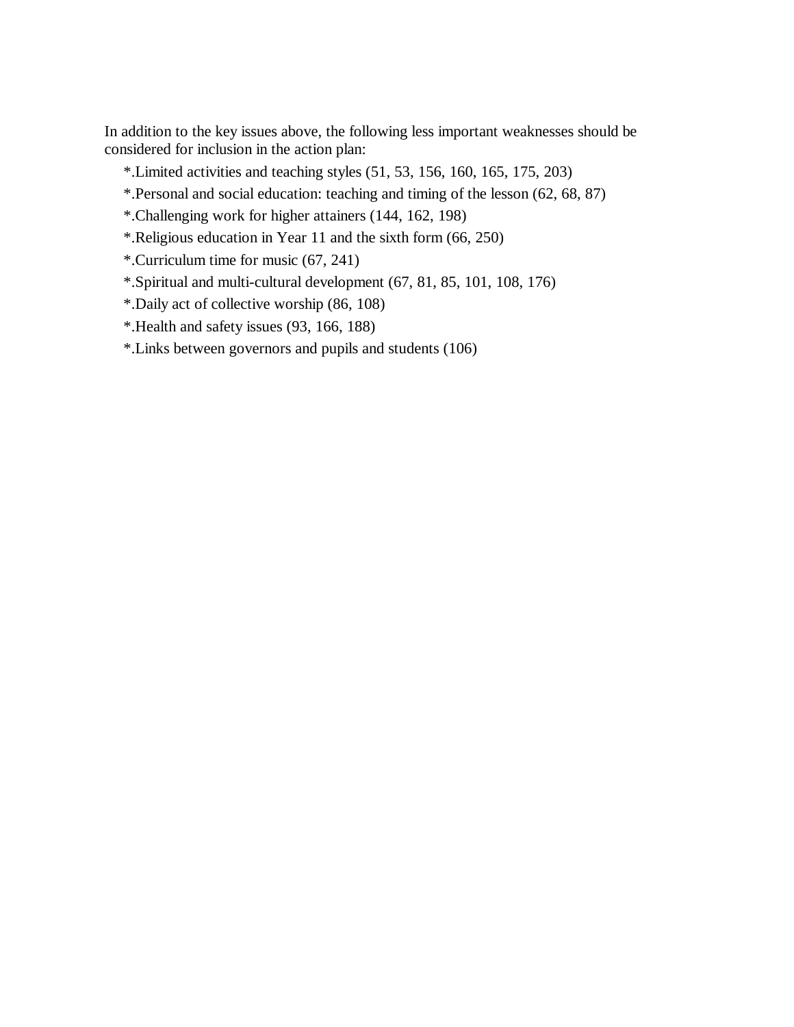In addition to the key issues above, the following less important weaknesses should be considered for inclusion in the action plan:

*.Limited activities and teaching styles (51, 53, 156, 160, 165, 175, 203)

*.Personal and social education: teaching and timing of the lesson (62, 68, 87)

*.Challenging work for higher attainers (144, 162, 198)

*.Religious education in Year 11 and the sixth form (66, 250)

*.Curriculum time for music (67, 241)

*.Spiritual and multi-cultural development (67, 81, 85, 101, 108, 176)

*.Daily act of collective worship (86, 108)

*.Health and safety issues (93, 166, 188)

*.Links between governors and pupils and students (106)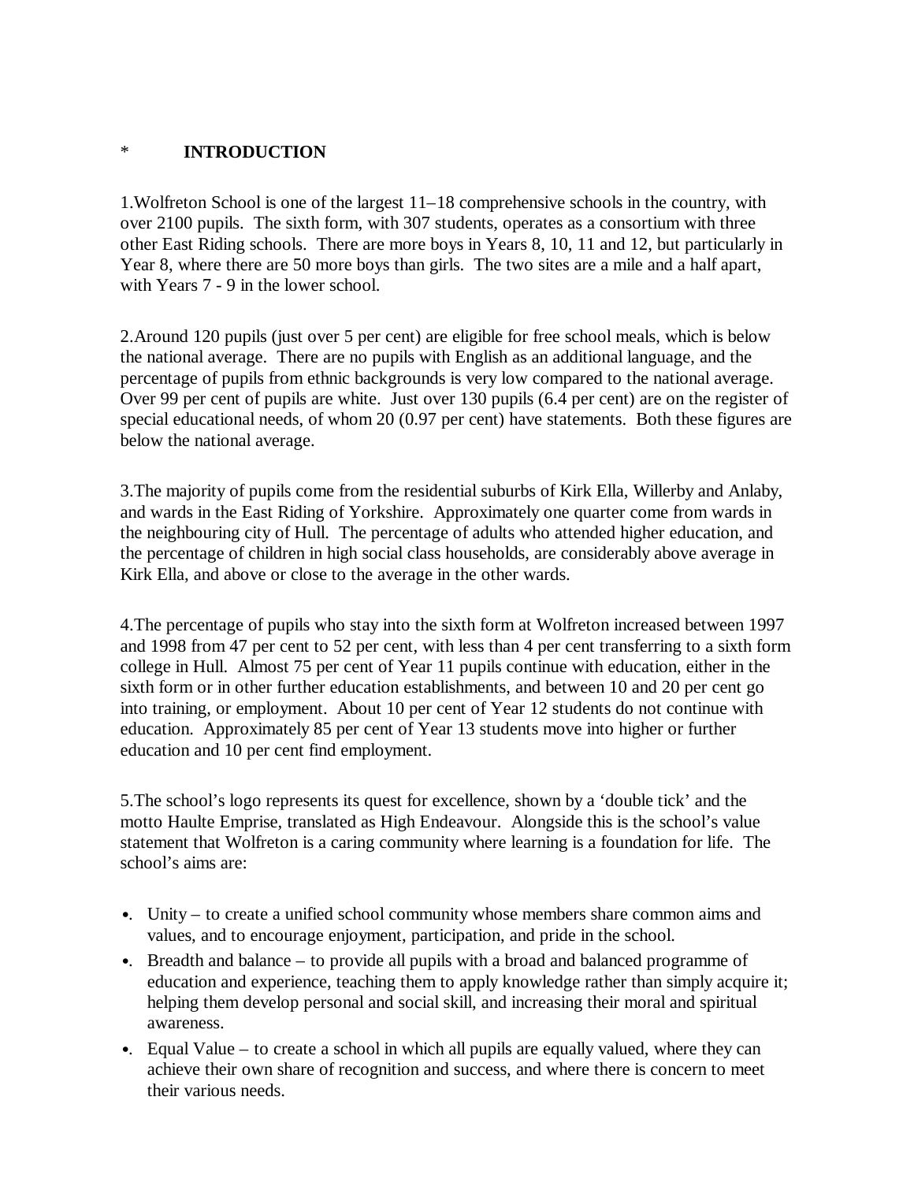# * INTRODUCTION

1.Wolfreton School is one of the largest 11–18 comprehensive schools in the country, with over 2100 pupils. The sixth form, with 307 students, operates as a consortium with three other East Riding schools. There are more boys in Years 8, 10, 11 and 12, but particularly in Year 8, where there are 50 more boys than girls. The two sites are a mile and a half apart, with Years 7 - 9 in the lower school.

2.Around 120 pupils (just over 5 per cent) are eligible for free school meals, which is below the national average. There are no pupils with English as an additional language, and the percentage of pupils from ethnic backgrounds is very low compared to the national average. Over 99 per cent of pupils are white. Just over 130 pupils (6.4 per cent) are on the register of special educational needs, of whom 20 (0.97 per cent) have statements. Both these figures are below the national average.

3.The majority of pupils come from the residential suburbs of Kirk Ella, Willerby and Anlaby, and wards in the East Riding of Yorkshire. Approximately one quarter come from wards in the neighbouring city of Hull. The percentage of adults who attended higher education, and the percentage of children in high social class households, are considerably above average in Kirk Ella, and above or close to the average in the other wards.

4.The percentage of pupils who stay into the sixth form at Wolfreton increased between 1997 and 1998 from 47 per cent to 52 per cent, with less than 4 per cent transferring to a sixth form college in Hull. Almost 75 per cent of Year 11 pupils continue with education, either in the sixth form or in other further education establishments, and between 10 and 20 per cent go into training, or employment. About 10 per cent of Year 12 students do not continue with education. Approximately 85 per cent of Year 13 students move into higher or further education and 10 per cent find employment.

5.The school's logo represents its quest for excellence, shown by a 'double tick' and the motto Haulte Emprise, translated as High Endeavour. Alongside this is the school's value statement that Wolfreton is a caring community where learning is a foundation for life. The school's aims are:

- Unity – to create a unified school community whose members share common aims and values, and to encourage enjoyment, participation, and pride in the school.
- Breadth and balance – to provide all pupils with a broad and balanced programme of education and experience, teaching them to apply knowledge rather than simply acquire it; helping them develop personal and social skill, and increasing their moral and spiritual awareness.
- Equal Value – to create a school in which all pupils are equally valued, where they can achieve their own share of recognition and success, and where there is concern to meet their various needs.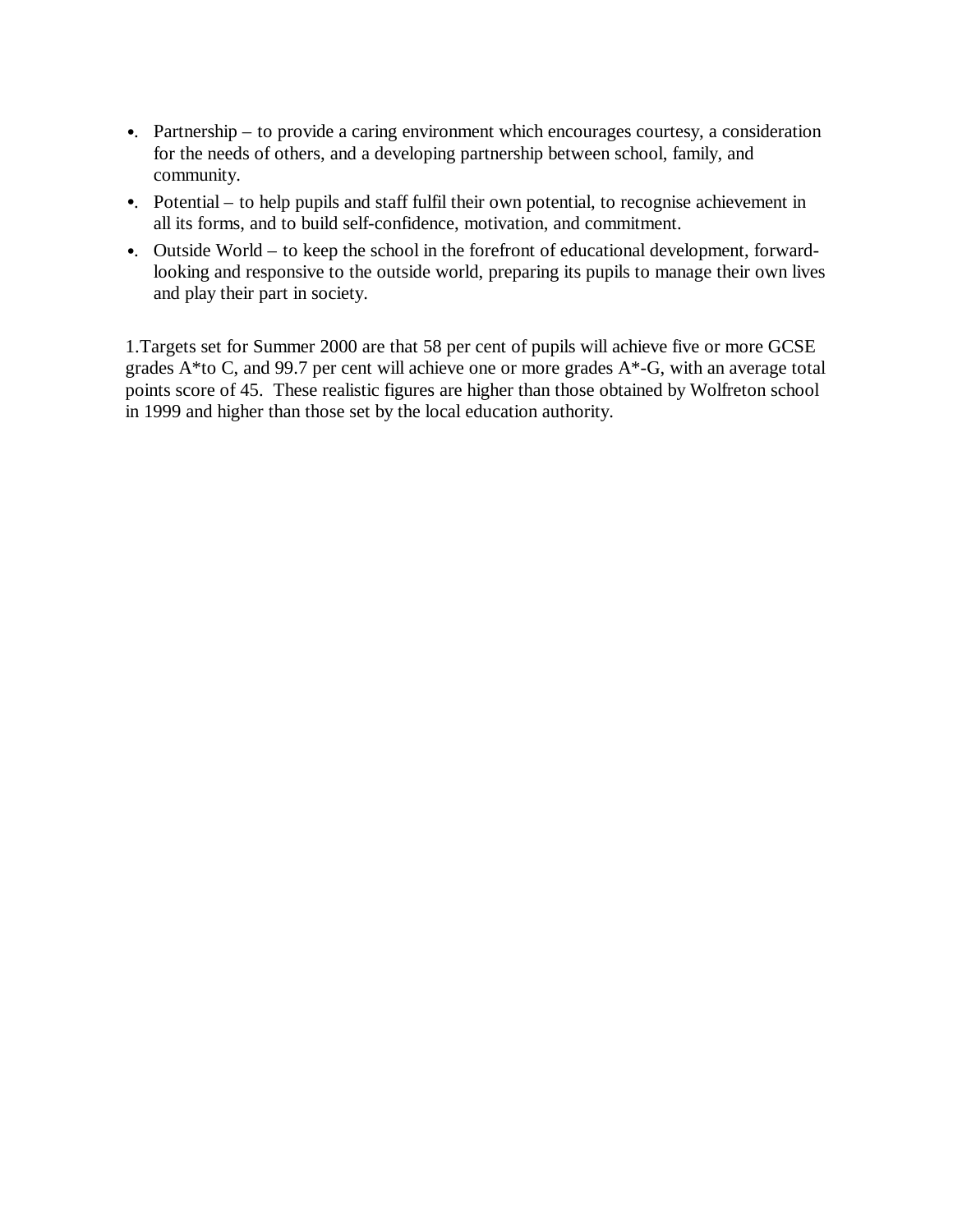- Partnership – to provide a caring environment which encourages courtesy, a consideration for the needs of others, and a developing partnership between school, family, and community.
- Potential – to help pupils and staff fulfil their own potential, to recognise achievement in all its forms, and to build self-confidence, motivation, and commitment.
- Outside World – to keep the school in the forefront of educational development, forward-looking and responsive to the outside world, preparing its pupils to manage their own lives and play their part in society.

1.Targets set for Summer 2000 are that 58 per cent of pupils will achieve five or more GCSE grades A*to C, and 99.7 per cent will achieve one or more grades A*-G, with an average total points score of 45. These realistic figures are higher than those obtained by Wolfreton school in 1999 and higher than those set by the local education authority.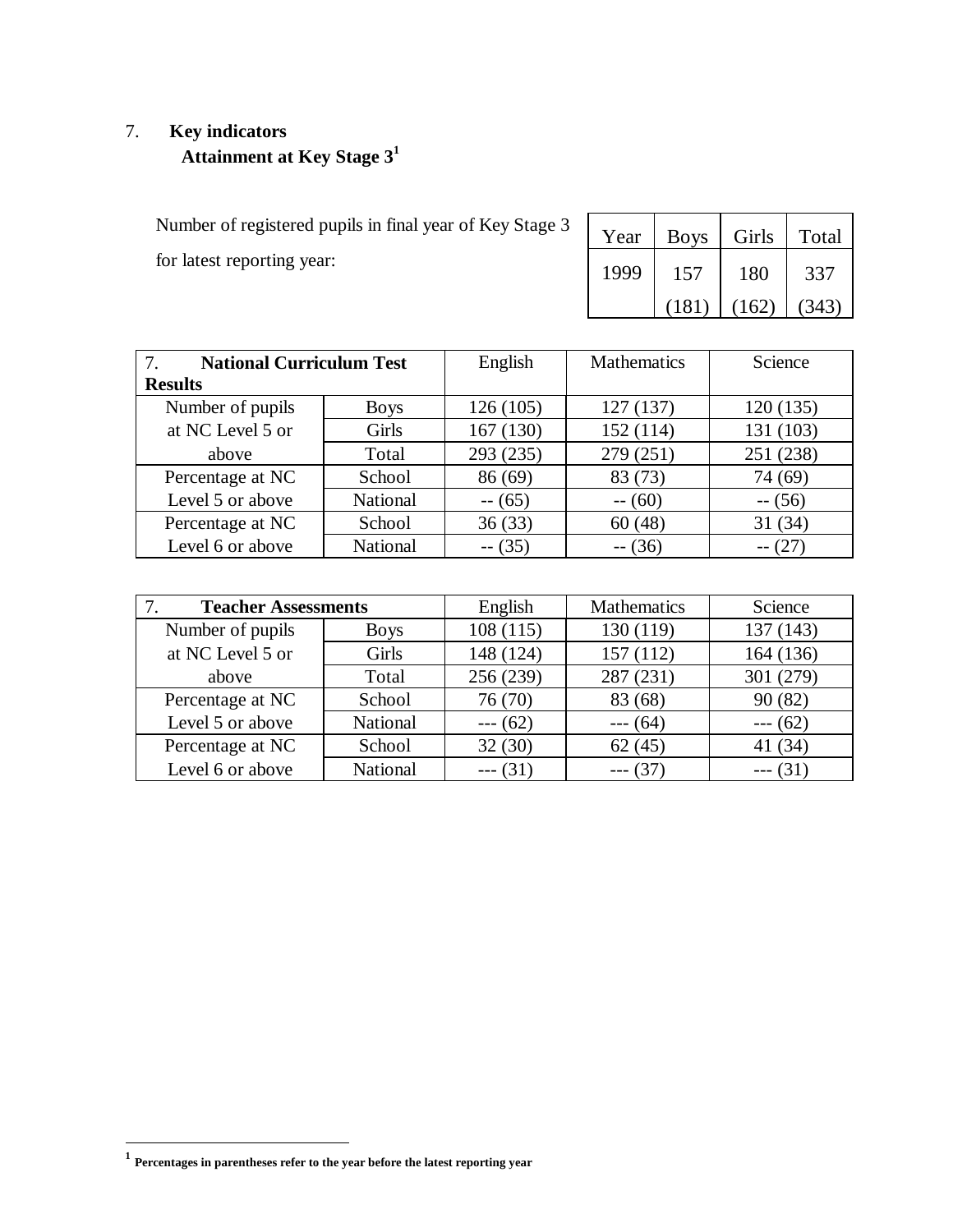7. **Key indicators**

**Attainment at Key Stage 3**[1]

Number of registered pupils in final year of Key Stage 3 for latest reporting year:

| Year | Boys | Girls | Total |
|---|---|---|---|
| 1999 | 157 (181) | 180 (162) | 337 (343) |

| 7. **National Curriculum Test Results** | | English | Mathematics | Science |
|---|---|---|---|---|
| Number of pupils at NC Level 5 or above | Boys | 126 (105) | 127 (137) | 120 (135) |
| | Girls | 167 (130) | 152 (114) | 131 (103) |
| | Total | 293 (235) | 279 (251) | 251 (238) |
| Percentage at NC Level 5 or above | School | 86 (69) | 83 (73) | 74 (69) |
| | National | -- (65) | -- (60) | -- (56) |
| Percentage at NC Level 6 or above | School | 36 (33) | 60 (48) | 31 (34) |
| | National | -- (35) | -- (36) | -- (27) |

| 7. **Teacher Assessments** | | English | Mathematics | Science |
|---|---|---|---|---|
| Number of pupils at NC Level 5 or above | Boys | 108 (115) | 130 (119) | 137 (143) |
| | Girls | 148 (124) | 157 (112) | 164 (136) |
| | Total | 256 (239) | 287 (231) | 301 (279) |
| Percentage at NC Level 5 or above | School | 76 (70) | 83 (68) | 90 (82) |
| | National | --- (62) | --- (64) | --- (62) |
| Percentage at NC Level 6 or above | School | 32 (30) | 62 (45) | 41 (34) |
| | National | --- (31) | --- (37) | --- (31) |

[1] **Percentages in parentheses refer to the year before the latest reporting year**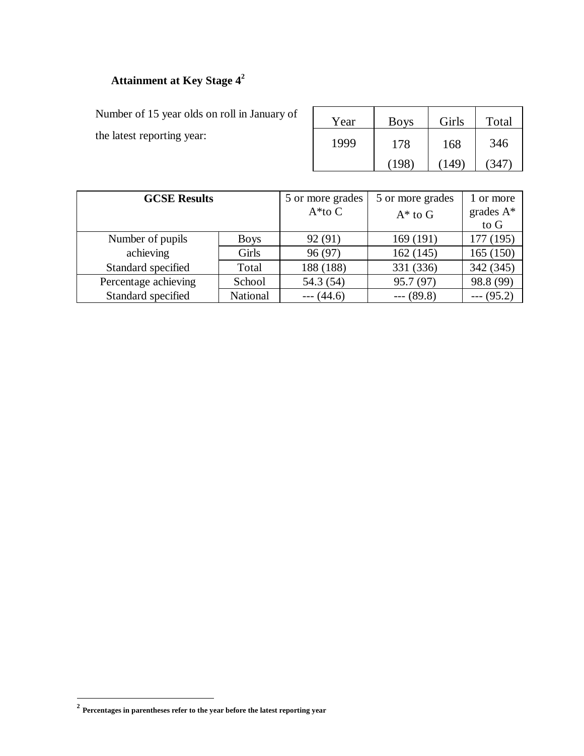**Attainment at Key Stage 4[2]**

Number of 15 year olds on roll in January of the latest reporting year:

| Year | Boys | Girls | Total |
|---|---|---|---|
| 1999 | 178<br>(198) | 168<br>(149) | 346<br>(347) |

| GCSE Results | | 5 or more grades A*to C | 5 or more grades A* to G | 1 or more grades A* to G |
|---|---|---|---|---|
| Number of pupils achieving Standard specified | Boys | 92 (91) | 169 (191) | 177 (195) |
| | Girls | 96 (97) | 162 (145) | 165 (150) |
| | Total | 188 (188) | 331 (336) | 342 (345) |
| Percentage achieving Standard specified | School | 54.3 (54) | 95.7 (97) | 98.8 (99) |
| | National | --- (44.6) | --- (89.8) | --- (95.2) |

[2] **Percentages in parentheses refer to the year before the latest reporting year**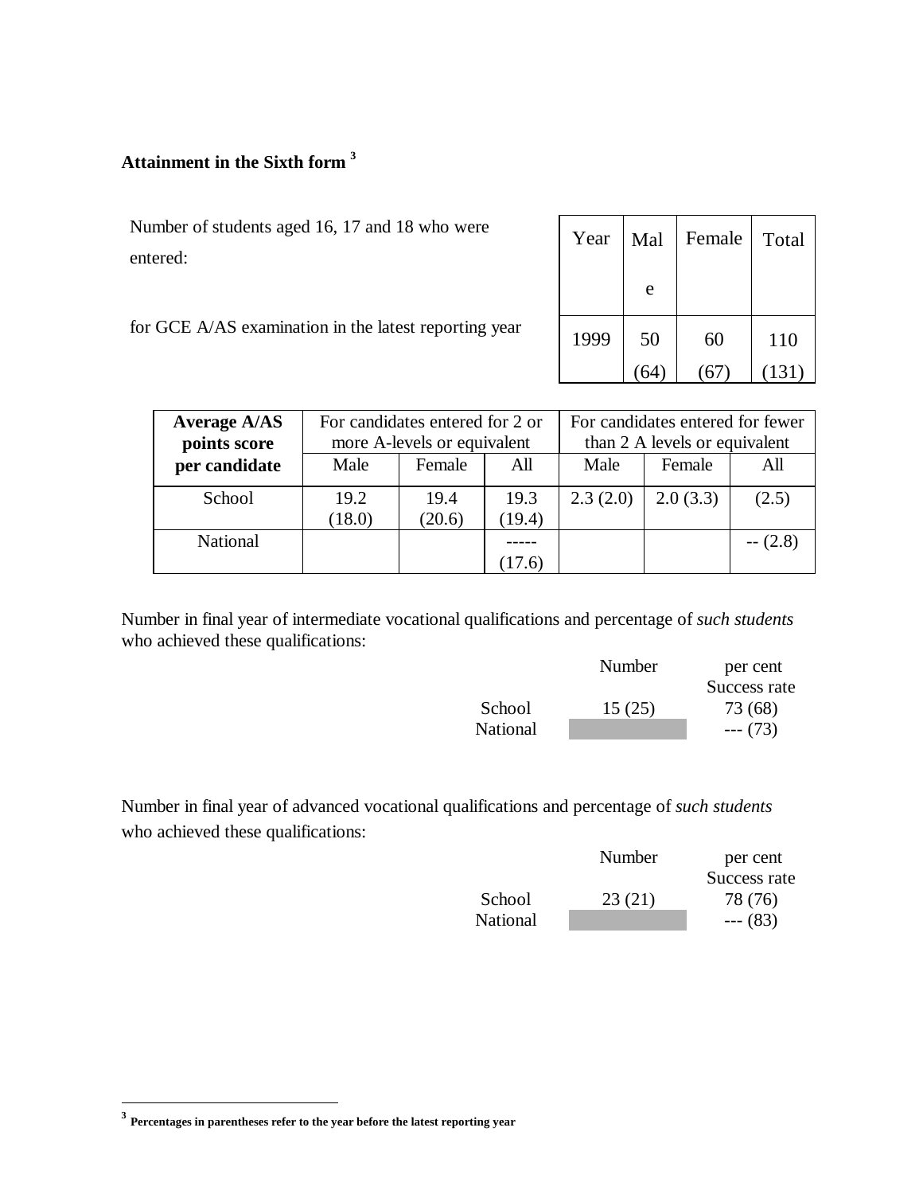**Attainment in the Sixth form** [3]

Number of students aged 16, 17 and 18 who were entered:

for GCE A/AS examination in the latest reporting year

| Year | Male | Female | Total |
|---|---|---|---|
| 1999 | 50 (64) | 60 (67) | 110 (131) |

| Average A/AS points score per candidate | For candidates entered for 2 or more A-levels or equivalent | | | For candidates entered for fewer than 2 A levels or equivalent | | |
|---|---|---|---|---|---|---|
| | Male | Female | All | Male | Female | All |
| School | 19.2 (18.0) | 19.4 (20.6) | 19.3 (19.4) | 2.3 (2.0) | 2.0 (3.3) | (2.5) |
| National | | | ----- (17.6) | | | -- (2.8) |

Number in final year of intermediate vocational qualifications and percentage of *such students* who achieved these qualifications:

| | Number | per cent Success rate |
|---|---|---|
| School | 15 (25) | 73 (68) |
| National | | --- (73) |

Number in final year of advanced vocational qualifications and percentage of *such students* who achieved these qualifications:

| | Number | per cent Success rate |
|---|---|---|
| School | 23 (21) | 78 (76) |
| National | | --- (83) |

[3] **Percentages in parentheses refer to the year before the latest reporting year**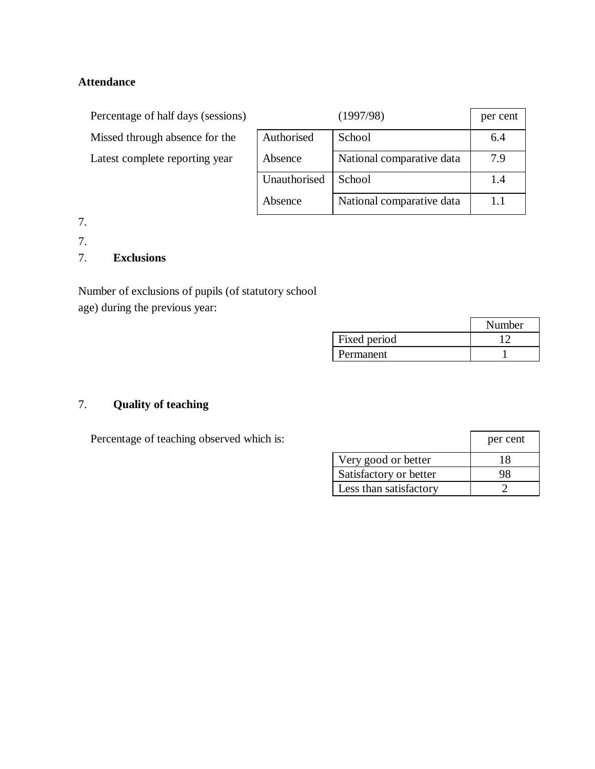**Attendance**

Percentage of half days (sessions) Missed through absence for the Latest complete reporting year

| | (1997/98) | per cent |
|---|---|---|
| Authorised Absence | School | 6.4 |
| | National comparative data | 7.9 |
| Unauthorised Absence | School | 1.4 |
| | National comparative data | 1.1 |

7.

7.

7. **Exclusions**

Number of exclusions of pupils (of statutory school age) during the previous year:

| | Number |
|---|---|
| Fixed period | 12 |
| Permanent | 1 |

7. **Quality of teaching**

Percentage of teaching observed which is:

| | per cent |
|---|---|
| Very good or better | 18 |
| Satisfactory or better | 98 |
| Less than satisfactory | 2 |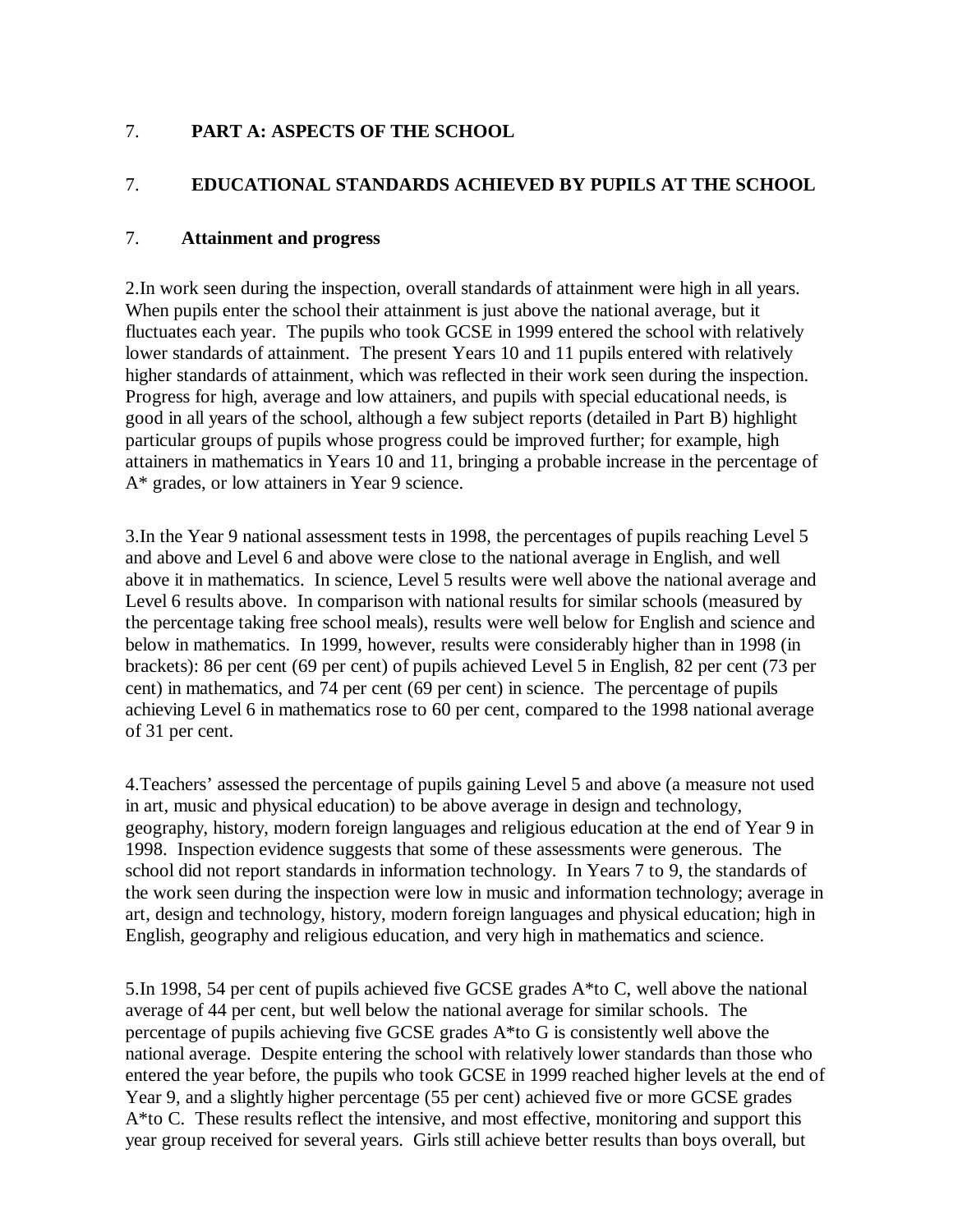7. **PART A: ASPECTS OF THE SCHOOL**

7. **EDUCATIONAL STANDARDS ACHIEVED BY PUPILS AT THE SCHOOL**

7. **Attainment and progress**

2.In work seen during the inspection, overall standards of attainment were high in all years. When pupils enter the school their attainment is just above the national average, but it fluctuates each year. The pupils who took GCSE in 1999 entered the school with relatively lower standards of attainment. The present Years 10 and 11 pupils entered with relatively higher standards of attainment, which was reflected in their work seen during the inspection. Progress for high, average and low attainers, and pupils with special educational needs, is good in all years of the school, although a few subject reports (detailed in Part B) highlight particular groups of pupils whose progress could be improved further; for example, high attainers in mathematics in Years 10 and 11, bringing a probable increase in the percentage of A* grades, or low attainers in Year 9 science.

3.In the Year 9 national assessment tests in 1998, the percentages of pupils reaching Level 5 and above and Level 6 and above were close to the national average in English, and well above it in mathematics. In science, Level 5 results were well above the national average and Level 6 results above. In comparison with national results for similar schools (measured by the percentage taking free school meals), results were well below for English and science and below in mathematics. In 1999, however, results were considerably higher than in 1998 (in brackets): 86 per cent (69 per cent) of pupils achieved Level 5 in English, 82 per cent (73 per cent) in mathematics, and 74 per cent (69 per cent) in science. The percentage of pupils achieving Level 6 in mathematics rose to 60 per cent, compared to the 1998 national average of 31 per cent.

4.Teachers' assessed the percentage of pupils gaining Level 5 and above (a measure not used in art, music and physical education) to be above average in design and technology, geography, history, modern foreign languages and religious education at the end of Year 9 in 1998. Inspection evidence suggests that some of these assessments were generous. The school did not report standards in information technology. In Years 7 to 9, the standards of the work seen during the inspection were low in music and information technology; average in art, design and technology, history, modern foreign languages and physical education; high in English, geography and religious education, and very high in mathematics and science.

5.In 1998, 54 per cent of pupils achieved five GCSE grades A*to C, well above the national average of 44 per cent, but well below the national average for similar schools. The percentage of pupils achieving five GCSE grades A*to G is consistently well above the national average. Despite entering the school with relatively lower standards than those who entered the year before, the pupils who took GCSE in 1999 reached higher levels at the end of Year 9, and a slightly higher percentage (55 per cent) achieved five or more GCSE grades A*to C. These results reflect the intensive, and most effective, monitoring and support this year group received for several years. Girls still achieve better results than boys overall, but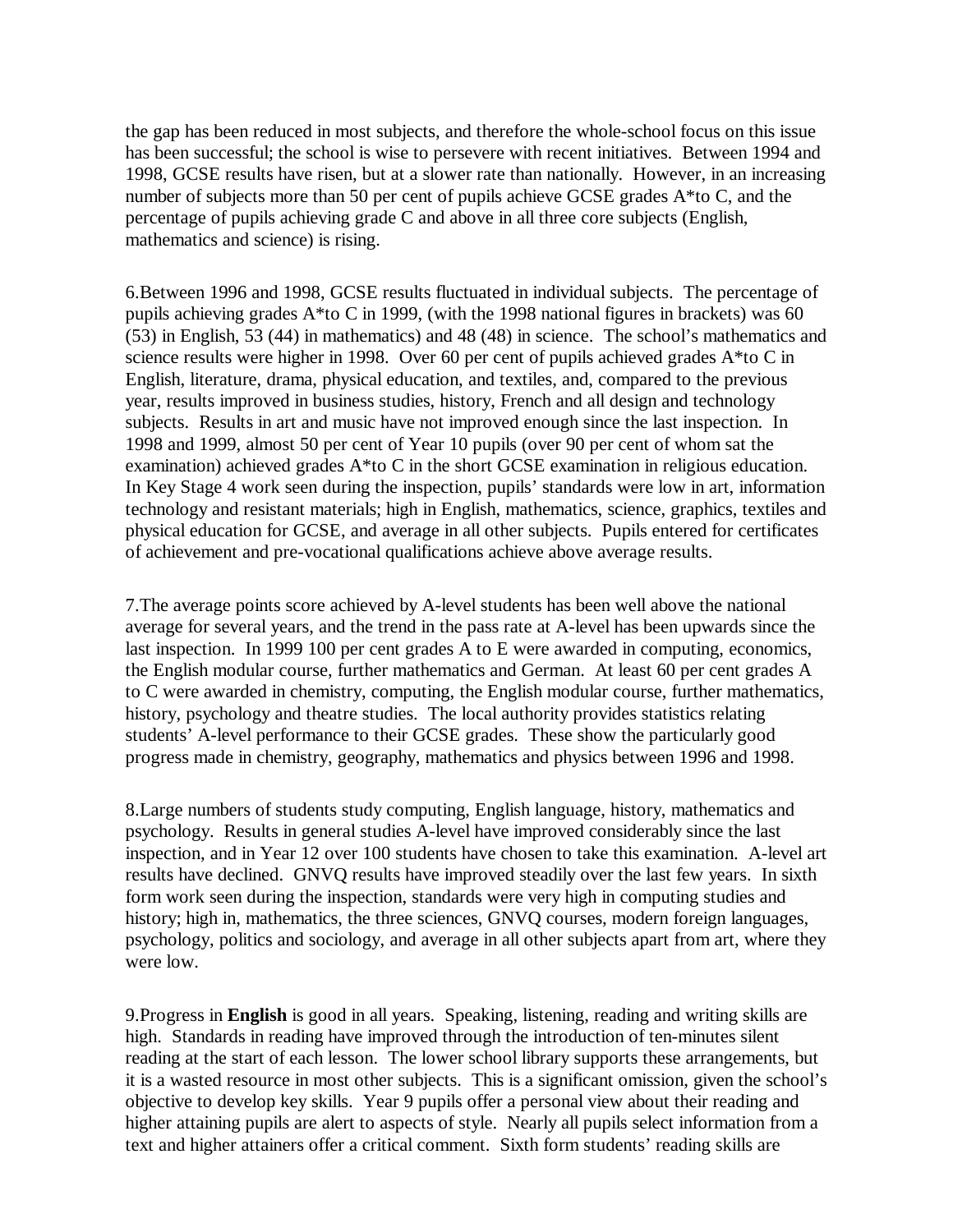the gap has been reduced in most subjects, and therefore the whole-school focus on this issue has been successful; the school is wise to persevere with recent initiatives. Between 1994 and 1998, GCSE results have risen, but at a slower rate than nationally. However, in an increasing number of subjects more than 50 per cent of pupils achieve GCSE grades A*to C, and the percentage of pupils achieving grade C and above in all three core subjects (English, mathematics and science) is rising.

6.Between 1996 and 1998, GCSE results fluctuated in individual subjects. The percentage of pupils achieving grades A*to C in 1999, (with the 1998 national figures in brackets) was 60 (53) in English, 53 (44) in mathematics) and 48 (48) in science. The school's mathematics and science results were higher in 1998. Over 60 per cent of pupils achieved grades A*to C in English, literature, drama, physical education, and textiles, and, compared to the previous year, results improved in business studies, history, French and all design and technology subjects. Results in art and music have not improved enough since the last inspection. In 1998 and 1999, almost 50 per cent of Year 10 pupils (over 90 per cent of whom sat the examination) achieved grades A*to C in the short GCSE examination in religious education. In Key Stage 4 work seen during the inspection, pupils' standards were low in art, information technology and resistant materials; high in English, mathematics, science, graphics, textiles and physical education for GCSE, and average in all other subjects. Pupils entered for certificates of achievement and pre-vocational qualifications achieve above average results.

7.The average points score achieved by A-level students has been well above the national average for several years, and the trend in the pass rate at A-level has been upwards since the last inspection. In 1999 100 per cent grades A to E were awarded in computing, economics, the English modular course, further mathematics and German. At least 60 per cent grades A to C were awarded in chemistry, computing, the English modular course, further mathematics, history, psychology and theatre studies. The local authority provides statistics relating students' A-level performance to their GCSE grades. These show the particularly good progress made in chemistry, geography, mathematics and physics between 1996 and 1998.

8.Large numbers of students study computing, English language, history, mathematics and psychology. Results in general studies A-level have improved considerably since the last inspection, and in Year 12 over 100 students have chosen to take this examination. A-level art results have declined. GNVQ results have improved steadily over the last few years. In sixth form work seen during the inspection, standards were very high in computing studies and history; high in, mathematics, the three sciences, GNVQ courses, modern foreign languages, psychology, politics and sociology, and average in all other subjects apart from art, where they were low.

9.Progress in **English** is good in all years. Speaking, listening, reading and writing skills are high. Standards in reading have improved through the introduction of ten-minutes silent reading at the start of each lesson. The lower school library supports these arrangements, but it is a wasted resource in most other subjects. This is a significant omission, given the school's objective to develop key skills. Year 9 pupils offer a personal view about their reading and higher attaining pupils are alert to aspects of style. Nearly all pupils select information from a text and higher attainers offer a critical comment. Sixth form students' reading skills are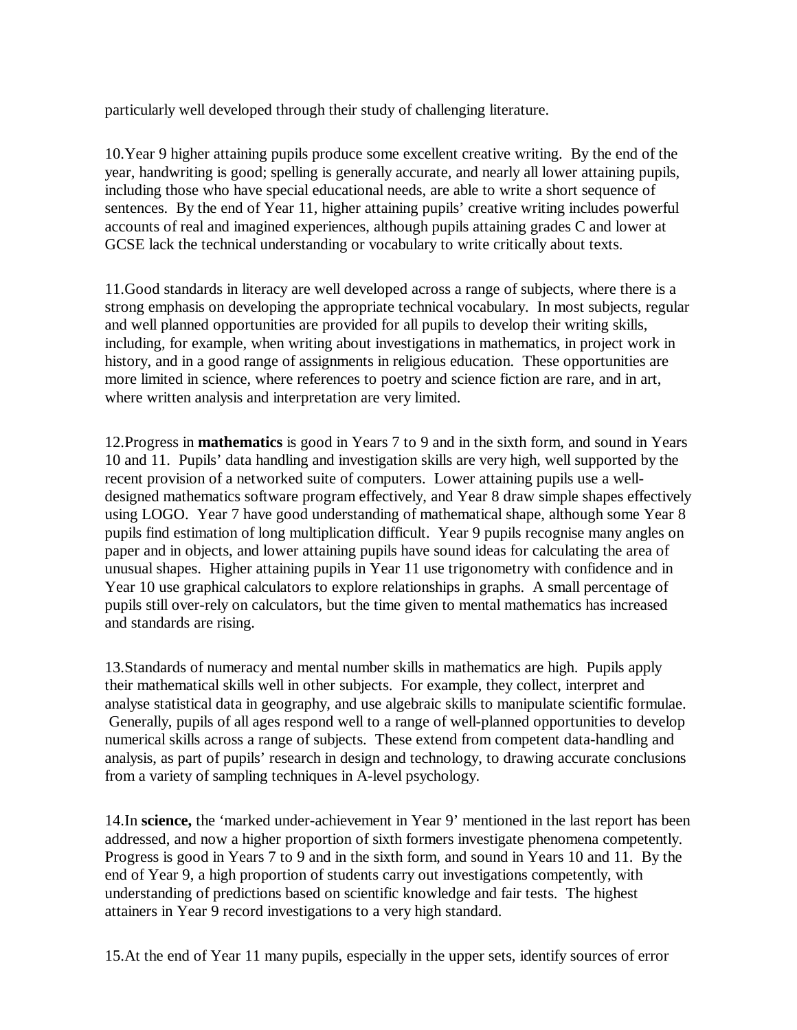particularly well developed through their study of challenging literature.

10.Year 9 higher attaining pupils produce some excellent creative writing. By the end of the year, handwriting is good; spelling is generally accurate, and nearly all lower attaining pupils, including those who have special educational needs, are able to write a short sequence of sentences. By the end of Year 11, higher attaining pupils' creative writing includes powerful accounts of real and imagined experiences, although pupils attaining grades C and lower at GCSE lack the technical understanding or vocabulary to write critically about texts.

11.Good standards in literacy are well developed across a range of subjects, where there is a strong emphasis on developing the appropriate technical vocabulary. In most subjects, regular and well planned opportunities are provided for all pupils to develop their writing skills, including, for example, when writing about investigations in mathematics, in project work in history, and in a good range of assignments in religious education. These opportunities are more limited in science, where references to poetry and science fiction are rare, and in art, where written analysis and interpretation are very limited.

12.Progress in **mathematics** is good in Years 7 to 9 and in the sixth form, and sound in Years 10 and 11. Pupils' data handling and investigation skills are very high, well supported by the recent provision of a networked suite of computers. Lower attaining pupils use a well-designed mathematics software program effectively, and Year 8 draw simple shapes effectively using LOGO. Year 7 have good understanding of mathematical shape, although some Year 8 pupils find estimation of long multiplication difficult. Year 9 pupils recognise many angles on paper and in objects, and lower attaining pupils have sound ideas for calculating the area of unusual shapes. Higher attaining pupils in Year 11 use trigonometry with confidence and in Year 10 use graphical calculators to explore relationships in graphs. A small percentage of pupils still over-rely on calculators, but the time given to mental mathematics has increased and standards are rising.

13.Standards of numeracy and mental number skills in mathematics are high. Pupils apply their mathematical skills well in other subjects. For example, they collect, interpret and analyse statistical data in geography, and use algebraic skills to manipulate scientific formulae. Generally, pupils of all ages respond well to a range of well-planned opportunities to develop numerical skills across a range of subjects. These extend from competent data-handling and analysis, as part of pupils' research in design and technology, to drawing accurate conclusions from a variety of sampling techniques in A-level psychology.

14.In **science,** the 'marked under-achievement in Year 9' mentioned in the last report has been addressed, and now a higher proportion of sixth formers investigate phenomena competently. Progress is good in Years 7 to 9 and in the sixth form, and sound in Years 10 and 11. By the end of Year 9, a high proportion of students carry out investigations competently, with understanding of predictions based on scientific knowledge and fair tests. The highest attainers in Year 9 record investigations to a very high standard.

15.At the end of Year 11 many pupils, especially in the upper sets, identify sources of error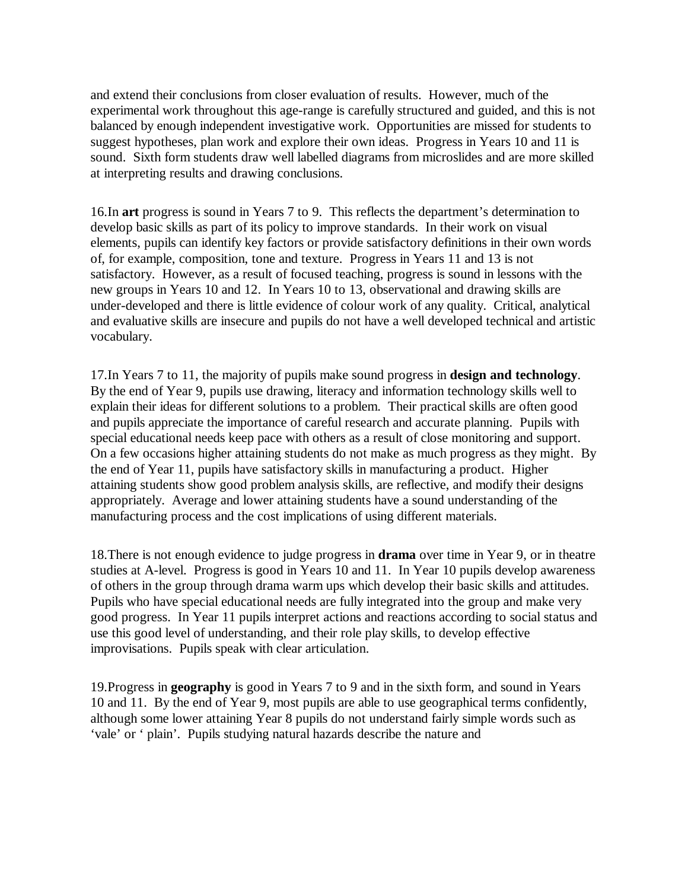and extend their conclusions from closer evaluation of results. However, much of the experimental work throughout this age-range is carefully structured and guided, and this is not balanced by enough independent investigative work. Opportunities are missed for students to suggest hypotheses, plan work and explore their own ideas. Progress in Years 10 and 11 is sound. Sixth form students draw well labelled diagrams from microslides and are more skilled at interpreting results and drawing conclusions.

16.In **art** progress is sound in Years 7 to 9. This reflects the department's determination to develop basic skills as part of its policy to improve standards. In their work on visual elements, pupils can identify key factors or provide satisfactory definitions in their own words of, for example, composition, tone and texture. Progress in Years 11 and 13 is not satisfactory. However, as a result of focused teaching, progress is sound in lessons with the new groups in Years 10 and 12. In Years 10 to 13, observational and drawing skills are under-developed and there is little evidence of colour work of any quality. Critical, analytical and evaluative skills are insecure and pupils do not have a well developed technical and artistic vocabulary.

17.In Years 7 to 11, the majority of pupils make sound progress in **design and technology**. By the end of Year 9, pupils use drawing, literacy and information technology skills well to explain their ideas for different solutions to a problem. Their practical skills are often good and pupils appreciate the importance of careful research and accurate planning. Pupils with special educational needs keep pace with others as a result of close monitoring and support. On a few occasions higher attaining students do not make as much progress as they might. By the end of Year 11, pupils have satisfactory skills in manufacturing a product. Higher attaining students show good problem analysis skills, are reflective, and modify their designs appropriately. Average and lower attaining students have a sound understanding of the manufacturing process and the cost implications of using different materials.

18.There is not enough evidence to judge progress in **drama** over time in Year 9, or in theatre studies at A-level. Progress is good in Years 10 and 11. In Year 10 pupils develop awareness of others in the group through drama warm ups which develop their basic skills and attitudes. Pupils who have special educational needs are fully integrated into the group and make very good progress. In Year 11 pupils interpret actions and reactions according to social status and use this good level of understanding, and their role play skills, to develop effective improvisations. Pupils speak with clear articulation.

19.Progress in **geography** is good in Years 7 to 9 and in the sixth form, and sound in Years 10 and 11. By the end of Year 9, most pupils are able to use geographical terms confidently, although some lower attaining Year 8 pupils do not understand fairly simple words such as 'vale' or ' plain'. Pupils studying natural hazards describe the nature and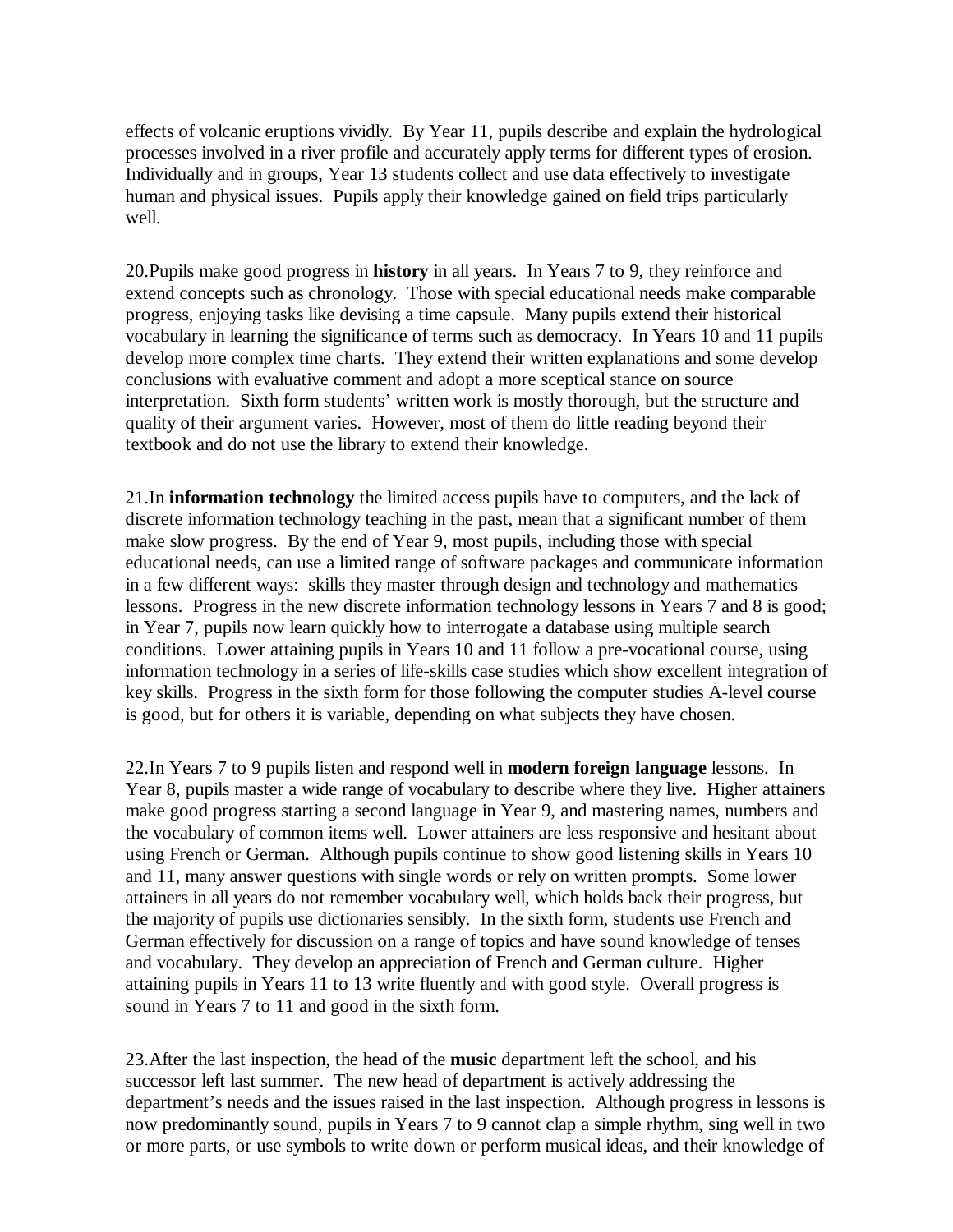effects of volcanic eruptions vividly. By Year 11, pupils describe and explain the hydrological processes involved in a river profile and accurately apply terms for different types of erosion. Individually and in groups, Year 13 students collect and use data effectively to investigate human and physical issues. Pupils apply their knowledge gained on field trips particularly well.

20.Pupils make good progress in **history** in all years. In Years 7 to 9, they reinforce and extend concepts such as chronology. Those with special educational needs make comparable progress, enjoying tasks like devising a time capsule. Many pupils extend their historical vocabulary in learning the significance of terms such as democracy. In Years 10 and 11 pupils develop more complex time charts. They extend their written explanations and some develop conclusions with evaluative comment and adopt a more sceptical stance on source interpretation. Sixth form students' written work is mostly thorough, but the structure and quality of their argument varies. However, most of them do little reading beyond their textbook and do not use the library to extend their knowledge.

21.In **information technology** the limited access pupils have to computers, and the lack of discrete information technology teaching in the past, mean that a significant number of them make slow progress. By the end of Year 9, most pupils, including those with special educational needs, can use a limited range of software packages and communicate information in a few different ways: skills they master through design and technology and mathematics lessons. Progress in the new discrete information technology lessons in Years 7 and 8 is good; in Year 7, pupils now learn quickly how to interrogate a database using multiple search conditions. Lower attaining pupils in Years 10 and 11 follow a pre-vocational course, using information technology in a series of life-skills case studies which show excellent integration of key skills. Progress in the sixth form for those following the computer studies A-level course is good, but for others it is variable, depending on what subjects they have chosen.

22.In Years 7 to 9 pupils listen and respond well in **modern foreign language** lessons. In Year 8, pupils master a wide range of vocabulary to describe where they live. Higher attainers make good progress starting a second language in Year 9, and mastering names, numbers and the vocabulary of common items well. Lower attainers are less responsive and hesitant about using French or German. Although pupils continue to show good listening skills in Years 10 and 11, many answer questions with single words or rely on written prompts. Some lower attainers in all years do not remember vocabulary well, which holds back their progress, but the majority of pupils use dictionaries sensibly. In the sixth form, students use French and German effectively for discussion on a range of topics and have sound knowledge of tenses and vocabulary. They develop an appreciation of French and German culture. Higher attaining pupils in Years 11 to 13 write fluently and with good style. Overall progress is sound in Years 7 to 11 and good in the sixth form.

23.After the last inspection, the head of the **music** department left the school, and his successor left last summer. The new head of department is actively addressing the department's needs and the issues raised in the last inspection. Although progress in lessons is now predominantly sound, pupils in Years 7 to 9 cannot clap a simple rhythm, sing well in two or more parts, or use symbols to write down or perform musical ideas, and their knowledge of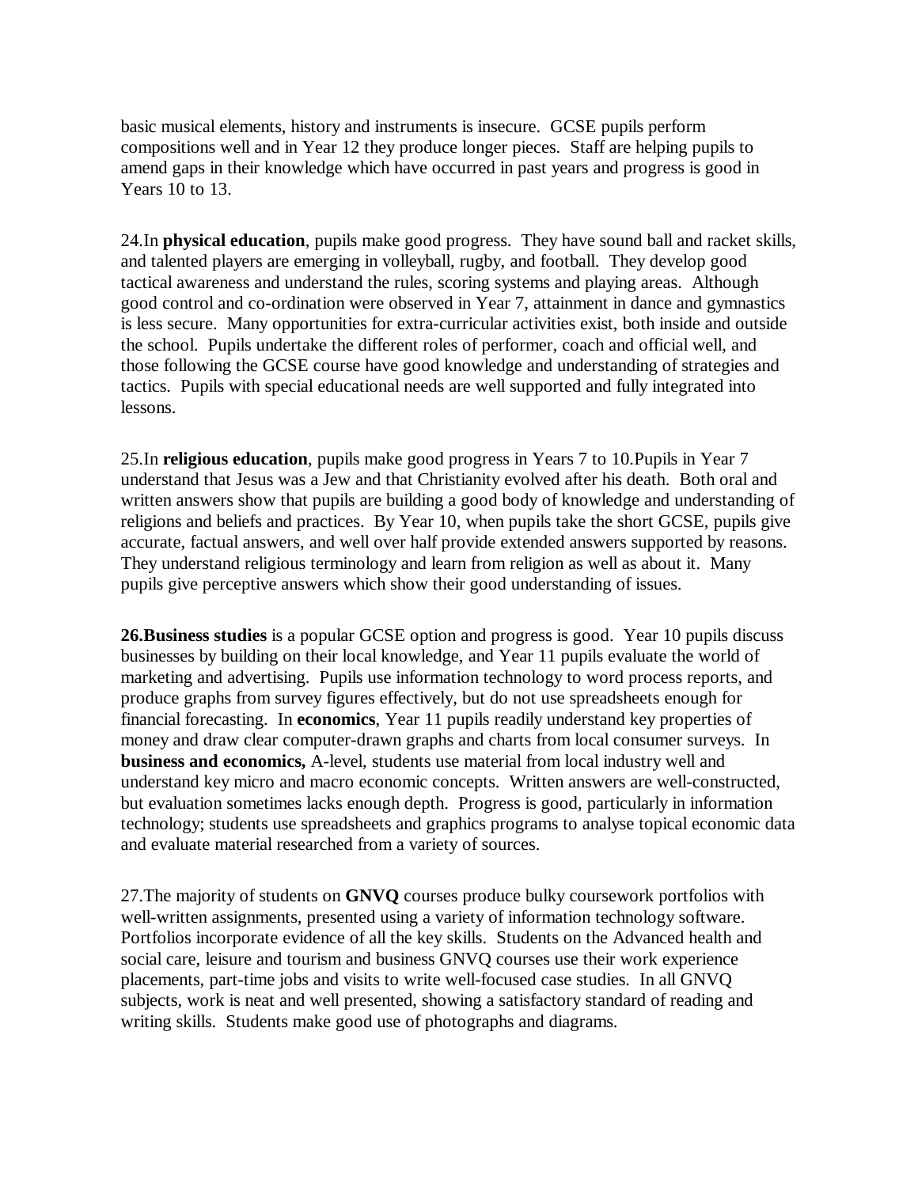basic musical elements, history and instruments is insecure.  GCSE pupils perform compositions well and in Year 12 they produce longer pieces.  Staff are helping pupils to amend gaps in their knowledge which have occurred in past years and progress is good in Years 10 to 13.

24.In **physical education**, pupils make good progress.  They have sound ball and racket skills, and talented players are emerging in volleyball, rugby, and football.  They develop good tactical awareness and understand the rules, scoring systems and playing areas.  Although good control and co-ordination were observed in Year 7, attainment in dance and gymnastics is less secure.  Many opportunities for extra-curricular activities exist, both inside and outside the school.  Pupils undertake the different roles of performer, coach and official well, and those following the GCSE course have good knowledge and understanding of strategies and tactics.  Pupils with special educational needs are well supported and fully integrated into lessons.

25.In **religious education**, pupils make good progress in Years 7 to 10.Pupils in Year 7 understand that Jesus was a Jew and that Christianity evolved after his death.  Both oral and written answers show that pupils are building a good body of knowledge and understanding of religions and beliefs and practices.  By Year 10, when pupils take the short GCSE, pupils give accurate, factual answers, and well over half provide extended answers supported by reasons.  They understand religious terminology and learn from religion as well as about it.  Many pupils give perceptive answers which show their good understanding of issues.

**26.Business studies** is a popular GCSE option and progress is good.  Year 10 pupils discuss businesses by building on their local knowledge, and Year 11 pupils evaluate the world of marketing and advertising.  Pupils use information technology to word process reports, and produce graphs from survey figures effectively, but do not use spreadsheets enough for financial forecasting.  In **economics**, Year 11 pupils readily understand key properties of money and draw clear computer-drawn graphs and charts from local consumer surveys.  In **business and economics,** A-level, students use material from local industry well and understand key micro and macro economic concepts.  Written answers are well-constructed, but evaluation sometimes lacks enough depth.  Progress is good, particularly in information technology; students use spreadsheets and graphics programs to analyse topical economic data and evaluate material researched from a variety of sources.

27.The majority of students on **GNVQ** courses produce bulky coursework portfolios with well-written assignments, presented using a variety of information technology software.  Portfolios incorporate evidence of all the key skills.  Students on the Advanced health and social care, leisure and tourism and business GNVQ courses use their work experience placements, part-time jobs and visits to write well-focused case studies.  In all GNVQ subjects, work is neat and well presented, showing a satisfactory standard of reading and writing skills.  Students make good use of photographs and diagrams.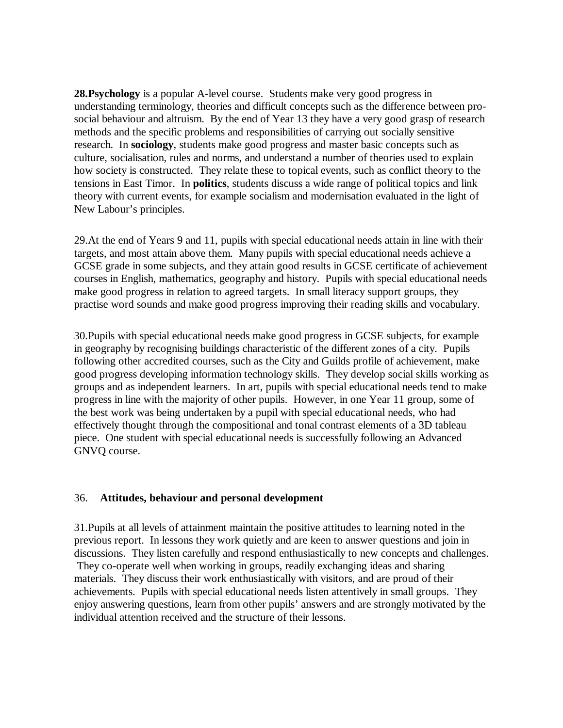**28.Psychology** is a popular A-level course. Students make very good progress in understanding terminology, theories and difficult concepts such as the difference between pro-social behaviour and altruism. By the end of Year 13 they have a very good grasp of research methods and the specific problems and responsibilities of carrying out socially sensitive research. In **sociology**, students make good progress and master basic concepts such as culture, socialisation, rules and norms, and understand a number of theories used to explain how society is constructed. They relate these to topical events, such as conflict theory to the tensions in East Timor. In **politics**, students discuss a wide range of political topics and link theory with current events, for example socialism and modernisation evaluated in the light of New Labour's principles.

29.At the end of Years 9 and 11, pupils with special educational needs attain in line with their targets, and most attain above them. Many pupils with special educational needs achieve a GCSE grade in some subjects, and they attain good results in GCSE certificate of achievement courses in English, mathematics, geography and history. Pupils with special educational needs make good progress in relation to agreed targets. In small literacy support groups, they practise word sounds and make good progress improving their reading skills and vocabulary.

30.Pupils with special educational needs make good progress in GCSE subjects, for example in geography by recognising buildings characteristic of the different zones of a city. Pupils following other accredited courses, such as the City and Guilds profile of achievement, make good progress developing information technology skills. They develop social skills working as groups and as independent learners. In art, pupils with special educational needs tend to make progress in line with the majority of other pupils. However, in one Year 11 group, some of the best work was being undertaken by a pupil with special educational needs, who had effectively thought through the compositional and tonal contrast elements of a 3D tableau piece. One student with special educational needs is successfully following an Advanced GNVQ course.

### 36. **Attitudes, behaviour and personal development**

31.Pupils at all levels of attainment maintain the positive attitudes to learning noted in the previous report. In lessons they work quietly and are keen to answer questions and join in discussions. They listen carefully and respond enthusiastically to new concepts and challenges. They co-operate well when working in groups, readily exchanging ideas and sharing materials. They discuss their work enthusiastically with visitors, and are proud of their achievements. Pupils with special educational needs listen attentively in small groups. They enjoy answering questions, learn from other pupils' answers and are strongly motivated by the individual attention received and the structure of their lessons.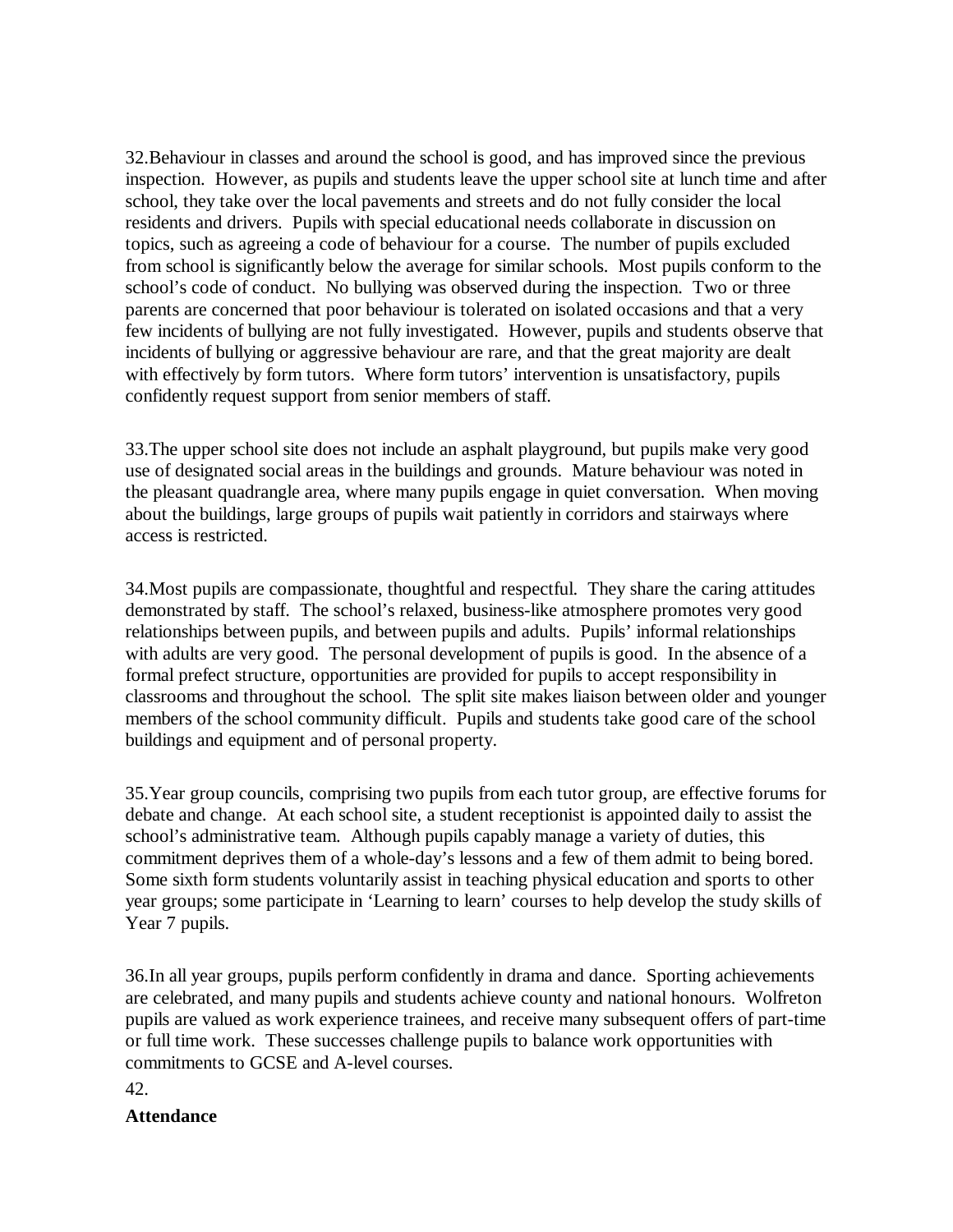32.Behaviour in classes and around the school is good, and has improved since the previous inspection. However, as pupils and students leave the upper school site at lunch time and after school, they take over the local pavements and streets and do not fully consider the local residents and drivers. Pupils with special educational needs collaborate in discussion on topics, such as agreeing a code of behaviour for a course. The number of pupils excluded from school is significantly below the average for similar schools. Most pupils conform to the school's code of conduct. No bullying was observed during the inspection. Two or three parents are concerned that poor behaviour is tolerated on isolated occasions and that a very few incidents of bullying are not fully investigated. However, pupils and students observe that incidents of bullying or aggressive behaviour are rare, and that the great majority are dealt with effectively by form tutors. Where form tutors' intervention is unsatisfactory, pupils confidently request support from senior members of staff.

33.The upper school site does not include an asphalt playground, but pupils make very good use of designated social areas in the buildings and grounds. Mature behaviour was noted in the pleasant quadrangle area, where many pupils engage in quiet conversation. When moving about the buildings, large groups of pupils wait patiently in corridors and stairways where access is restricted.

34.Most pupils are compassionate, thoughtful and respectful. They share the caring attitudes demonstrated by staff. The school's relaxed, business-like atmosphere promotes very good relationships between pupils, and between pupils and adults. Pupils' informal relationships with adults are very good. The personal development of pupils is good. In the absence of a formal prefect structure, opportunities are provided for pupils to accept responsibility in classrooms and throughout the school. The split site makes liaison between older and younger members of the school community difficult. Pupils and students take good care of the school buildings and equipment and of personal property.

35.Year group councils, comprising two pupils from each tutor group, are effective forums for debate and change. At each school site, a student receptionist is appointed daily to assist the school's administrative team. Although pupils capably manage a variety of duties, this commitment deprives them of a whole-day's lessons and a few of them admit to being bored. Some sixth form students voluntarily assist in teaching physical education and sports to other year groups; some participate in 'Learning to learn' courses to help develop the study skills of Year 7 pupils.

36.In all year groups, pupils perform confidently in drama and dance. Sporting achievements are celebrated, and many pupils and students achieve county and national honours. Wolfreton pupils are valued as work experience trainees, and receive many subsequent offers of part-time or full time work. These successes challenge pupils to balance work opportunities with commitments to GCSE and A-level courses.

42.

**Attendance**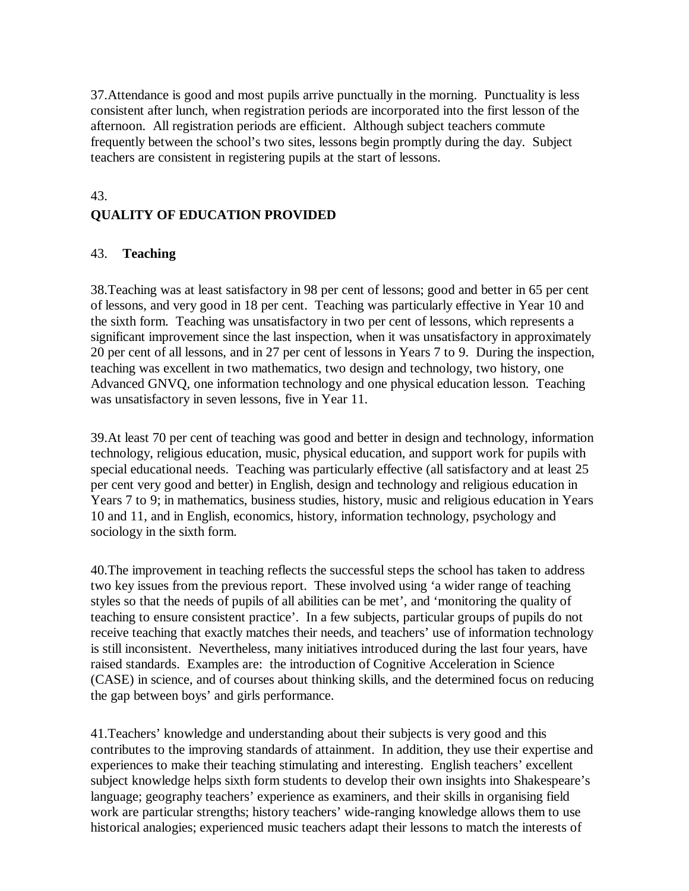37.Attendance is good and most pupils arrive punctually in the morning. Punctuality is less consistent after lunch, when registration periods are incorporated into the first lesson of the afternoon. All registration periods are efficient. Although subject teachers commute frequently between the school's two sites, lessons begin promptly during the day. Subject teachers are consistent in registering pupils at the start of lessons.

43.

## QUALITY OF EDUCATION PROVIDED

### 43. **Teaching**

38.Teaching was at least satisfactory in 98 per cent of lessons; good and better in 65 per cent of lessons, and very good in 18 per cent. Teaching was particularly effective in Year 10 and the sixth form. Teaching was unsatisfactory in two per cent of lessons, which represents a significant improvement since the last inspection, when it was unsatisfactory in approximately 20 per cent of all lessons, and in 27 per cent of lessons in Years 7 to 9. During the inspection, teaching was excellent in two mathematics, two design and technology, two history, one Advanced GNVQ, one information technology and one physical education lesson. Teaching was unsatisfactory in seven lessons, five in Year 11.

39.At least 70 per cent of teaching was good and better in design and technology, information technology, religious education, music, physical education, and support work for pupils with special educational needs. Teaching was particularly effective (all satisfactory and at least 25 per cent very good and better) in English, design and technology and religious education in Years 7 to 9; in mathematics, business studies, history, music and religious education in Years 10 and 11, and in English, economics, history, information technology, psychology and sociology in the sixth form.

40.The improvement in teaching reflects the successful steps the school has taken to address two key issues from the previous report. These involved using 'a wider range of teaching styles so that the needs of pupils of all abilities can be met', and 'monitoring the quality of teaching to ensure consistent practice'. In a few subjects, particular groups of pupils do not receive teaching that exactly matches their needs, and teachers' use of information technology is still inconsistent. Nevertheless, many initiatives introduced during the last four years, have raised standards. Examples are: the introduction of Cognitive Acceleration in Science (CASE) in science, and of courses about thinking skills, and the determined focus on reducing the gap between boys' and girls performance.

41.Teachers' knowledge and understanding about their subjects is very good and this contributes to the improving standards of attainment. In addition, they use their expertise and experiences to make their teaching stimulating and interesting. English teachers' excellent subject knowledge helps sixth form students to develop their own insights into Shakespeare's language; geography teachers' experience as examiners, and their skills in organising field work are particular strengths; history teachers' wide-ranging knowledge allows them to use historical analogies; experienced music teachers adapt their lessons to match the interests of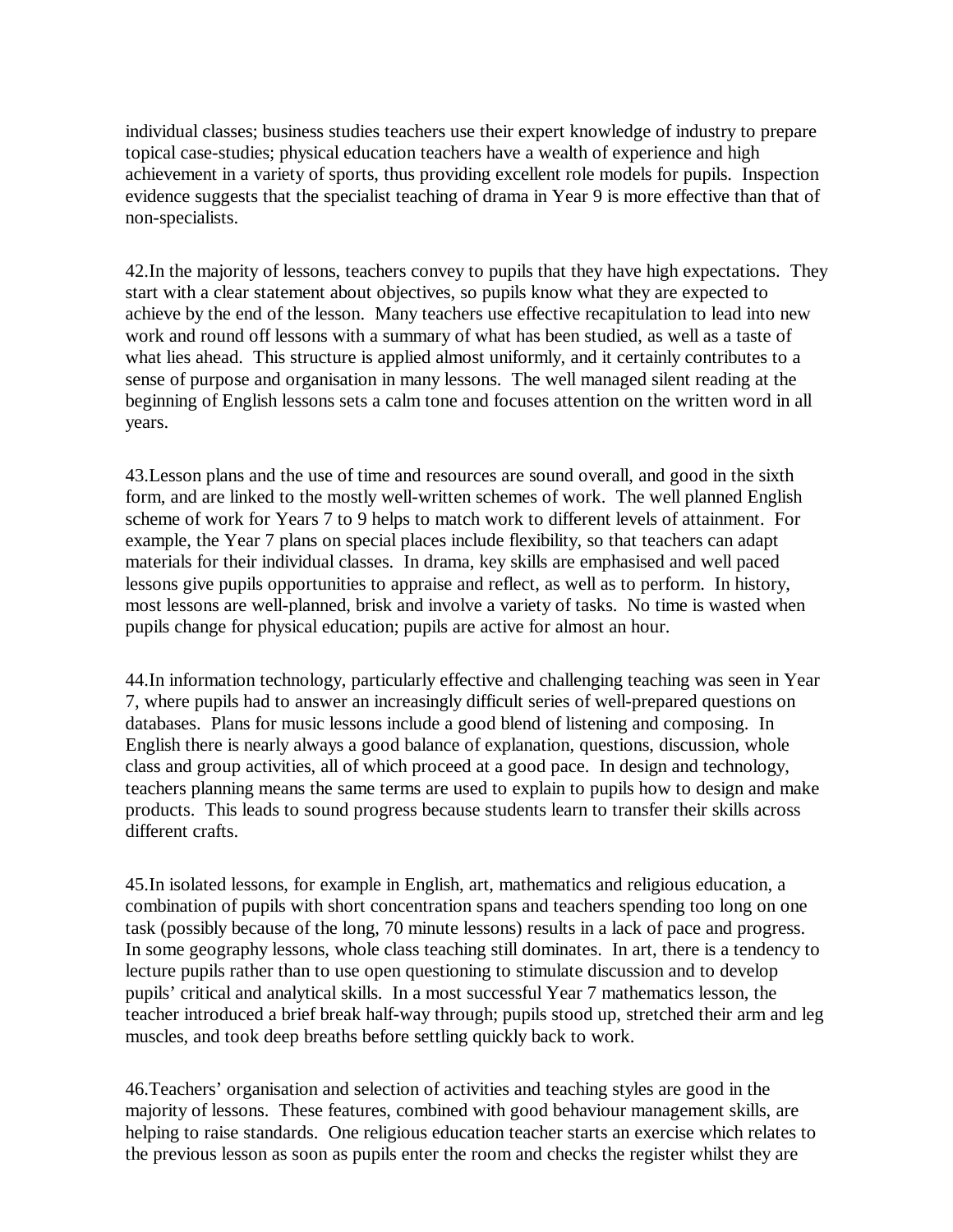individual classes; business studies teachers use their expert knowledge of industry to prepare topical case-studies; physical education teachers have a wealth of experience and high achievement in a variety of sports, thus providing excellent role models for pupils. Inspection evidence suggests that the specialist teaching of drama in Year 9 is more effective than that of non-specialists.

42.In the majority of lessons, teachers convey to pupils that they have high expectations. They start with a clear statement about objectives, so pupils know what they are expected to achieve by the end of the lesson. Many teachers use effective recapitulation to lead into new work and round off lessons with a summary of what has been studied, as well as a taste of what lies ahead. This structure is applied almost uniformly, and it certainly contributes to a sense of purpose and organisation in many lessons. The well managed silent reading at the beginning of English lessons sets a calm tone and focuses attention on the written word in all years.

43.Lesson plans and the use of time and resources are sound overall, and good in the sixth form, and are linked to the mostly well-written schemes of work. The well planned English scheme of work for Years 7 to 9 helps to match work to different levels of attainment. For example, the Year 7 plans on special places include flexibility, so that teachers can adapt materials for their individual classes. In drama, key skills are emphasised and well paced lessons give pupils opportunities to appraise and reflect, as well as to perform. In history, most lessons are well-planned, brisk and involve a variety of tasks. No time is wasted when pupils change for physical education; pupils are active for almost an hour.

44.In information technology, particularly effective and challenging teaching was seen in Year 7, where pupils had to answer an increasingly difficult series of well-prepared questions on databases. Plans for music lessons include a good blend of listening and composing. In English there is nearly always a good balance of explanation, questions, discussion, whole class and group activities, all of which proceed at a good pace. In design and technology, teachers planning means the same terms are used to explain to pupils how to design and make products. This leads to sound progress because students learn to transfer their skills across different crafts.

45.In isolated lessons, for example in English, art, mathematics and religious education, a combination of pupils with short concentration spans and teachers spending too long on one task (possibly because of the long, 70 minute lessons) results in a lack of pace and progress. In some geography lessons, whole class teaching still dominates. In art, there is a tendency to lecture pupils rather than to use open questioning to stimulate discussion and to develop pupils' critical and analytical skills. In a most successful Year 7 mathematics lesson, the teacher introduced a brief break half-way through; pupils stood up, stretched their arm and leg muscles, and took deep breaths before settling quickly back to work.

46.Teachers' organisation and selection of activities and teaching styles are good in the majority of lessons. These features, combined with good behaviour management skills, are helping to raise standards. One religious education teacher starts an exercise which relates to the previous lesson as soon as pupils enter the room and checks the register whilst they are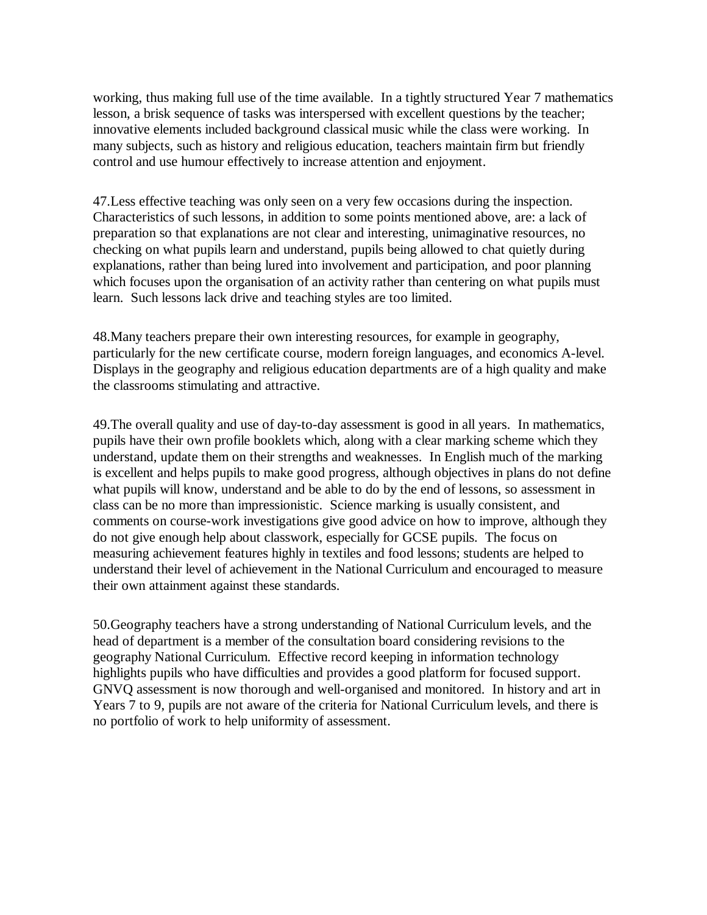working, thus making full use of the time available. In a tightly structured Year 7 mathematics lesson, a brisk sequence of tasks was interspersed with excellent questions by the teacher; innovative elements included background classical music while the class were working. In many subjects, such as history and religious education, teachers maintain firm but friendly control and use humour effectively to increase attention and enjoyment.

47.Less effective teaching was only seen on a very few occasions during the inspection. Characteristics of such lessons, in addition to some points mentioned above, are: a lack of preparation so that explanations are not clear and interesting, unimaginative resources, no checking on what pupils learn and understand, pupils being allowed to chat quietly during explanations, rather than being lured into involvement and participation, and poor planning which focuses upon the organisation of an activity rather than centering on what pupils must learn. Such lessons lack drive and teaching styles are too limited.

48.Many teachers prepare their own interesting resources, for example in geography, particularly for the new certificate course, modern foreign languages, and economics A-level. Displays in the geography and religious education departments are of a high quality and make the classrooms stimulating and attractive.

49.The overall quality and use of day-to-day assessment is good in all years. In mathematics, pupils have their own profile booklets which, along with a clear marking scheme which they understand, update them on their strengths and weaknesses. In English much of the marking is excellent and helps pupils to make good progress, although objectives in plans do not define what pupils will know, understand and be able to do by the end of lessons, so assessment in class can be no more than impressionistic. Science marking is usually consistent, and comments on course-work investigations give good advice on how to improve, although they do not give enough help about classwork, especially for GCSE pupils. The focus on measuring achievement features highly in textiles and food lessons; students are helped to understand their level of achievement in the National Curriculum and encouraged to measure their own attainment against these standards.

50.Geography teachers have a strong understanding of National Curriculum levels, and the head of department is a member of the consultation board considering revisions to the geography National Curriculum. Effective record keeping in information technology highlights pupils who have difficulties and provides a good platform for focused support. GNVQ assessment is now thorough and well-organised and monitored. In history and art in Years 7 to 9, pupils are not aware of the criteria for National Curriculum levels, and there is no portfolio of work to help uniformity of assessment.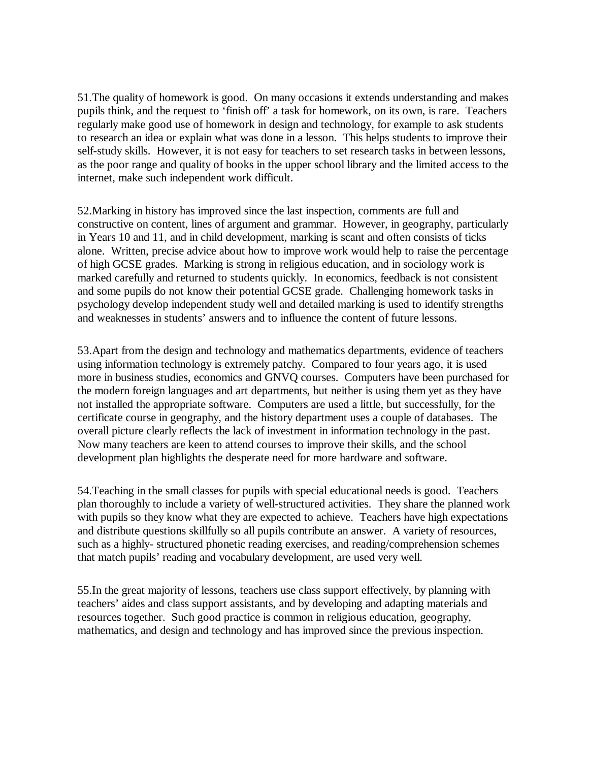51.The quality of homework is good. On many occasions it extends understanding and makes pupils think, and the request to 'finish off' a task for homework, on its own, is rare. Teachers regularly make good use of homework in design and technology, for example to ask students to research an idea or explain what was done in a lesson. This helps students to improve their self-study skills. However, it is not easy for teachers to set research tasks in between lessons, as the poor range and quality of books in the upper school library and the limited access to the internet, make such independent work difficult.

52.Marking in history has improved since the last inspection, comments are full and constructive on content, lines of argument and grammar. However, in geography, particularly in Years 10 and 11, and in child development, marking is scant and often consists of ticks alone. Written, precise advice about how to improve work would help to raise the percentage of high GCSE grades. Marking is strong in religious education, and in sociology work is marked carefully and returned to students quickly. In economics, feedback is not consistent and some pupils do not know their potential GCSE grade. Challenging homework tasks in psychology develop independent study well and detailed marking is used to identify strengths and weaknesses in students' answers and to influence the content of future lessons.

53.Apart from the design and technology and mathematics departments, evidence of teachers using information technology is extremely patchy. Compared to four years ago, it is used more in business studies, economics and GNVQ courses. Computers have been purchased for the modern foreign languages and art departments, but neither is using them yet as they have not installed the appropriate software. Computers are used a little, but successfully, for the certificate course in geography, and the history department uses a couple of databases. The overall picture clearly reflects the lack of investment in information technology in the past. Now many teachers are keen to attend courses to improve their skills, and the school development plan highlights the desperate need for more hardware and software.

54.Teaching in the small classes for pupils with special educational needs is good. Teachers plan thoroughly to include a variety of well-structured activities. They share the planned work with pupils so they know what they are expected to achieve. Teachers have high expectations and distribute questions skillfully so all pupils contribute an answer. A variety of resources, such as a highly- structured phonetic reading exercises, and reading/comprehension schemes that match pupils' reading and vocabulary development, are used very well.

55.In the great majority of lessons, teachers use class support effectively, by planning with teachers' aides and class support assistants, and by developing and adapting materials and resources together. Such good practice is common in religious education, geography, mathematics, and design and technology and has improved since the previous inspection.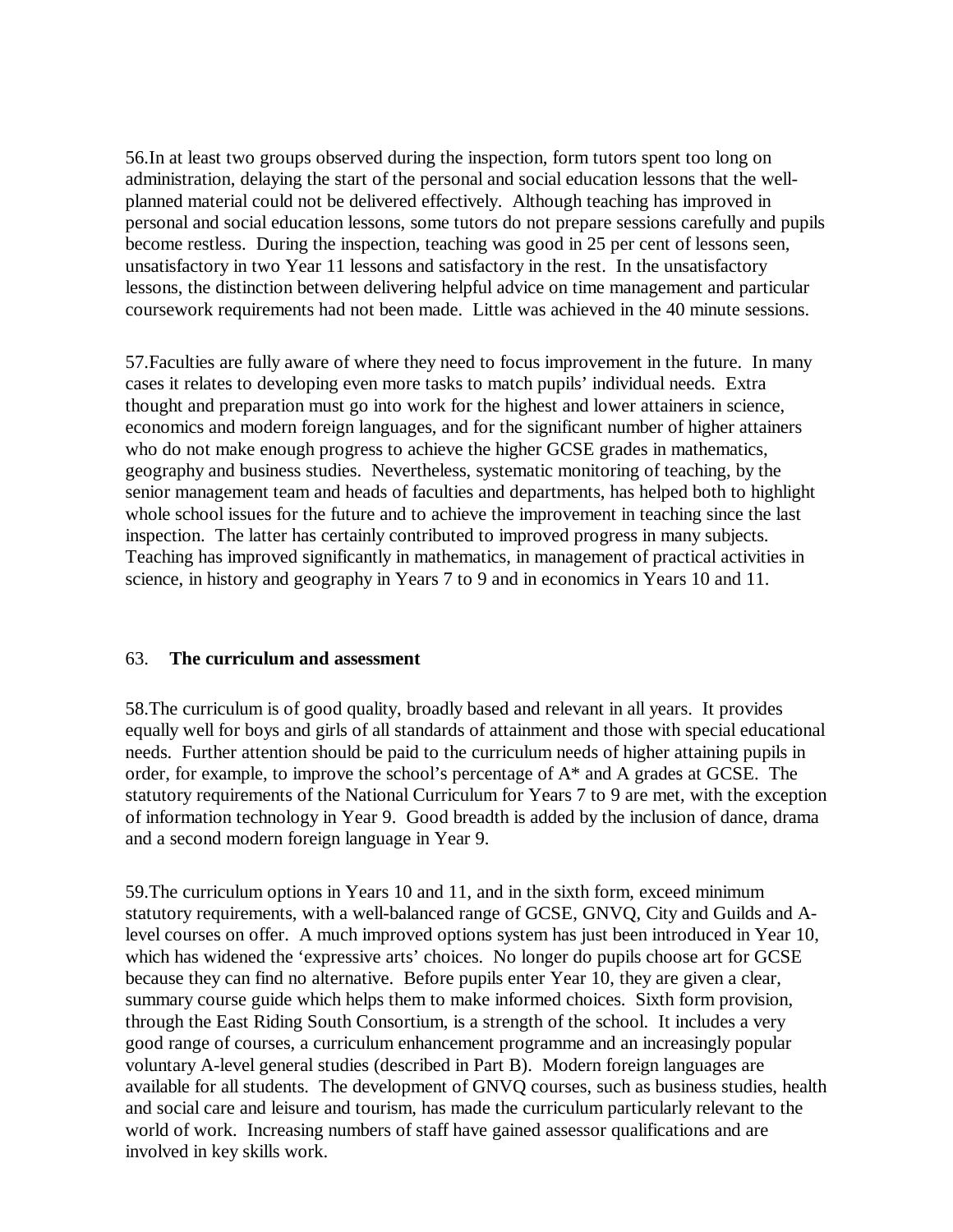56.In at least two groups observed during the inspection, form tutors spent too long on administration, delaying the start of the personal and social education lessons that the well-planned material could not be delivered effectively. Although teaching has improved in personal and social education lessons, some tutors do not prepare sessions carefully and pupils become restless. During the inspection, teaching was good in 25 per cent of lessons seen, unsatisfactory in two Year 11 lessons and satisfactory in the rest. In the unsatisfactory lessons, the distinction between delivering helpful advice on time management and particular coursework requirements had not been made. Little was achieved in the 40 minute sessions.

57.Faculties are fully aware of where they need to focus improvement in the future. In many cases it relates to developing even more tasks to match pupils' individual needs. Extra thought and preparation must go into work for the highest and lower attainers in science, economics and modern foreign languages, and for the significant number of higher attainers who do not make enough progress to achieve the higher GCSE grades in mathematics, geography and business studies. Nevertheless, systematic monitoring of teaching, by the senior management team and heads of faculties and departments, has helped both to highlight whole school issues for the future and to achieve the improvement in teaching since the last inspection. The latter has certainly contributed to improved progress in many subjects. Teaching has improved significantly in mathematics, in management of practical activities in science, in history and geography in Years 7 to 9 and in economics in Years 10 and 11.

## 63. **The curriculum and assessment**

58.The curriculum is of good quality, broadly based and relevant in all years. It provides equally well for boys and girls of all standards of attainment and those with special educational needs. Further attention should be paid to the curriculum needs of higher attaining pupils in order, for example, to improve the school's percentage of A* and A grades at GCSE. The statutory requirements of the National Curriculum for Years 7 to 9 are met, with the exception of information technology in Year 9. Good breadth is added by the inclusion of dance, drama and a second modern foreign language in Year 9.

59.The curriculum options in Years 10 and 11, and in the sixth form, exceed minimum statutory requirements, with a well-balanced range of GCSE, GNVQ, City and Guilds and A-level courses on offer. A much improved options system has just been introduced in Year 10, which has widened the 'expressive arts' choices. No longer do pupils choose art for GCSE because they can find no alternative. Before pupils enter Year 10, they are given a clear, summary course guide which helps them to make informed choices. Sixth form provision, through the East Riding South Consortium, is a strength of the school. It includes a very good range of courses, a curriculum enhancement programme and an increasingly popular voluntary A-level general studies (described in Part B). Modern foreign languages are available for all students. The development of GNVQ courses, such as business studies, health and social care and leisure and tourism, has made the curriculum particularly relevant to the world of work. Increasing numbers of staff have gained assessor qualifications and are involved in key skills work.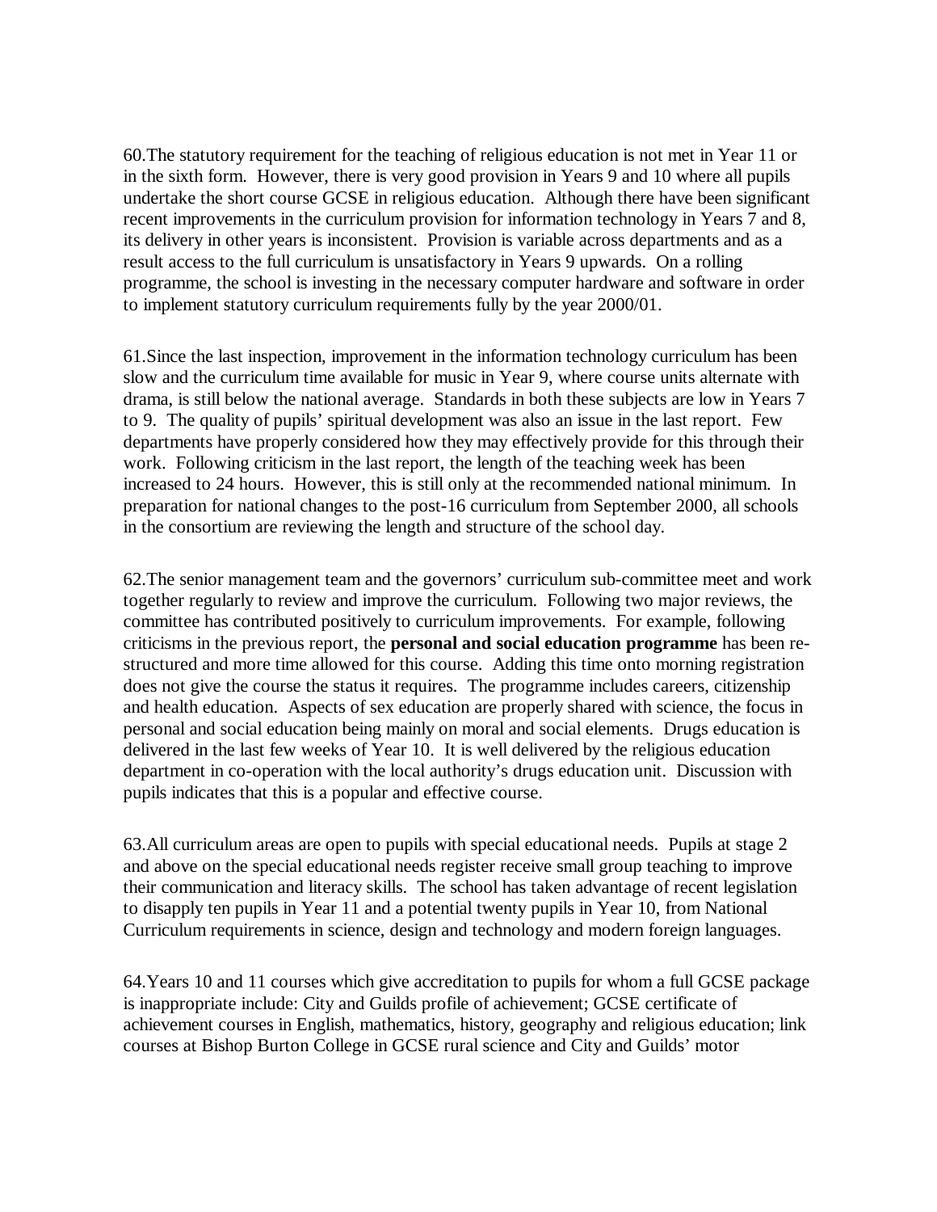60.The statutory requirement for the teaching of religious education is not met in Year 11 or in the sixth form. However, there is very good provision in Years 9 and 10 where all pupils undertake the short course GCSE in religious education. Although there have been significant recent improvements in the curriculum provision for information technology in Years 7 and 8, its delivery in other years is inconsistent. Provision is variable across departments and as a result access to the full curriculum is unsatisfactory in Years 9 upwards. On a rolling programme, the school is investing in the necessary computer hardware and software in order to implement statutory curriculum requirements fully by the year 2000/01.

61.Since the last inspection, improvement in the information technology curriculum has been slow and the curriculum time available for music in Year 9, where course units alternate with drama, is still below the national average. Standards in both these subjects are low in Years 7 to 9. The quality of pupils' spiritual development was also an issue in the last report. Few departments have properly considered how they may effectively provide for this through their work. Following criticism in the last report, the length of the teaching week has been increased to 24 hours. However, this is still only at the recommended national minimum. In preparation for national changes to the post-16 curriculum from September 2000, all schools in the consortium are reviewing the length and structure of the school day.

62.The senior management team and the governors' curriculum sub-committee meet and work together regularly to review and improve the curriculum. Following two major reviews, the committee has contributed positively to curriculum improvements. For example, following criticisms in the previous report, the **personal and social education programme** has been re-structured and more time allowed for this course. Adding this time onto morning registration does not give the course the status it requires. The programme includes careers, citizenship and health education. Aspects of sex education are properly shared with science, the focus in personal and social education being mainly on moral and social elements. Drugs education is delivered in the last few weeks of Year 10. It is well delivered by the religious education department in co-operation with the local authority's drugs education unit. Discussion with pupils indicates that this is a popular and effective course.

63.All curriculum areas are open to pupils with special educational needs. Pupils at stage 2 and above on the special educational needs register receive small group teaching to improve their communication and literacy skills. The school has taken advantage of recent legislation to disapply ten pupils in Year 11 and a potential twenty pupils in Year 10, from National Curriculum requirements in science, design and technology and modern foreign languages.

64.Years 10 and 11 courses which give accreditation to pupils for whom a full GCSE package is inappropriate include: City and Guilds profile of achievement; GCSE certificate of achievement courses in English, mathematics, history, geography and religious education; link courses at Bishop Burton College in GCSE rural science and City and Guilds' motor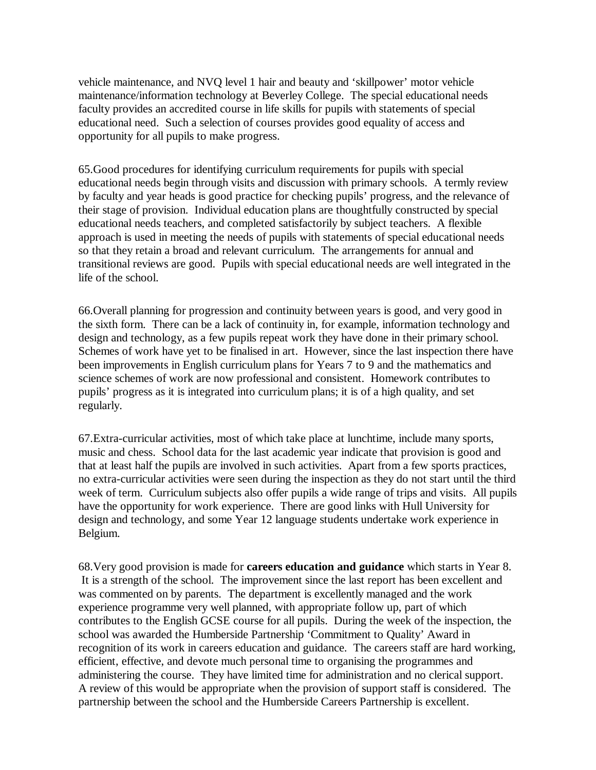vehicle maintenance, and NVQ level 1 hair and beauty and 'skillpower' motor vehicle maintenance/information technology at Beverley College. The special educational needs faculty provides an accredited course in life skills for pupils with statements of special educational need. Such a selection of courses provides good equality of access and opportunity for all pupils to make progress.

65.Good procedures for identifying curriculum requirements for pupils with special educational needs begin through visits and discussion with primary schools. A termly review by faculty and year heads is good practice for checking pupils' progress, and the relevance of their stage of provision. Individual education plans are thoughtfully constructed by special educational needs teachers, and completed satisfactorily by subject teachers. A flexible approach is used in meeting the needs of pupils with statements of special educational needs so that they retain a broad and relevant curriculum. The arrangements for annual and transitional reviews are good. Pupils with special educational needs are well integrated in the life of the school.

66.Overall planning for progression and continuity between years is good, and very good in the sixth form. There can be a lack of continuity in, for example, information technology and design and technology, as a few pupils repeat work they have done in their primary school. Schemes of work have yet to be finalised in art. However, since the last inspection there have been improvements in English curriculum plans for Years 7 to 9 and the mathematics and science schemes of work are now professional and consistent. Homework contributes to pupils' progress as it is integrated into curriculum plans; it is of a high quality, and set regularly.

67.Extra-curricular activities, most of which take place at lunchtime, include many sports, music and chess. School data for the last academic year indicate that provision is good and that at least half the pupils are involved in such activities. Apart from a few sports practices, no extra-curricular activities were seen during the inspection as they do not start until the third week of term. Curriculum subjects also offer pupils a wide range of trips and visits. All pupils have the opportunity for work experience. There are good links with Hull University for design and technology, and some Year 12 language students undertake work experience in Belgium.

68.Very good provision is made for **careers education and guidance** which starts in Year 8. It is a strength of the school. The improvement since the last report has been excellent and was commented on by parents. The department is excellently managed and the work experience programme very well planned, with appropriate follow up, part of which contributes to the English GCSE course for all pupils. During the week of the inspection, the school was awarded the Humberside Partnership 'Commitment to Quality' Award in recognition of its work in careers education and guidance. The careers staff are hard working, efficient, effective, and devote much personal time to organising the programmes and administering the course. They have limited time for administration and no clerical support. A review of this would be appropriate when the provision of support staff is considered. The partnership between the school and the Humberside Careers Partnership is excellent.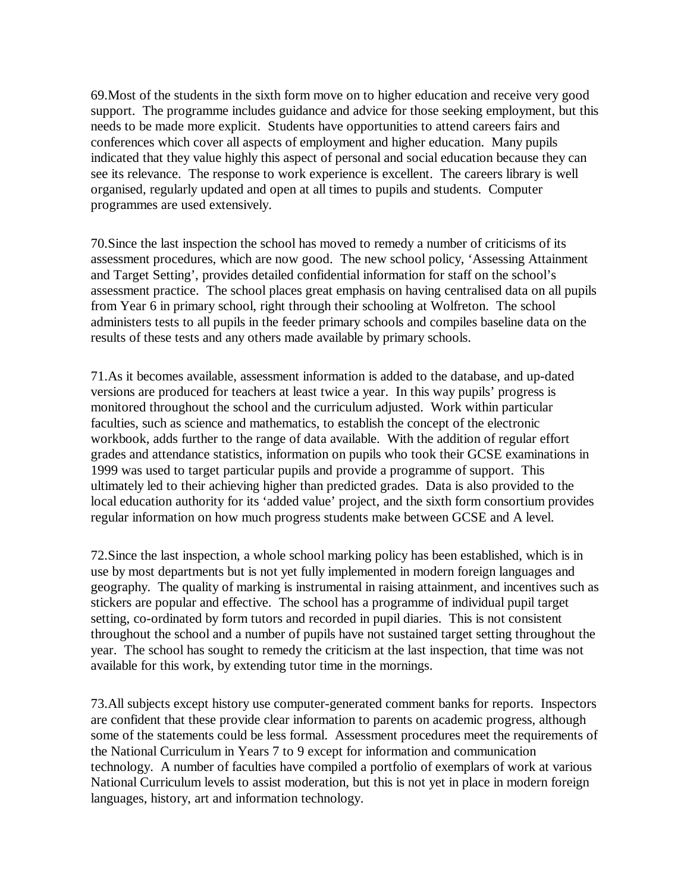69.Most of the students in the sixth form move on to higher education and receive very good support. The programme includes guidance and advice for those seeking employment, but this needs to be made more explicit. Students have opportunities to attend careers fairs and conferences which cover all aspects of employment and higher education. Many pupils indicated that they value highly this aspect of personal and social education because they can see its relevance. The response to work experience is excellent. The careers library is well organised, regularly updated and open at all times to pupils and students. Computer programmes are used extensively.

70.Since the last inspection the school has moved to remedy a number of criticisms of its assessment procedures, which are now good. The new school policy, 'Assessing Attainment and Target Setting', provides detailed confidential information for staff on the school's assessment practice. The school places great emphasis on having centralised data on all pupils from Year 6 in primary school, right through their schooling at Wolfreton. The school administers tests to all pupils in the feeder primary schools and compiles baseline data on the results of these tests and any others made available by primary schools.

71.As it becomes available, assessment information is added to the database, and up-dated versions are produced for teachers at least twice a year. In this way pupils' progress is monitored throughout the school and the curriculum adjusted. Work within particular faculties, such as science and mathematics, to establish the concept of the electronic workbook, adds further to the range of data available. With the addition of regular effort grades and attendance statistics, information on pupils who took their GCSE examinations in 1999 was used to target particular pupils and provide a programme of support. This ultimately led to their achieving higher than predicted grades. Data is also provided to the local education authority for its 'added value' project, and the sixth form consortium provides regular information on how much progress students make between GCSE and A level.

72.Since the last inspection, a whole school marking policy has been established, which is in use by most departments but is not yet fully implemented in modern foreign languages and geography. The quality of marking is instrumental in raising attainment, and incentives such as stickers are popular and effective. The school has a programme of individual pupil target setting, co-ordinated by form tutors and recorded in pupil diaries. This is not consistent throughout the school and a number of pupils have not sustained target setting throughout the year. The school has sought to remedy the criticism at the last inspection, that time was not available for this work, by extending tutor time in the mornings.

73.All subjects except history use computer-generated comment banks for reports. Inspectors are confident that these provide clear information to parents on academic progress, although some of the statements could be less formal. Assessment procedures meet the requirements of the National Curriculum in Years 7 to 9 except for information and communication technology. A number of faculties have compiled a portfolio of exemplars of work at various National Curriculum levels to assist moderation, but this is not yet in place in modern foreign languages, history, art and information technology.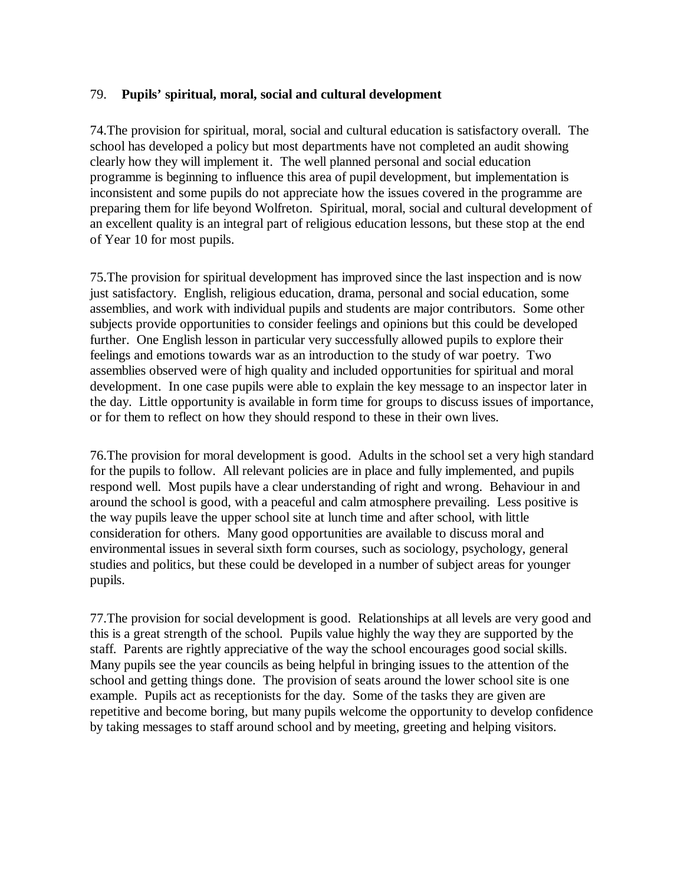79. **Pupils' spiritual, moral, social and cultural development**

74.The provision for spiritual, moral, social and cultural education is satisfactory overall. The school has developed a policy but most departments have not completed an audit showing clearly how they will implement it. The well planned personal and social education programme is beginning to influence this area of pupil development, but implementation is inconsistent and some pupils do not appreciate how the issues covered in the programme are preparing them for life beyond Wolfreton. Spiritual, moral, social and cultural development of an excellent quality is an integral part of religious education lessons, but these stop at the end of Year 10 for most pupils.

75.The provision for spiritual development has improved since the last inspection and is now just satisfactory. English, religious education, drama, personal and social education, some assemblies, and work with individual pupils and students are major contributors. Some other subjects provide opportunities to consider feelings and opinions but this could be developed further. One English lesson in particular very successfully allowed pupils to explore their feelings and emotions towards war as an introduction to the study of war poetry. Two assemblies observed were of high quality and included opportunities for spiritual and moral development. In one case pupils were able to explain the key message to an inspector later in the day. Little opportunity is available in form time for groups to discuss issues of importance, or for them to reflect on how they should respond to these in their own lives.

76.The provision for moral development is good. Adults in the school set a very high standard for the pupils to follow. All relevant policies are in place and fully implemented, and pupils respond well. Most pupils have a clear understanding of right and wrong. Behaviour in and around the school is good, with a peaceful and calm atmosphere prevailing. Less positive is the way pupils leave the upper school site at lunch time and after school, with little consideration for others. Many good opportunities are available to discuss moral and environmental issues in several sixth form courses, such as sociology, psychology, general studies and politics, but these could be developed in a number of subject areas for younger pupils.

77.The provision for social development is good. Relationships at all levels are very good and this is a great strength of the school. Pupils value highly the way they are supported by the staff. Parents are rightly appreciative of the way the school encourages good social skills. Many pupils see the year councils as being helpful in bringing issues to the attention of the school and getting things done. The provision of seats around the lower school site is one example. Pupils act as receptionists for the day. Some of the tasks they are given are repetitive and become boring, but many pupils welcome the opportunity to develop confidence by taking messages to staff around school and by meeting, greeting and helping visitors.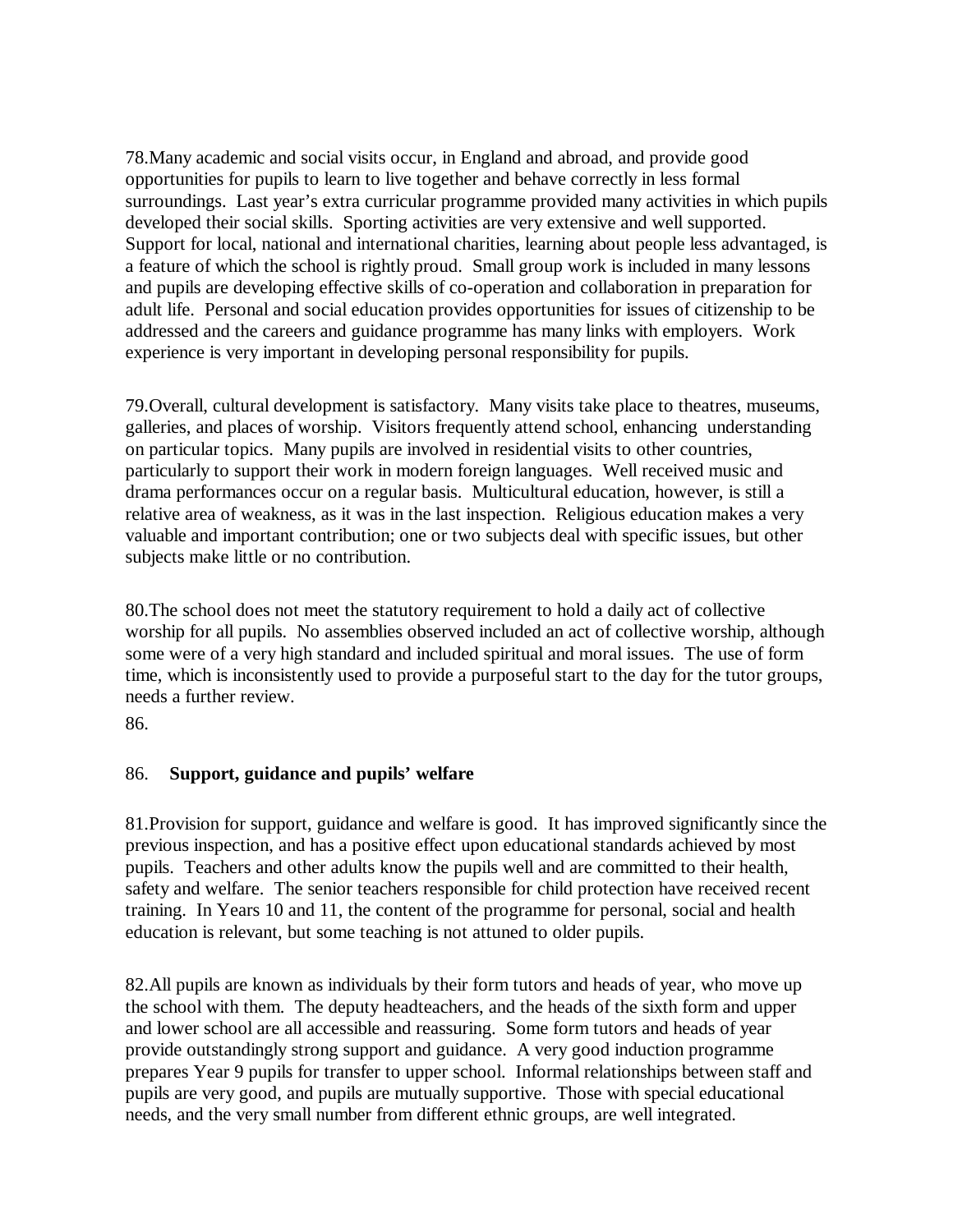78.Many academic and social visits occur, in England and abroad, and provide good opportunities for pupils to learn to live together and behave correctly in less formal surroundings. Last year's extra curricular programme provided many activities in which pupils developed their social skills. Sporting activities are very extensive and well supported. Support for local, national and international charities, learning about people less advantaged, is a feature of which the school is rightly proud. Small group work is included in many lessons and pupils are developing effective skills of co-operation and collaboration in preparation for adult life. Personal and social education provides opportunities for issues of citizenship to be addressed and the careers and guidance programme has many links with employers. Work experience is very important in developing personal responsibility for pupils.

79.Overall, cultural development is satisfactory. Many visits take place to theatres, museums, galleries, and places of worship. Visitors frequently attend school, enhancing understanding on particular topics. Many pupils are involved in residential visits to other countries, particularly to support their work in modern foreign languages. Well received music and drama performances occur on a regular basis. Multicultural education, however, is still a relative area of weakness, as it was in the last inspection. Religious education makes a very valuable and important contribution; one or two subjects deal with specific issues, but other subjects make little or no contribution.

80.The school does not meet the statutory requirement to hold a daily act of collective worship for all pupils. No assemblies observed included an act of collective worship, although some were of a very high standard and included spiritual and moral issues. The use of form time, which is inconsistently used to provide a purposeful start to the day for the tutor groups, needs a further review.

86.

## 86. **Support, guidance and pupils' welfare**

81.Provision for support, guidance and welfare is good. It has improved significantly since the previous inspection, and has a positive effect upon educational standards achieved by most pupils. Teachers and other adults know the pupils well and are committed to their health, safety and welfare. The senior teachers responsible for child protection have received recent training. In Years 10 and 11, the content of the programme for personal, social and health education is relevant, but some teaching is not attuned to older pupils.

82.All pupils are known as individuals by their form tutors and heads of year, who move up the school with them. The deputy headteachers, and the heads of the sixth form and upper and lower school are all accessible and reassuring. Some form tutors and heads of year provide outstandingly strong support and guidance. A very good induction programme prepares Year 9 pupils for transfer to upper school. Informal relationships between staff and pupils are very good, and pupils are mutually supportive. Those with special educational needs, and the very small number from different ethnic groups, are well integrated.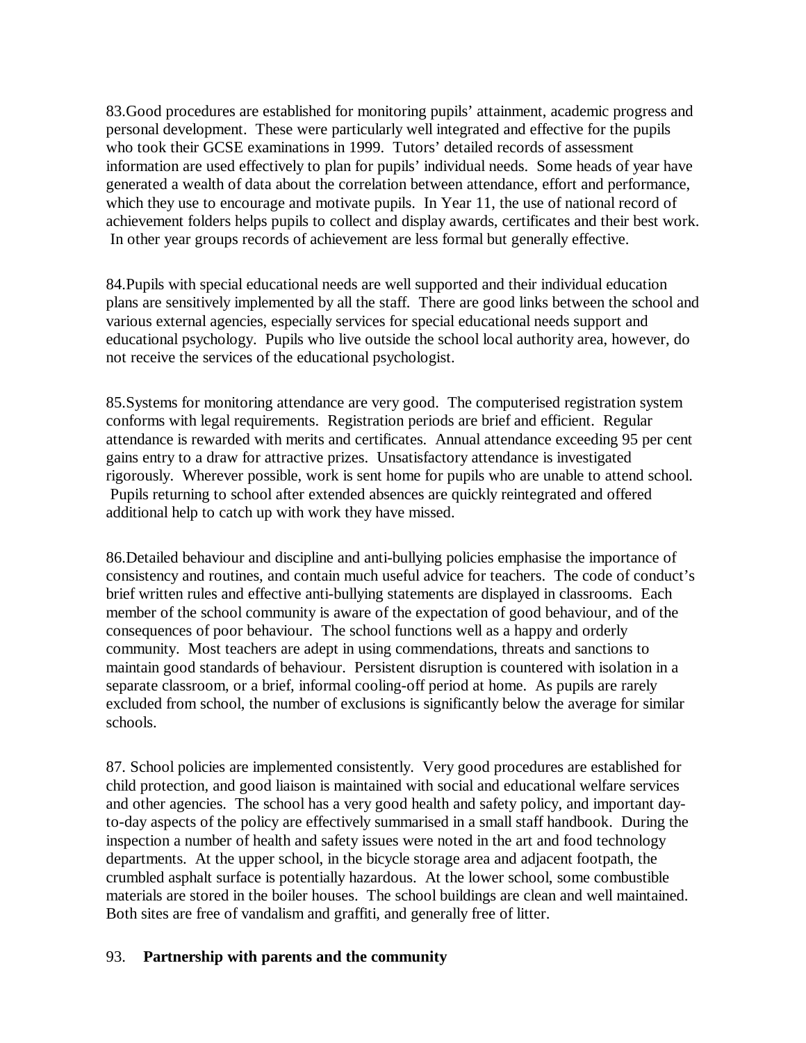83.Good procedures are established for monitoring pupils' attainment, academic progress and personal development. These were particularly well integrated and effective for the pupils who took their GCSE examinations in 1999. Tutors' detailed records of assessment information are used effectively to plan for pupils' individual needs. Some heads of year have generated a wealth of data about the correlation between attendance, effort and performance, which they use to encourage and motivate pupils. In Year 11, the use of national record of achievement folders helps pupils to collect and display awards, certificates and their best work. In other year groups records of achievement are less formal but generally effective.

84.Pupils with special educational needs are well supported and their individual education plans are sensitively implemented by all the staff. There are good links between the school and various external agencies, especially services for special educational needs support and educational psychology. Pupils who live outside the school local authority area, however, do not receive the services of the educational psychologist.

85.Systems for monitoring attendance are very good. The computerised registration system conforms with legal requirements. Registration periods are brief and efficient. Regular attendance is rewarded with merits and certificates. Annual attendance exceeding 95 per cent gains entry to a draw for attractive prizes. Unsatisfactory attendance is investigated rigorously. Wherever possible, work is sent home for pupils who are unable to attend school. Pupils returning to school after extended absences are quickly reintegrated and offered additional help to catch up with work they have missed.

86.Detailed behaviour and discipline and anti-bullying policies emphasise the importance of consistency and routines, and contain much useful advice for teachers. The code of conduct's brief written rules and effective anti-bullying statements are displayed in classrooms. Each member of the school community is aware of the expectation of good behaviour, and of the consequences of poor behaviour. The school functions well as a happy and orderly community. Most teachers are adept in using commendations, threats and sanctions to maintain good standards of behaviour. Persistent disruption is countered with isolation in a separate classroom, or a brief, informal cooling-off period at home. As pupils are rarely excluded from school, the number of exclusions is significantly below the average for similar schools.

87. School policies are implemented consistently. Very good procedures are established for child protection, and good liaison is maintained with social and educational welfare services and other agencies. The school has a very good health and safety policy, and important day-to-day aspects of the policy are effectively summarised in a small staff handbook. During the inspection a number of health and safety issues were noted in the art and food technology departments. At the upper school, in the bicycle storage area and adjacent footpath, the crumbled asphalt surface is potentially hazardous. At the lower school, some combustible materials are stored in the boiler houses. The school buildings are clean and well maintained. Both sites are free of vandalism and graffiti, and generally free of litter.

## 93. **Partnership with parents and the community**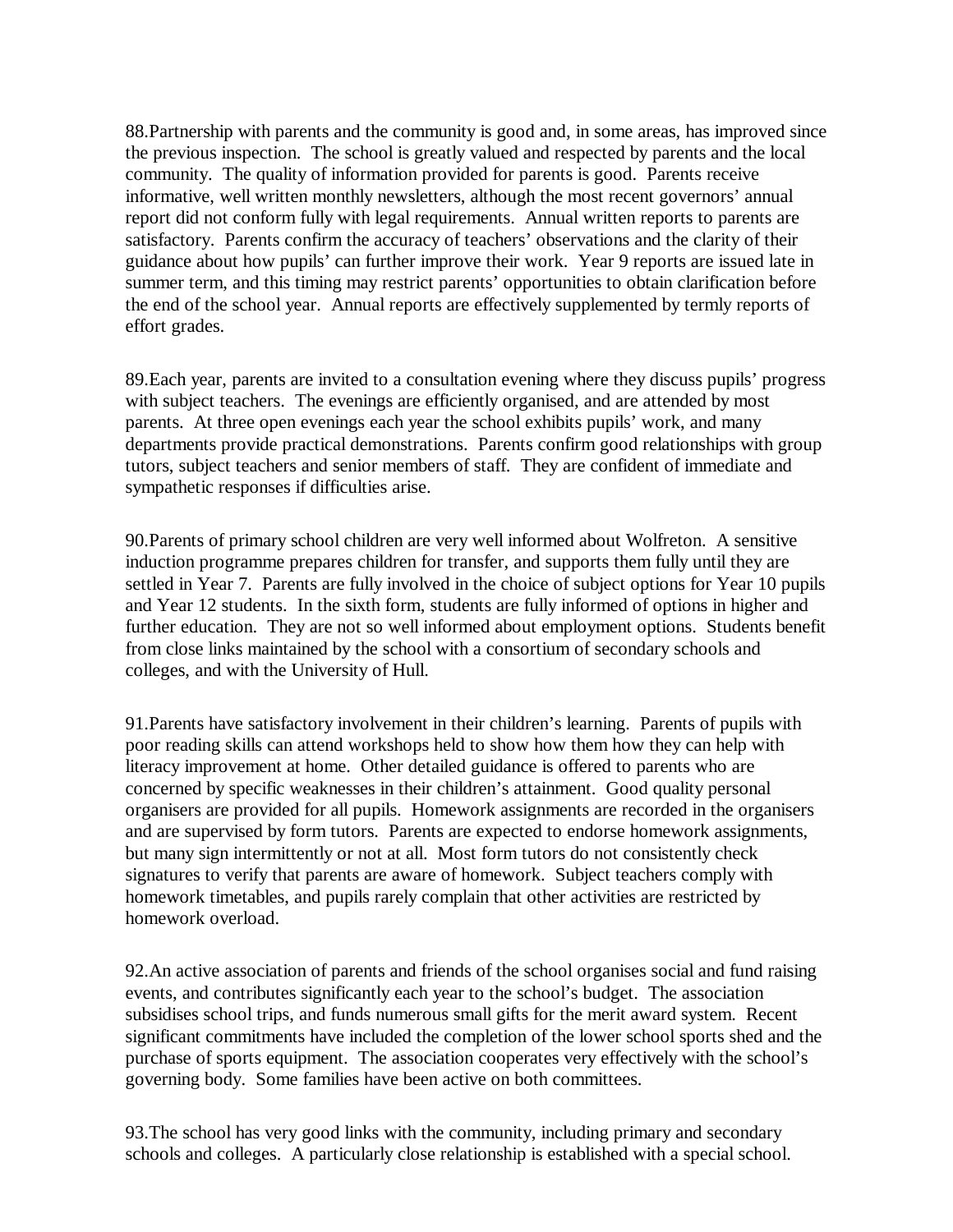88.Partnership with parents and the community is good and, in some areas, has improved since the previous inspection. The school is greatly valued and respected by parents and the local community. The quality of information provided for parents is good. Parents receive informative, well written monthly newsletters, although the most recent governors' annual report did not conform fully with legal requirements. Annual written reports to parents are satisfactory. Parents confirm the accuracy of teachers' observations and the clarity of their guidance about how pupils' can further improve their work. Year 9 reports are issued late in summer term, and this timing may restrict parents' opportunities to obtain clarification before the end of the school year. Annual reports are effectively supplemented by termly reports of effort grades.

89.Each year, parents are invited to a consultation evening where they discuss pupils' progress with subject teachers. The evenings are efficiently organised, and are attended by most parents. At three open evenings each year the school exhibits pupils' work, and many departments provide practical demonstrations. Parents confirm good relationships with group tutors, subject teachers and senior members of staff. They are confident of immediate and sympathetic responses if difficulties arise.

90.Parents of primary school children are very well informed about Wolfreton. A sensitive induction programme prepares children for transfer, and supports them fully until they are settled in Year 7. Parents are fully involved in the choice of subject options for Year 10 pupils and Year 12 students. In the sixth form, students are fully informed of options in higher and further education. They are not so well informed about employment options. Students benefit from close links maintained by the school with a consortium of secondary schools and colleges, and with the University of Hull.

91.Parents have satisfactory involvement in their children's learning. Parents of pupils with poor reading skills can attend workshops held to show how them how they can help with literacy improvement at home. Other detailed guidance is offered to parents who are concerned by specific weaknesses in their children's attainment. Good quality personal organisers are provided for all pupils. Homework assignments are recorded in the organisers and are supervised by form tutors. Parents are expected to endorse homework assignments, but many sign intermittently or not at all. Most form tutors do not consistently check signatures to verify that parents are aware of homework. Subject teachers comply with homework timetables, and pupils rarely complain that other activities are restricted by homework overload.

92.An active association of parents and friends of the school organises social and fund raising events, and contributes significantly each year to the school's budget. The association subsidises school trips, and funds numerous small gifts for the merit award system. Recent significant commitments have included the completion of the lower school sports shed and the purchase of sports equipment. The association cooperates very effectively with the school's governing body. Some families have been active on both committees.

93.The school has very good links with the community, including primary and secondary schools and colleges. A particularly close relationship is established with a special school.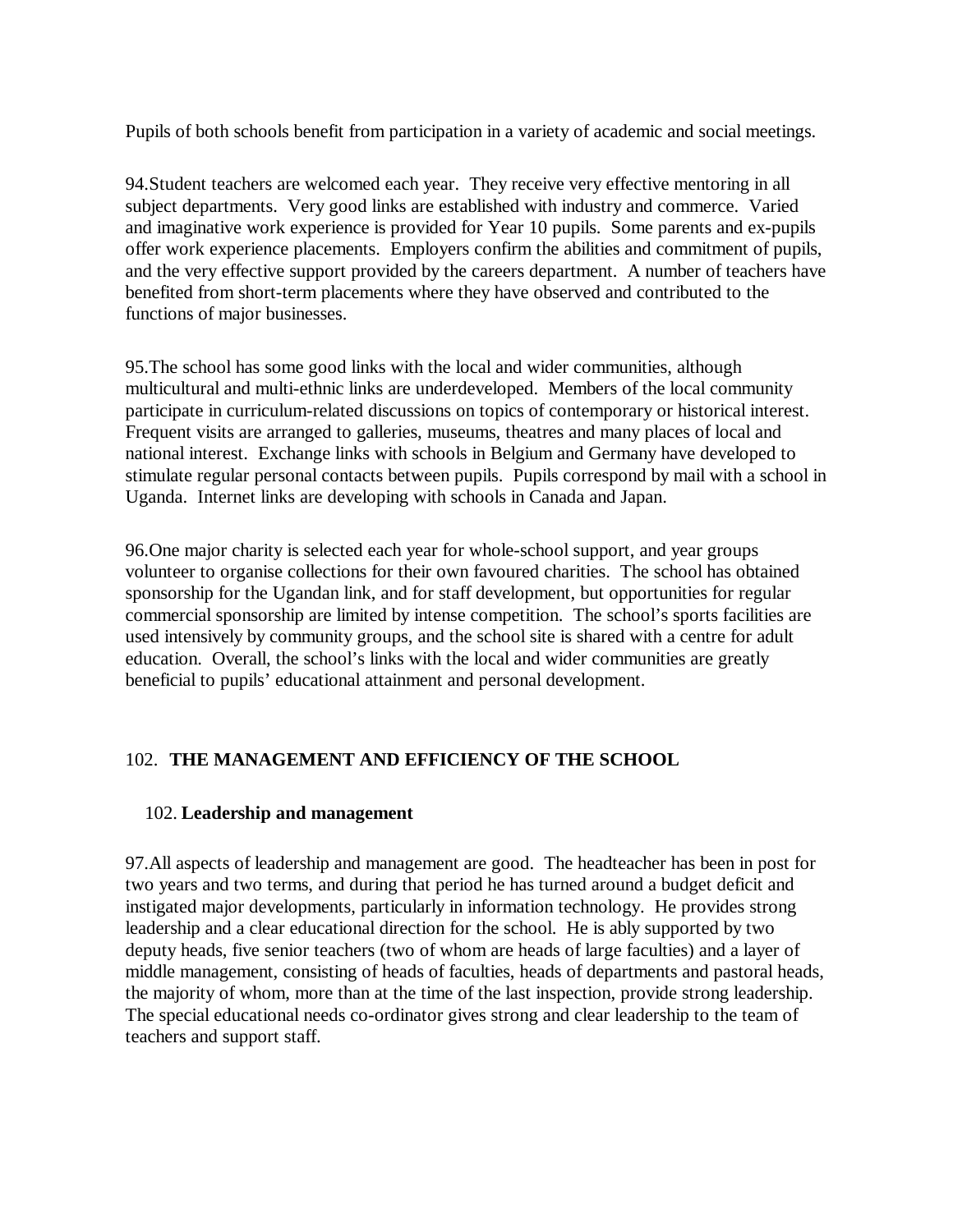Pupils of both schools benefit from participation in a variety of academic and social meetings.

94.Student teachers are welcomed each year. They receive very effective mentoring in all subject departments. Very good links are established with industry and commerce. Varied and imaginative work experience is provided for Year 10 pupils. Some parents and ex-pupils offer work experience placements. Employers confirm the abilities and commitment of pupils, and the very effective support provided by the careers department. A number of teachers have benefited from short-term placements where they have observed and contributed to the functions of major businesses.

95.The school has some good links with the local and wider communities, although multicultural and multi-ethnic links are underdeveloped. Members of the local community participate in curriculum-related discussions on topics of contemporary or historical interest. Frequent visits are arranged to galleries, museums, theatres and many places of local and national interest. Exchange links with schools in Belgium and Germany have developed to stimulate regular personal contacts between pupils. Pupils correspond by mail with a school in Uganda. Internet links are developing with schools in Canada and Japan.

96.One major charity is selected each year for whole-school support, and year groups volunteer to organise collections for their own favoured charities. The school has obtained sponsorship for the Ugandan link, and for staff development, but opportunities for regular commercial sponsorship are limited by intense competition. The school's sports facilities are used intensively by community groups, and the school site is shared with a centre for adult education. Overall, the school's links with the local and wider communities are greatly beneficial to pupils' educational attainment and personal development.

## 102. **THE MANAGEMENT AND EFFICIENCY OF THE SCHOOL**

### 102. **Leadership and management**

97.All aspects of leadership and management are good. The headteacher has been in post for two years and two terms, and during that period he has turned around a budget deficit and instigated major developments, particularly in information technology. He provides strong leadership and a clear educational direction for the school. He is ably supported by two deputy heads, five senior teachers (two of whom are heads of large faculties) and a layer of middle management, consisting of heads of faculties, heads of departments and pastoral heads, the majority of whom, more than at the time of the last inspection, provide strong leadership. The special educational needs co-ordinator gives strong and clear leadership to the team of teachers and support staff.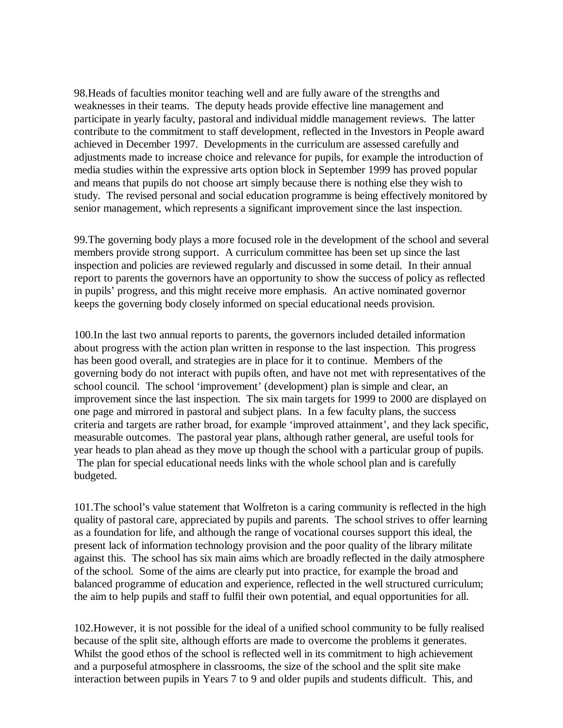98.Heads of faculties monitor teaching well and are fully aware of the strengths and weaknesses in their teams. The deputy heads provide effective line management and participate in yearly faculty, pastoral and individual middle management reviews. The latter contribute to the commitment to staff development, reflected in the Investors in People award achieved in December 1997. Developments in the curriculum are assessed carefully and adjustments made to increase choice and relevance for pupils, for example the introduction of media studies within the expressive arts option block in September 1999 has proved popular and means that pupils do not choose art simply because there is nothing else they wish to study. The revised personal and social education programme is being effectively monitored by senior management, which represents a significant improvement since the last inspection.

99.The governing body plays a more focused role in the development of the school and several members provide strong support. A curriculum committee has been set up since the last inspection and policies are reviewed regularly and discussed in some detail. In their annual report to parents the governors have an opportunity to show the success of policy as reflected in pupils' progress, and this might receive more emphasis. An active nominated governor keeps the governing body closely informed on special educational needs provision.

100.In the last two annual reports to parents, the governors included detailed information about progress with the action plan written in response to the last inspection. This progress has been good overall, and strategies are in place for it to continue. Members of the governing body do not interact with pupils often, and have not met with representatives of the school council. The school 'improvement' (development) plan is simple and clear, an improvement since the last inspection. The six main targets for 1999 to 2000 are displayed on one page and mirrored in pastoral and subject plans. In a few faculty plans, the success criteria and targets are rather broad, for example 'improved attainment', and they lack specific, measurable outcomes. The pastoral year plans, although rather general, are useful tools for year heads to plan ahead as they move up though the school with a particular group of pupils. The plan for special educational needs links with the whole school plan and is carefully budgeted.

101.The school's value statement that Wolfreton is a caring community is reflected in the high quality of pastoral care, appreciated by pupils and parents. The school strives to offer learning as a foundation for life, and although the range of vocational courses support this ideal, the present lack of information technology provision and the poor quality of the library militate against this. The school has six main aims which are broadly reflected in the daily atmosphere of the school. Some of the aims are clearly put into practice, for example the broad and balanced programme of education and experience, reflected in the well structured curriculum; the aim to help pupils and staff to fulfil their own potential, and equal opportunities for all.

102.However, it is not possible for the ideal of a unified school community to be fully realised because of the split site, although efforts are made to overcome the problems it generates. Whilst the good ethos of the school is reflected well in its commitment to high achievement and a purposeful atmosphere in classrooms, the size of the school and the split site make interaction between pupils in Years 7 to 9 and older pupils and students difficult. This, and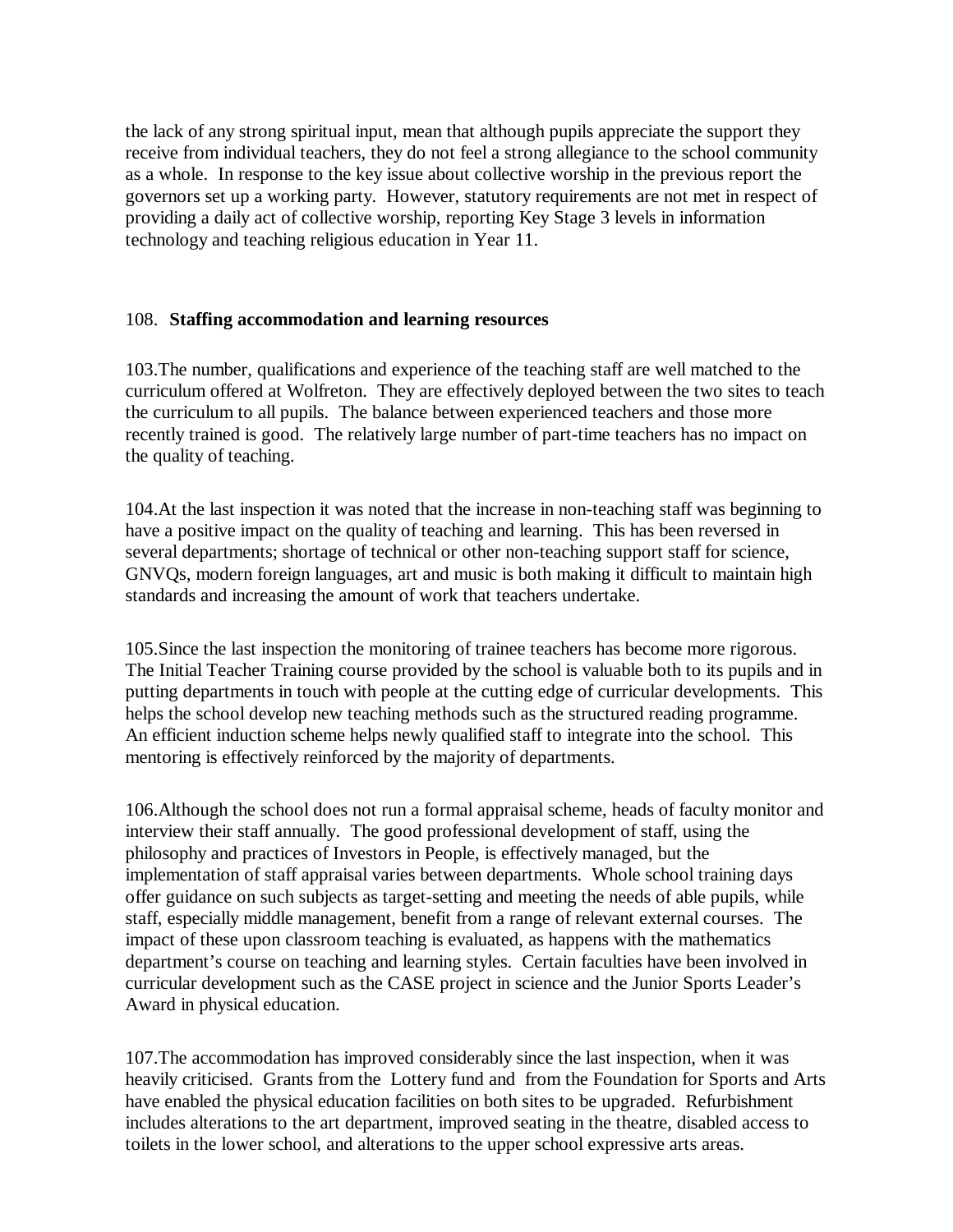the lack of any strong spiritual input, mean that although pupils appreciate the support they receive from individual teachers, they do not feel a strong allegiance to the school community as a whole. In response to the key issue about collective worship in the previous report the governors set up a working party. However, statutory requirements are not met in respect of providing a daily act of collective worship, reporting Key Stage 3 levels in information technology and teaching religious education in Year 11.

108. **Staffing accommodation and learning resources**

103.The number, qualifications and experience of the teaching staff are well matched to the curriculum offered at Wolfreton. They are effectively deployed between the two sites to teach the curriculum to all pupils. The balance between experienced teachers and those more recently trained is good. The relatively large number of part-time teachers has no impact on the quality of teaching.

104.At the last inspection it was noted that the increase in non-teaching staff was beginning to have a positive impact on the quality of teaching and learning. This has been reversed in several departments; shortage of technical or other non-teaching support staff for science, GNVQs, modern foreign languages, art and music is both making it difficult to maintain high standards and increasing the amount of work that teachers undertake.

105.Since the last inspection the monitoring of trainee teachers has become more rigorous. The Initial Teacher Training course provided by the school is valuable both to its pupils and in putting departments in touch with people at the cutting edge of curricular developments. This helps the school develop new teaching methods such as the structured reading programme. An efficient induction scheme helps newly qualified staff to integrate into the school. This mentoring is effectively reinforced by the majority of departments.

106.Although the school does not run a formal appraisal scheme, heads of faculty monitor and interview their staff annually. The good professional development of staff, using the philosophy and practices of Investors in People, is effectively managed, but the implementation of staff appraisal varies between departments. Whole school training days offer guidance on such subjects as target-setting and meeting the needs of able pupils, while staff, especially middle management, benefit from a range of relevant external courses. The impact of these upon classroom teaching is evaluated, as happens with the mathematics department's course on teaching and learning styles. Certain faculties have been involved in curricular development such as the CASE project in science and the Junior Sports Leader's Award in physical education.

107.The accommodation has improved considerably since the last inspection, when it was heavily criticised. Grants from the Lottery fund and from the Foundation for Sports and Arts have enabled the physical education facilities on both sites to be upgraded. Refurbishment includes alterations to the art department, improved seating in the theatre, disabled access to toilets in the lower school, and alterations to the upper school expressive arts areas.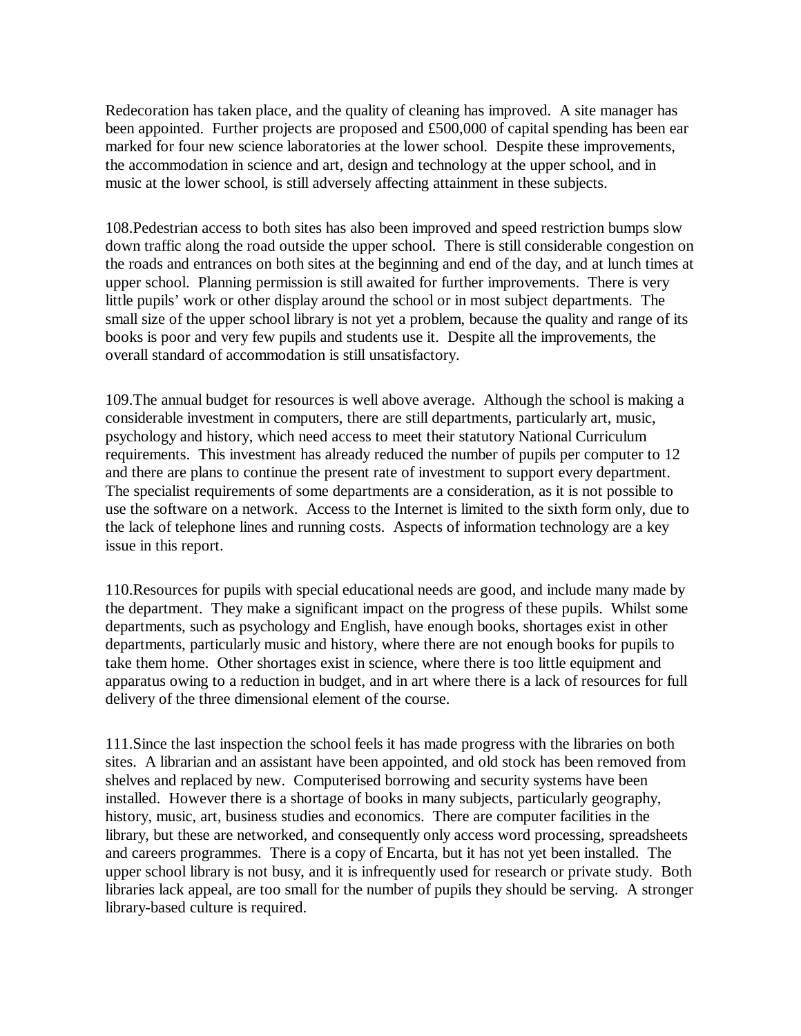Redecoration has taken place, and the quality of cleaning has improved. A site manager has been appointed. Further projects are proposed and £500,000 of capital spending has been ear marked for four new science laboratories at the lower school. Despite these improvements, the accommodation in science and art, design and technology at the upper school, and in music at the lower school, is still adversely affecting attainment in these subjects.

108.Pedestrian access to both sites has also been improved and speed restriction bumps slow down traffic along the road outside the upper school. There is still considerable congestion on the roads and entrances on both sites at the beginning and end of the day, and at lunch times at upper school. Planning permission is still awaited for further improvements. There is very little pupils' work or other display around the school or in most subject departments. The small size of the upper school library is not yet a problem, because the quality and range of its books is poor and very few pupils and students use it. Despite all the improvements, the overall standard of accommodation is still unsatisfactory.

109.The annual budget for resources is well above average. Although the school is making a considerable investment in computers, there are still departments, particularly art, music, psychology and history, which need access to meet their statutory National Curriculum requirements. This investment has already reduced the number of pupils per computer to 12 and there are plans to continue the present rate of investment to support every department. The specialist requirements of some departments are a consideration, as it is not possible to use the software on a network. Access to the Internet is limited to the sixth form only, due to the lack of telephone lines and running costs. Aspects of information technology are a key issue in this report.

110.Resources for pupils with special educational needs are good, and include many made by the department. They make a significant impact on the progress of these pupils. Whilst some departments, such as psychology and English, have enough books, shortages exist in other departments, particularly music and history, where there are not enough books for pupils to take them home. Other shortages exist in science, where there is too little equipment and apparatus owing to a reduction in budget, and in art where there is a lack of resources for full delivery of the three dimensional element of the course.

111.Since the last inspection the school feels it has made progress with the libraries on both sites. A librarian and an assistant have been appointed, and old stock has been removed from shelves and replaced by new. Computerised borrowing and security systems have been installed. However there is a shortage of books in many subjects, particularly geography, history, music, art, business studies and economics. There are computer facilities in the library, but these are networked, and consequently only access word processing, spreadsheets and careers programmes. There is a copy of Encarta, but it has not yet been installed. The upper school library is not busy, and it is infrequently used for research or private study. Both libraries lack appeal, are too small for the number of pupils they should be serving. A stronger library-based culture is required.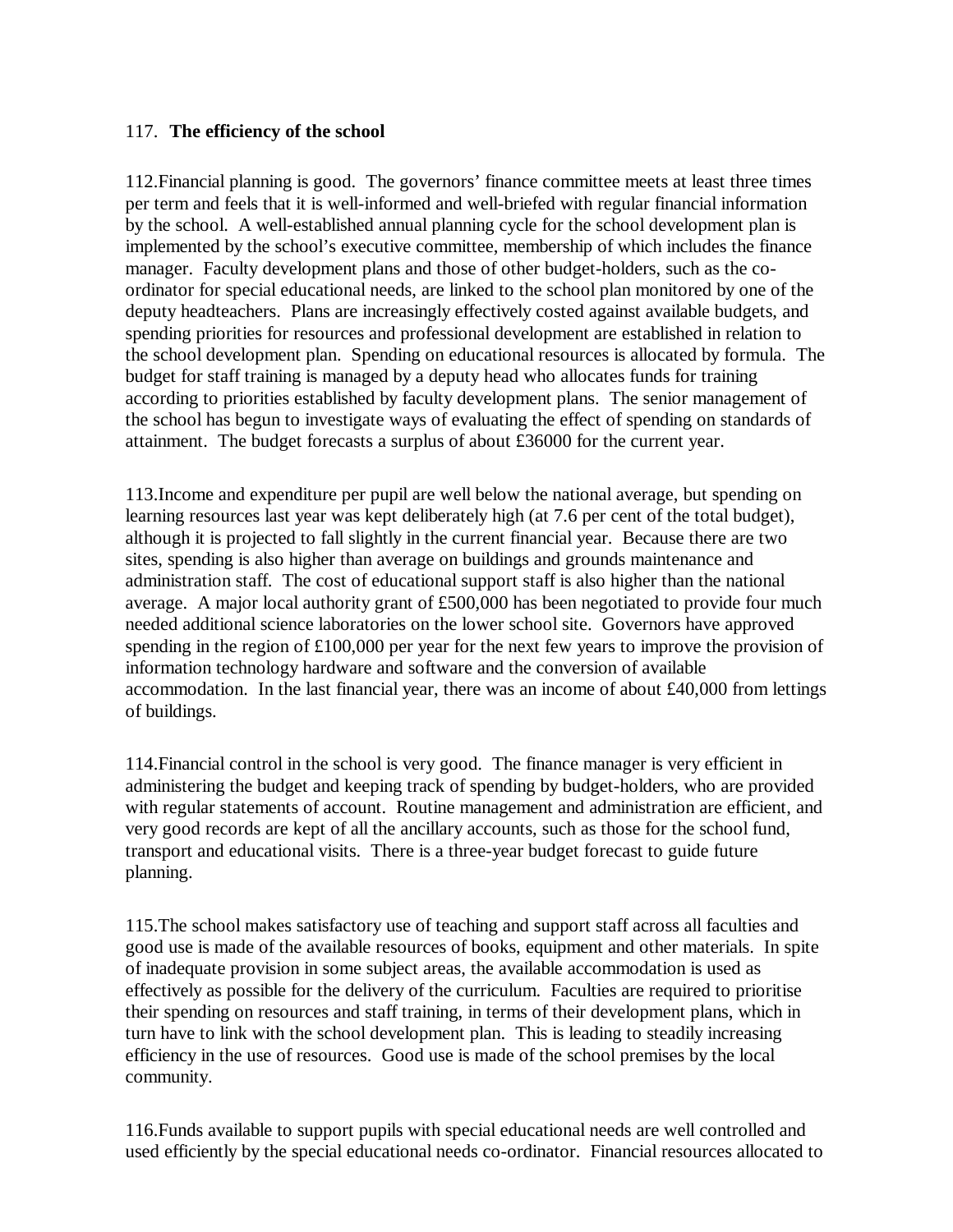117. **The efficiency of the school**

112.Financial planning is good. The governors' finance committee meets at least three times per term and feels that it is well-informed and well-briefed with regular financial information by the school. A well-established annual planning cycle for the school development plan is implemented by the school's executive committee, membership of which includes the finance manager. Faculty development plans and those of other budget-holders, such as the co-ordinator for special educational needs, are linked to the school plan monitored by one of the deputy headteachers. Plans are increasingly effectively costed against available budgets, and spending priorities for resources and professional development are established in relation to the school development plan. Spending on educational resources is allocated by formula. The budget for staff training is managed by a deputy head who allocates funds for training according to priorities established by faculty development plans. The senior management of the school has begun to investigate ways of evaluating the effect of spending on standards of attainment. The budget forecasts a surplus of about £36000 for the current year.

113.Income and expenditure per pupil are well below the national average, but spending on learning resources last year was kept deliberately high (at 7.6 per cent of the total budget), although it is projected to fall slightly in the current financial year. Because there are two sites, spending is also higher than average on buildings and grounds maintenance and administration staff. The cost of educational support staff is also higher than the national average. A major local authority grant of £500,000 has been negotiated to provide four much needed additional science laboratories on the lower school site. Governors have approved spending in the region of £100,000 per year for the next few years to improve the provision of information technology hardware and software and the conversion of available accommodation. In the last financial year, there was an income of about £40,000 from lettings of buildings.

114.Financial control in the school is very good. The finance manager is very efficient in administering the budget and keeping track of spending by budget-holders, who are provided with regular statements of account. Routine management and administration are efficient, and very good records are kept of all the ancillary accounts, such as those for the school fund, transport and educational visits. There is a three-year budget forecast to guide future planning.

115.The school makes satisfactory use of teaching and support staff across all faculties and good use is made of the available resources of books, equipment and other materials. In spite of inadequate provision in some subject areas, the available accommodation is used as effectively as possible for the delivery of the curriculum. Faculties are required to prioritise their spending on resources and staff training, in terms of their development plans, which in turn have to link with the school development plan. This is leading to steadily increasing efficiency in the use of resources. Good use is made of the school premises by the local community.

116.Funds available to support pupils with special educational needs are well controlled and used efficiently by the special educational needs co-ordinator. Financial resources allocated to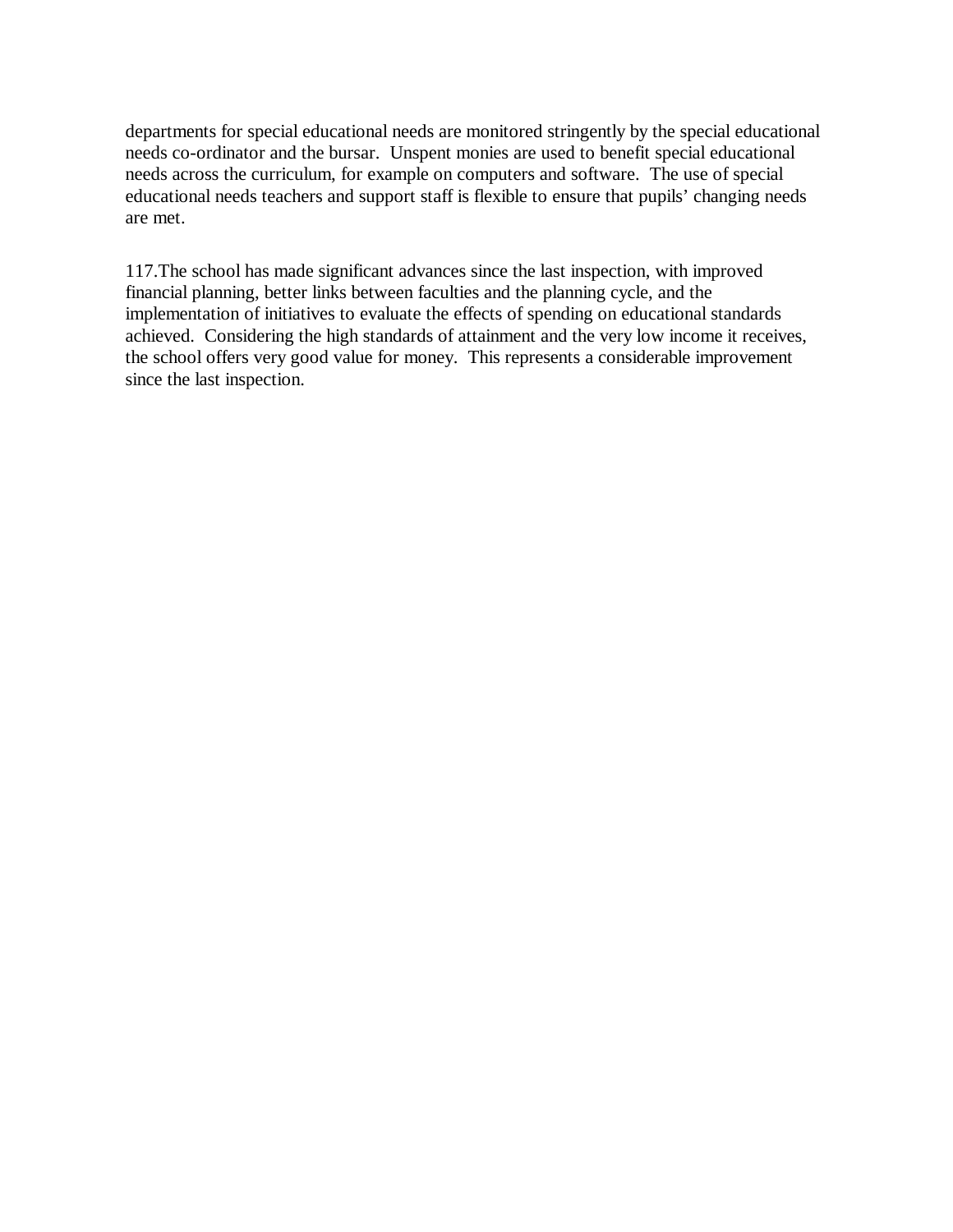departments for special educational needs are monitored stringently by the special educational needs co-ordinator and the bursar. Unspent monies are used to benefit special educational needs across the curriculum, for example on computers and software. The use of special educational needs teachers and support staff is flexible to ensure that pupils' changing needs are met.

117. The school has made significant advances since the last inspection, with improved financial planning, better links between faculties and the planning cycle, and the implementation of initiatives to evaluate the effects of spending on educational standards achieved. Considering the high standards of attainment and the very low income it receives, the school offers very good value for money. This represents a considerable improvement since the last inspection.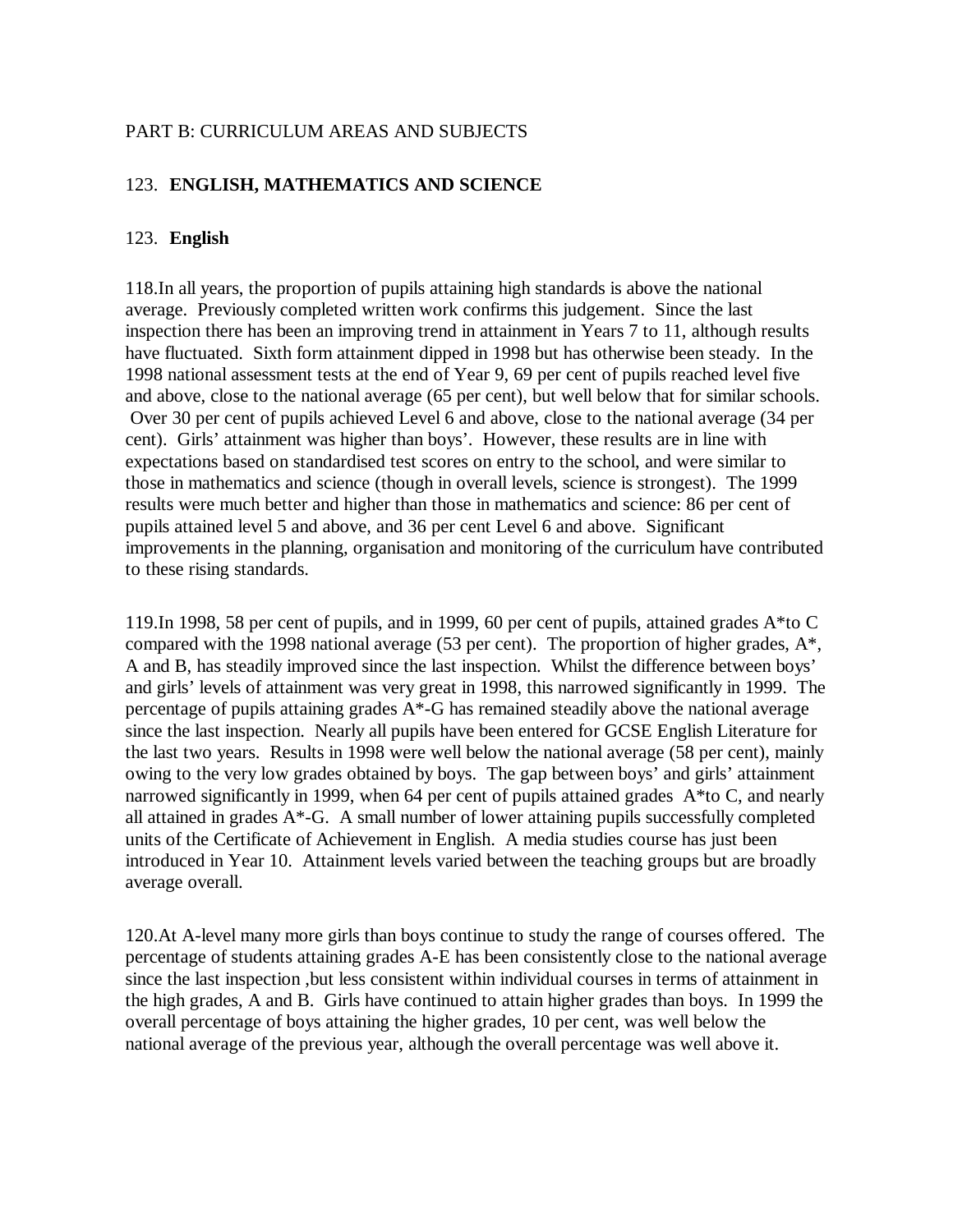PART B: CURRICULUM AREAS AND SUBJECTS

## 123. **ENGLISH, MATHEMATICS AND SCIENCE**

### 123. **English**

118.In all years, the proportion of pupils attaining high standards is above the national average. Previously completed written work confirms this judgement. Since the last inspection there has been an improving trend in attainment in Years 7 to 11, although results have fluctuated. Sixth form attainment dipped in 1998 but has otherwise been steady. In the 1998 national assessment tests at the end of Year 9, 69 per cent of pupils reached level five and above, close to the national average (65 per cent), but well below that for similar schools. Over 30 per cent of pupils achieved Level 6 and above, close to the national average (34 per cent). Girls' attainment was higher than boys'. However, these results are in line with expectations based on standardised test scores on entry to the school, and were similar to those in mathematics and science (though in overall levels, science is strongest). The 1999 results were much better and higher than those in mathematics and science: 86 per cent of pupils attained level 5 and above, and 36 per cent Level 6 and above. Significant improvements in the planning, organisation and monitoring of the curriculum have contributed to these rising standards.

119.In 1998, 58 per cent of pupils, and in 1999, 60 per cent of pupils, attained grades A*to C compared with the 1998 national average (53 per cent). The proportion of higher grades, A*, A and B, has steadily improved since the last inspection. Whilst the difference between boys' and girls' levels of attainment was very great in 1998, this narrowed significantly in 1999. The percentage of pupils attaining grades A*-G has remained steadily above the national average since the last inspection. Nearly all pupils have been entered for GCSE English Literature for the last two years. Results in 1998 were well below the national average (58 per cent), mainly owing to the very low grades obtained by boys. The gap between boys' and girls' attainment narrowed significantly in 1999, when 64 per cent of pupils attained grades A*to C, and nearly all attained in grades A*-G. A small number of lower attaining pupils successfully completed units of the Certificate of Achievement in English. A media studies course has just been introduced in Year 10. Attainment levels varied between the teaching groups but are broadly average overall.

120.At A-level many more girls than boys continue to study the range of courses offered. The percentage of students attaining grades A-E has been consistently close to the national average since the last inspection ,but less consistent within individual courses in terms of attainment in the high grades, A and B. Girls have continued to attain higher grades than boys. In 1999 the overall percentage of boys attaining the higher grades, 10 per cent, was well below the national average of the previous year, although the overall percentage was well above it.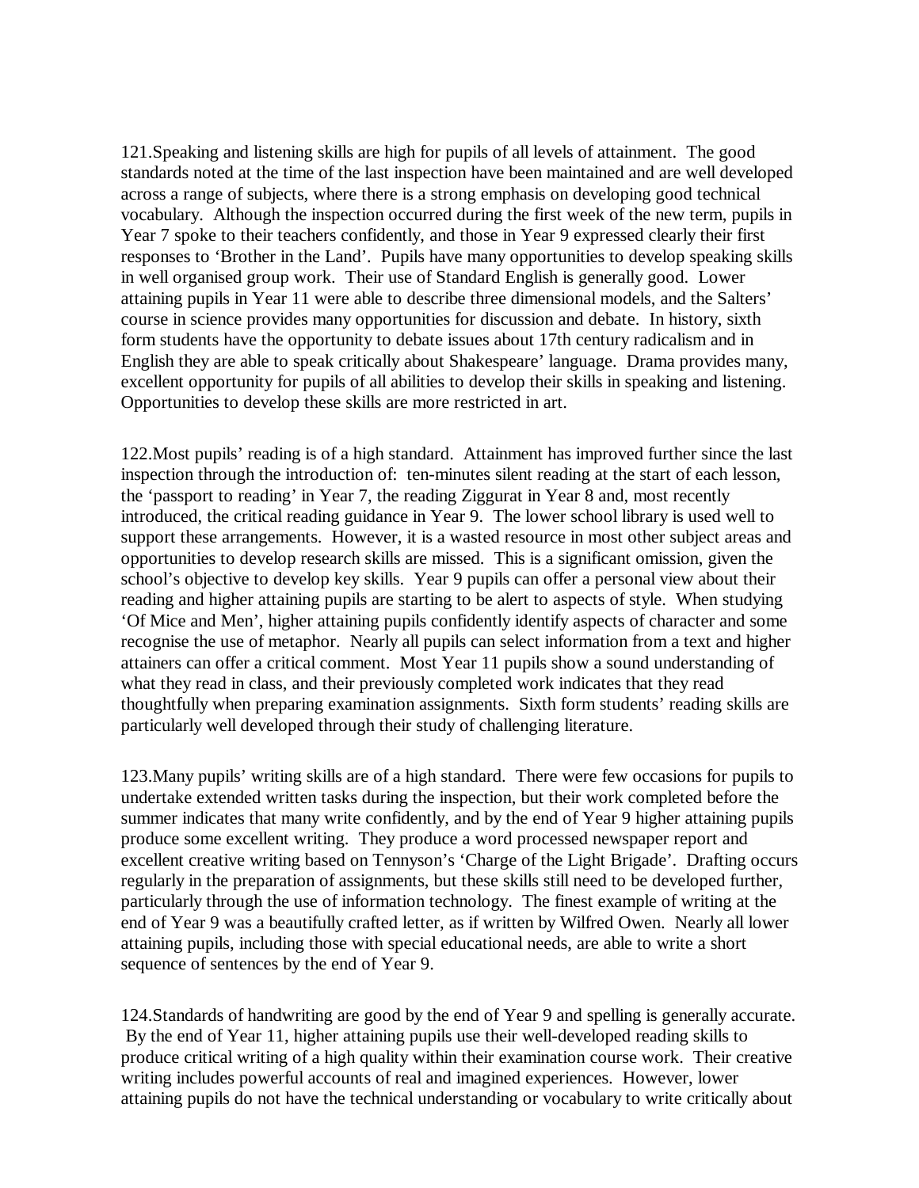121.Speaking and listening skills are high for pupils of all levels of attainment. The good standards noted at the time of the last inspection have been maintained and are well developed across a range of subjects, where there is a strong emphasis on developing good technical vocabulary. Although the inspection occurred during the first week of the new term, pupils in Year 7 spoke to their teachers confidently, and those in Year 9 expressed clearly their first responses to 'Brother in the Land'. Pupils have many opportunities to develop speaking skills in well organised group work. Their use of Standard English is generally good. Lower attaining pupils in Year 11 were able to describe three dimensional models, and the Salters' course in science provides many opportunities for discussion and debate. In history, sixth form students have the opportunity to debate issues about 17th century radicalism and in English they are able to speak critically about Shakespeare' language. Drama provides many, excellent opportunity for pupils of all abilities to develop their skills in speaking and listening. Opportunities to develop these skills are more restricted in art.

122.Most pupils' reading is of a high standard. Attainment has improved further since the last inspection through the introduction of: ten-minutes silent reading at the start of each lesson, the 'passport to reading' in Year 7, the reading Ziggurat in Year 8 and, most recently introduced, the critical reading guidance in Year 9. The lower school library is used well to support these arrangements. However, it is a wasted resource in most other subject areas and opportunities to develop research skills are missed. This is a significant omission, given the school's objective to develop key skills. Year 9 pupils can offer a personal view about their reading and higher attaining pupils are starting to be alert to aspects of style. When studying 'Of Mice and Men', higher attaining pupils confidently identify aspects of character and some recognise the use of metaphor. Nearly all pupils can select information from a text and higher attainers can offer a critical comment. Most Year 11 pupils show a sound understanding of what they read in class, and their previously completed work indicates that they read thoughtfully when preparing examination assignments. Sixth form students' reading skills are particularly well developed through their study of challenging literature.

123.Many pupils' writing skills are of a high standard. There were few occasions for pupils to undertake extended written tasks during the inspection, but their work completed before the summer indicates that many write confidently, and by the end of Year 9 higher attaining pupils produce some excellent writing. They produce a word processed newspaper report and excellent creative writing based on Tennyson's 'Charge of the Light Brigade'. Drafting occurs regularly in the preparation of assignments, but these skills still need to be developed further, particularly through the use of information technology. The finest example of writing at the end of Year 9 was a beautifully crafted letter, as if written by Wilfred Owen. Nearly all lower attaining pupils, including those with special educational needs, are able to write a short sequence of sentences by the end of Year 9.

124.Standards of handwriting are good by the end of Year 9 and spelling is generally accurate. By the end of Year 11, higher attaining pupils use their well-developed reading skills to produce critical writing of a high quality within their examination course work. Their creative writing includes powerful accounts of real and imagined experiences. However, lower attaining pupils do not have the technical understanding or vocabulary to write critically about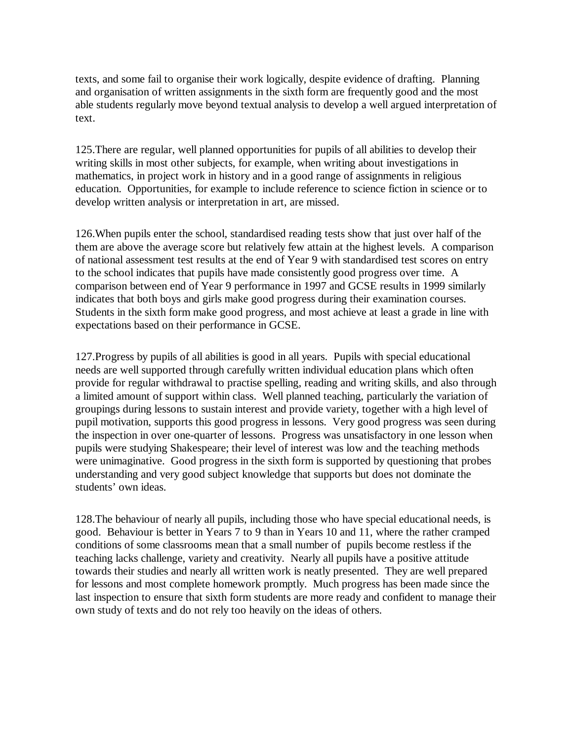texts, and some fail to organise their work logically, despite evidence of drafting. Planning and organisation of written assignments in the sixth form are frequently good and the most able students regularly move beyond textual analysis to develop a well argued interpretation of text.

125.There are regular, well planned opportunities for pupils of all abilities to develop their writing skills in most other subjects, for example, when writing about investigations in mathematics, in project work in history and in a good range of assignments in religious education. Opportunities, for example to include reference to science fiction in science or to develop written analysis or interpretation in art, are missed.

126.When pupils enter the school, standardised reading tests show that just over half of the them are above the average score but relatively few attain at the highest levels. A comparison of national assessment test results at the end of Year 9 with standardised test scores on entry to the school indicates that pupils have made consistently good progress over time. A comparison between end of Year 9 performance in 1997 and GCSE results in 1999 similarly indicates that both boys and girls make good progress during their examination courses. Students in the sixth form make good progress, and most achieve at least a grade in line with expectations based on their performance in GCSE.

127.Progress by pupils of all abilities is good in all years. Pupils with special educational needs are well supported through carefully written individual education plans which often provide for regular withdrawal to practise spelling, reading and writing skills, and also through a limited amount of support within class. Well planned teaching, particularly the variation of groupings during lessons to sustain interest and provide variety, together with a high level of pupil motivation, supports this good progress in lessons. Very good progress was seen during the inspection in over one-quarter of lessons. Progress was unsatisfactory in one lesson when pupils were studying Shakespeare; their level of interest was low and the teaching methods were unimaginative. Good progress in the sixth form is supported by questioning that probes understanding and very good subject knowledge that supports but does not dominate the students' own ideas.

128.The behaviour of nearly all pupils, including those who have special educational needs, is good. Behaviour is better in Years 7 to 9 than in Years 10 and 11, where the rather cramped conditions of some classrooms mean that a small number of pupils become restless if the teaching lacks challenge, variety and creativity. Nearly all pupils have a positive attitude towards their studies and nearly all written work is neatly presented. They are well prepared for lessons and most complete homework promptly. Much progress has been made since the last inspection to ensure that sixth form students are more ready and confident to manage their own study of texts and do not rely too heavily on the ideas of others.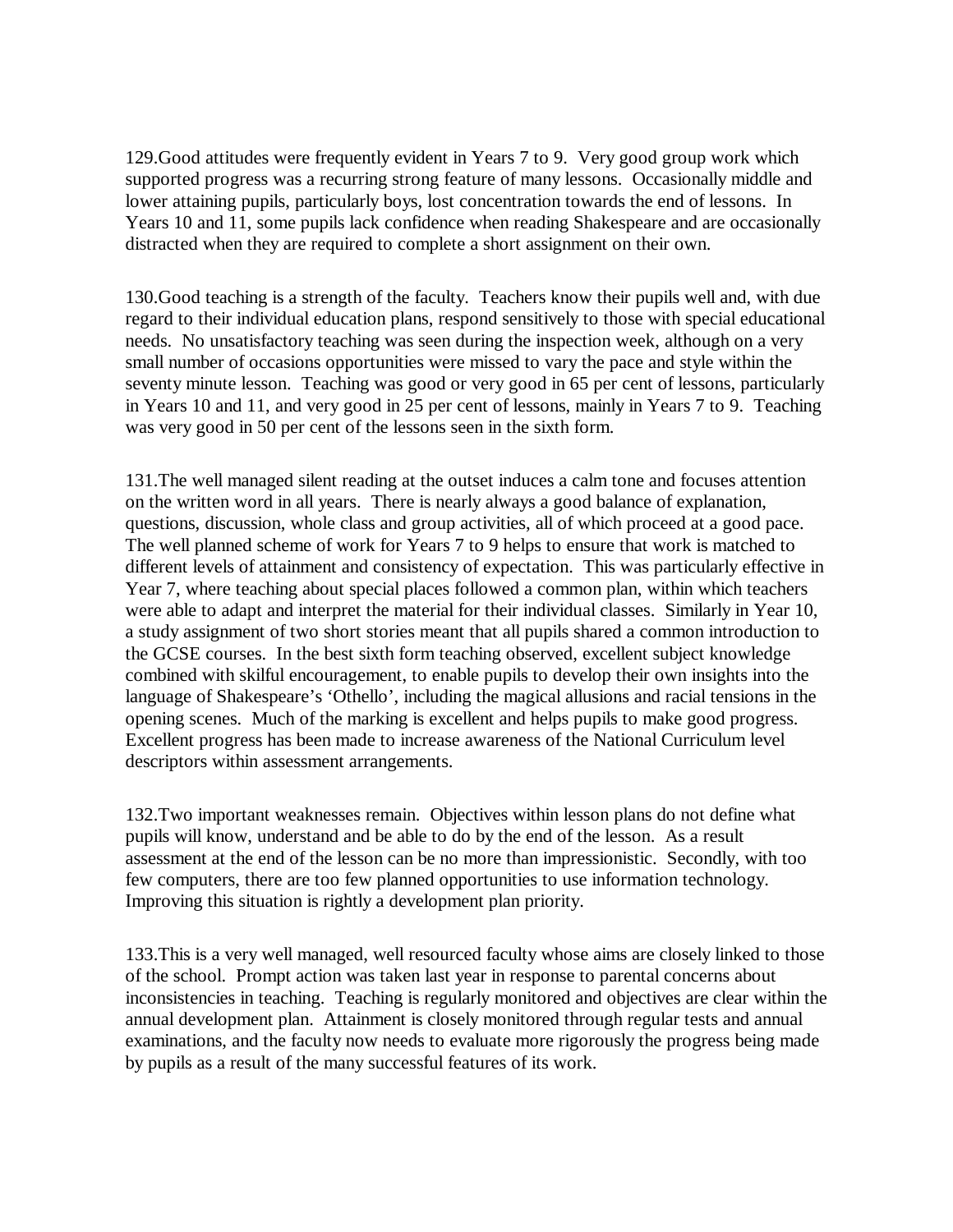129.Good attitudes were frequently evident in Years 7 to 9. Very good group work which supported progress was a recurring strong feature of many lessons. Occasionally middle and lower attaining pupils, particularly boys, lost concentration towards the end of lessons. In Years 10 and 11, some pupils lack confidence when reading Shakespeare and are occasionally distracted when they are required to complete a short assignment on their own.

130.Good teaching is a strength of the faculty. Teachers know their pupils well and, with due regard to their individual education plans, respond sensitively to those with special educational needs. No unsatisfactory teaching was seen during the inspection week, although on a very small number of occasions opportunities were missed to vary the pace and style within the seventy minute lesson. Teaching was good or very good in 65 per cent of lessons, particularly in Years 10 and 11, and very good in 25 per cent of lessons, mainly in Years 7 to 9. Teaching was very good in 50 per cent of the lessons seen in the sixth form.

131.The well managed silent reading at the outset induces a calm tone and focuses attention on the written word in all years. There is nearly always a good balance of explanation, questions, discussion, whole class and group activities, all of which proceed at a good pace. The well planned scheme of work for Years 7 to 9 helps to ensure that work is matched to different levels of attainment and consistency of expectation. This was particularly effective in Year 7, where teaching about special places followed a common plan, within which teachers were able to adapt and interpret the material for their individual classes. Similarly in Year 10, a study assignment of two short stories meant that all pupils shared a common introduction to the GCSE courses. In the best sixth form teaching observed, excellent subject knowledge combined with skilful encouragement, to enable pupils to develop their own insights into the language of Shakespeare's 'Othello', including the magical allusions and racial tensions in the opening scenes. Much of the marking is excellent and helps pupils to make good progress. Excellent progress has been made to increase awareness of the National Curriculum level descriptors within assessment arrangements.

132.Two important weaknesses remain. Objectives within lesson plans do not define what pupils will know, understand and be able to do by the end of the lesson. As a result assessment at the end of the lesson can be no more than impressionistic. Secondly, with too few computers, there are too few planned opportunities to use information technology. Improving this situation is rightly a development plan priority.

133.This is a very well managed, well resourced faculty whose aims are closely linked to those of the school. Prompt action was taken last year in response to parental concerns about inconsistencies in teaching. Teaching is regularly monitored and objectives are clear within the annual development plan. Attainment is closely monitored through regular tests and annual examinations, and the faculty now needs to evaluate more rigorously the progress being made by pupils as a result of the many successful features of its work.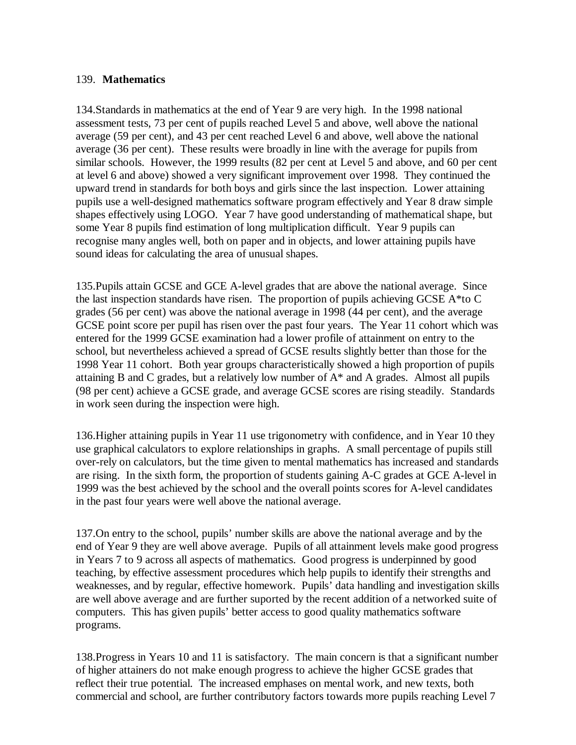139. **Mathematics**

134.Standards in mathematics at the end of Year 9 are very high. In the 1998 national assessment tests, 73 per cent of pupils reached Level 5 and above, well above the national average (59 per cent), and 43 per cent reached Level 6 and above, well above the national average (36 per cent). These results were broadly in line with the average for pupils from similar schools. However, the 1999 results (82 per cent at Level 5 and above, and 60 per cent at level 6 and above) showed a very significant improvement over 1998. They continued the upward trend in standards for both boys and girls since the last inspection. Lower attaining pupils use a well-designed mathematics software program effectively and Year 8 draw simple shapes effectively using LOGO. Year 7 have good understanding of mathematical shape, but some Year 8 pupils find estimation of long multiplication difficult. Year 9 pupils can recognise many angles well, both on paper and in objects, and lower attaining pupils have sound ideas for calculating the area of unusual shapes.

135.Pupils attain GCSE and GCE A-level grades that are above the national average. Since the last inspection standards have risen. The proportion of pupils achieving GCSE A*to C grades (56 per cent) was above the national average in 1998 (44 per cent), and the average GCSE point score per pupil has risen over the past four years. The Year 11 cohort which was entered for the 1999 GCSE examination had a lower profile of attainment on entry to the school, but nevertheless achieved a spread of GCSE results slightly better than those for the 1998 Year 11 cohort. Both year groups characteristically showed a high proportion of pupils attaining B and C grades, but a relatively low number of A* and A grades. Almost all pupils (98 per cent) achieve a GCSE grade, and average GCSE scores are rising steadily. Standards in work seen during the inspection were high.

136.Higher attaining pupils in Year 11 use trigonometry with confidence, and in Year 10 they use graphical calculators to explore relationships in graphs. A small percentage of pupils still over-rely on calculators, but the time given to mental mathematics has increased and standards are rising. In the sixth form, the proportion of students gaining A-C grades at GCE A-level in 1999 was the best achieved by the school and the overall points scores for A-level candidates in the past four years were well above the national average.

137.On entry to the school, pupils' number skills are above the national average and by the end of Year 9 they are well above average. Pupils of all attainment levels make good progress in Years 7 to 9 across all aspects of mathematics. Good progress is underpinned by good teaching, by effective assessment procedures which help pupils to identify their strengths and weaknesses, and by regular, effective homework. Pupils' data handling and investigation skills are well above average and are further suported by the recent addition of a networked suite of computers. This has given pupils' better access to good quality mathematics software programs.

138.Progress in Years 10 and 11 is satisfactory. The main concern is that a significant number of higher attainers do not make enough progress to achieve the higher GCSE grades that reflect their true potential. The increased emphases on mental work, and new texts, both commercial and school, are further contributory factors towards more pupils reaching Level 7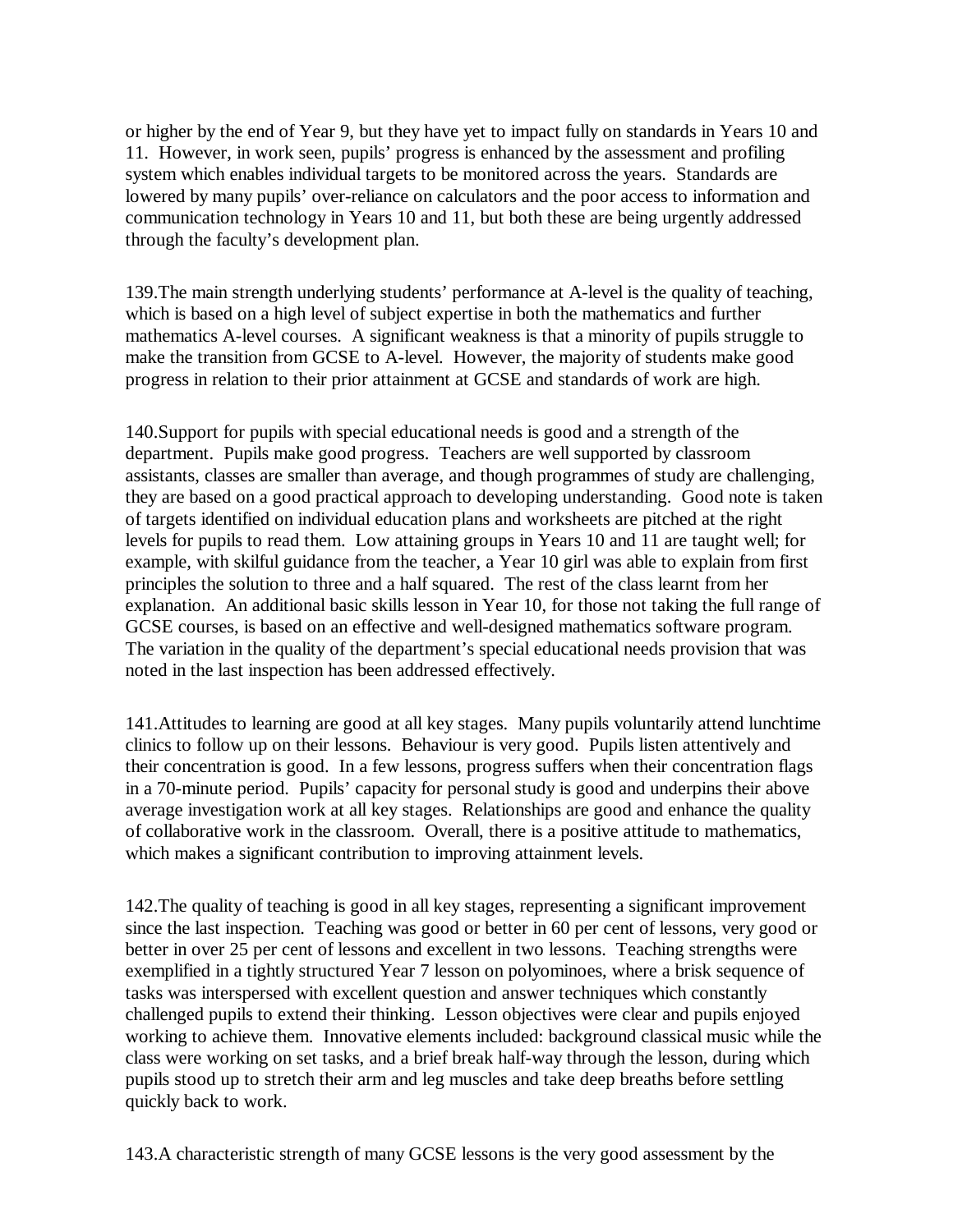or higher by the end of Year 9, but they have yet to impact fully on standards in Years 10 and 11. However, in work seen, pupils' progress is enhanced by the assessment and profiling system which enables individual targets to be monitored across the years. Standards are lowered by many pupils' over-reliance on calculators and the poor access to information and communication technology in Years 10 and 11, but both these are being urgently addressed through the faculty's development plan.

139.The main strength underlying students' performance at A-level is the quality of teaching, which is based on a high level of subject expertise in both the mathematics and further mathematics A-level courses. A significant weakness is that a minority of pupils struggle to make the transition from GCSE to A-level. However, the majority of students make good progress in relation to their prior attainment at GCSE and standards of work are high.

140.Support for pupils with special educational needs is good and a strength of the department. Pupils make good progress. Teachers are well supported by classroom assistants, classes are smaller than average, and though programmes of study are challenging, they are based on a good practical approach to developing understanding. Good note is taken of targets identified on individual education plans and worksheets are pitched at the right levels for pupils to read them. Low attaining groups in Years 10 and 11 are taught well; for example, with skilful guidance from the teacher, a Year 10 girl was able to explain from first principles the solution to three and a half squared. The rest of the class learnt from her explanation. An additional basic skills lesson in Year 10, for those not taking the full range of GCSE courses, is based on an effective and well-designed mathematics software program. The variation in the quality of the department's special educational needs provision that was noted in the last inspection has been addressed effectively.

141.Attitudes to learning are good at all key stages. Many pupils voluntarily attend lunchtime clinics to follow up on their lessons. Behaviour is very good. Pupils listen attentively and their concentration is good. In a few lessons, progress suffers when their concentration flags in a 70-minute period. Pupils' capacity for personal study is good and underpins their above average investigation work at all key stages. Relationships are good and enhance the quality of collaborative work in the classroom. Overall, there is a positive attitude to mathematics, which makes a significant contribution to improving attainment levels.

142.The quality of teaching is good in all key stages, representing a significant improvement since the last inspection. Teaching was good or better in 60 per cent of lessons, very good or better in over 25 per cent of lessons and excellent in two lessons. Teaching strengths were exemplified in a tightly structured Year 7 lesson on polyominoes, where a brisk sequence of tasks was interspersed with excellent question and answer techniques which constantly challenged pupils to extend their thinking. Lesson objectives were clear and pupils enjoyed working to achieve them. Innovative elements included: background classical music while the class were working on set tasks, and a brief break half-way through the lesson, during which pupils stood up to stretch their arm and leg muscles and take deep breaths before settling quickly back to work.

143.A characteristic strength of many GCSE lessons is the very good assessment by the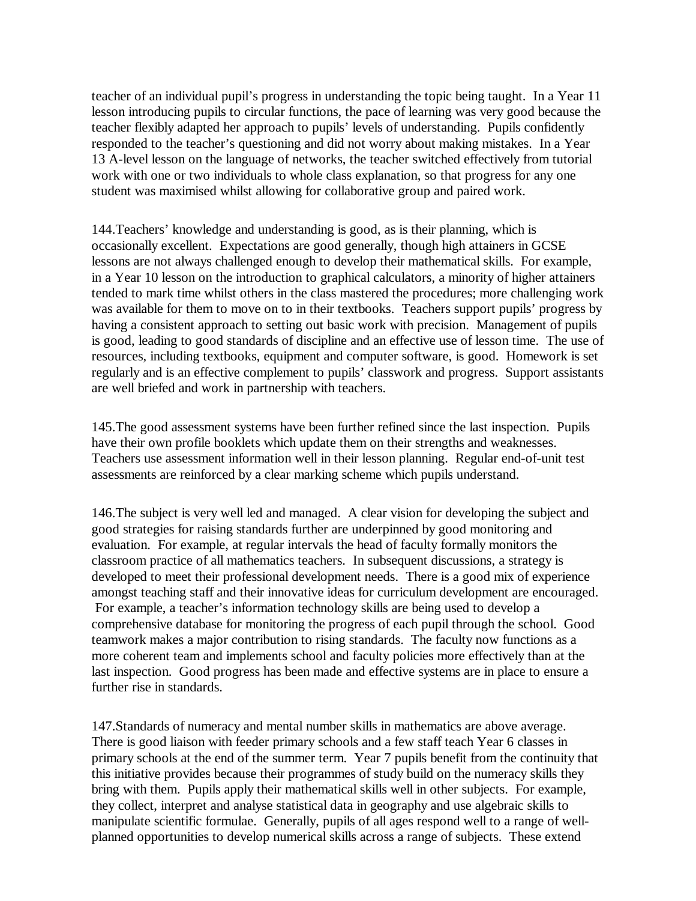teacher of an individual pupil's progress in understanding the topic being taught. In a Year 11 lesson introducing pupils to circular functions, the pace of learning was very good because the teacher flexibly adapted her approach to pupils' levels of understanding. Pupils confidently responded to the teacher's questioning and did not worry about making mistakes. In a Year 13 A-level lesson on the language of networks, the teacher switched effectively from tutorial work with one or two individuals to whole class explanation, so that progress for any one student was maximised whilst allowing for collaborative group and paired work.

144.Teachers' knowledge and understanding is good, as is their planning, which is occasionally excellent. Expectations are good generally, though high attainers in GCSE lessons are not always challenged enough to develop their mathematical skills. For example, in a Year 10 lesson on the introduction to graphical calculators, a minority of higher attainers tended to mark time whilst others in the class mastered the procedures; more challenging work was available for them to move on to in their textbooks. Teachers support pupils' progress by having a consistent approach to setting out basic work with precision. Management of pupils is good, leading to good standards of discipline and an effective use of lesson time. The use of resources, including textbooks, equipment and computer software, is good. Homework is set regularly and is an effective complement to pupils' classwork and progress. Support assistants are well briefed and work in partnership with teachers.

145.The good assessment systems have been further refined since the last inspection. Pupils have their own profile booklets which update them on their strengths and weaknesses. Teachers use assessment information well in their lesson planning. Regular end-of-unit test assessments are reinforced by a clear marking scheme which pupils understand.

146.The subject is very well led and managed. A clear vision for developing the subject and good strategies for raising standards further are underpinned by good monitoring and evaluation. For example, at regular intervals the head of faculty formally monitors the classroom practice of all mathematics teachers. In subsequent discussions, a strategy is developed to meet their professional development needs. There is a good mix of experience amongst teaching staff and their innovative ideas for curriculum development are encouraged. For example, a teacher's information technology skills are being used to develop a comprehensive database for monitoring the progress of each pupil through the school. Good teamwork makes a major contribution to rising standards. The faculty now functions as a more coherent team and implements school and faculty policies more effectively than at the last inspection. Good progress has been made and effective systems are in place to ensure a further rise in standards.

147.Standards of numeracy and mental number skills in mathematics are above average. There is good liaison with feeder primary schools and a few staff teach Year 6 classes in primary schools at the end of the summer term. Year 7 pupils benefit from the continuity that this initiative provides because their programmes of study build on the numeracy skills they bring with them. Pupils apply their mathematical skills well in other subjects. For example, they collect, interpret and analyse statistical data in geography and use algebraic skills to manipulate scientific formulae. Generally, pupils of all ages respond well to a range of well-planned opportunities to develop numerical skills across a range of subjects. These extend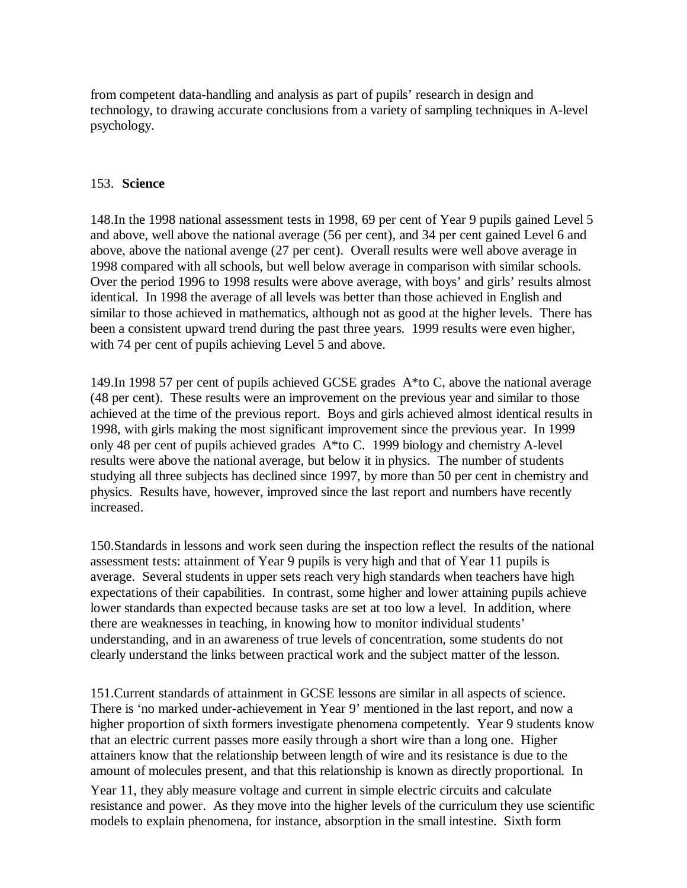from competent data-handling and analysis as part of pupils' research in design and technology, to drawing accurate conclusions from a variety of sampling techniques in A-level psychology.

153. **Science**

148.In the 1998 national assessment tests in 1998, 69 per cent of Year 9 pupils gained Level 5 and above, well above the national average (56 per cent), and 34 per cent gained Level 6 and above, above the national avenge (27 per cent). Overall results were well above average in 1998 compared with all schools, but well below average in comparison with similar schools. Over the period 1996 to 1998 results were above average, with boys' and girls' results almost identical. In 1998 the average of all levels was better than those achieved in English and similar to those achieved in mathematics, although not as good at the higher levels. There has been a consistent upward trend during the past three years. 1999 results were even higher, with 74 per cent of pupils achieving Level 5 and above.

149.In 1998 57 per cent of pupils achieved GCSE grades A*to C, above the national average (48 per cent). These results were an improvement on the previous year and similar to those achieved at the time of the previous report. Boys and girls achieved almost identical results in 1998, with girls making the most significant improvement since the previous year. In 1999 only 48 per cent of pupils achieved grades A*to C. 1999 biology and chemistry A-level results were above the national average, but below it in physics. The number of students studying all three subjects has declined since 1997, by more than 50 per cent in chemistry and physics. Results have, however, improved since the last report and numbers have recently increased.

150.Standards in lessons and work seen during the inspection reflect the results of the national assessment tests: attainment of Year 9 pupils is very high and that of Year 11 pupils is average. Several students in upper sets reach very high standards when teachers have high expectations of their capabilities. In contrast, some higher and lower attaining pupils achieve lower standards than expected because tasks are set at too low a level. In addition, where there are weaknesses in teaching, in knowing how to monitor individual students' understanding, and in an awareness of true levels of concentration, some students do not clearly understand the links between practical work and the subject matter of the lesson.

151.Current standards of attainment in GCSE lessons are similar in all aspects of science. There is 'no marked under-achievement in Year 9' mentioned in the last report, and now a higher proportion of sixth formers investigate phenomena competently. Year 9 students know that an electric current passes more easily through a short wire than a long one. Higher attainers know that the relationship between length of wire and its resistance is due to the amount of molecules present, and that this relationship is known as directly proportional. In Year 11, they ably measure voltage and current in simple electric circuits and calculate resistance and power. As they move into the higher levels of the curriculum they use scientific models to explain phenomena, for instance, absorption in the small intestine. Sixth form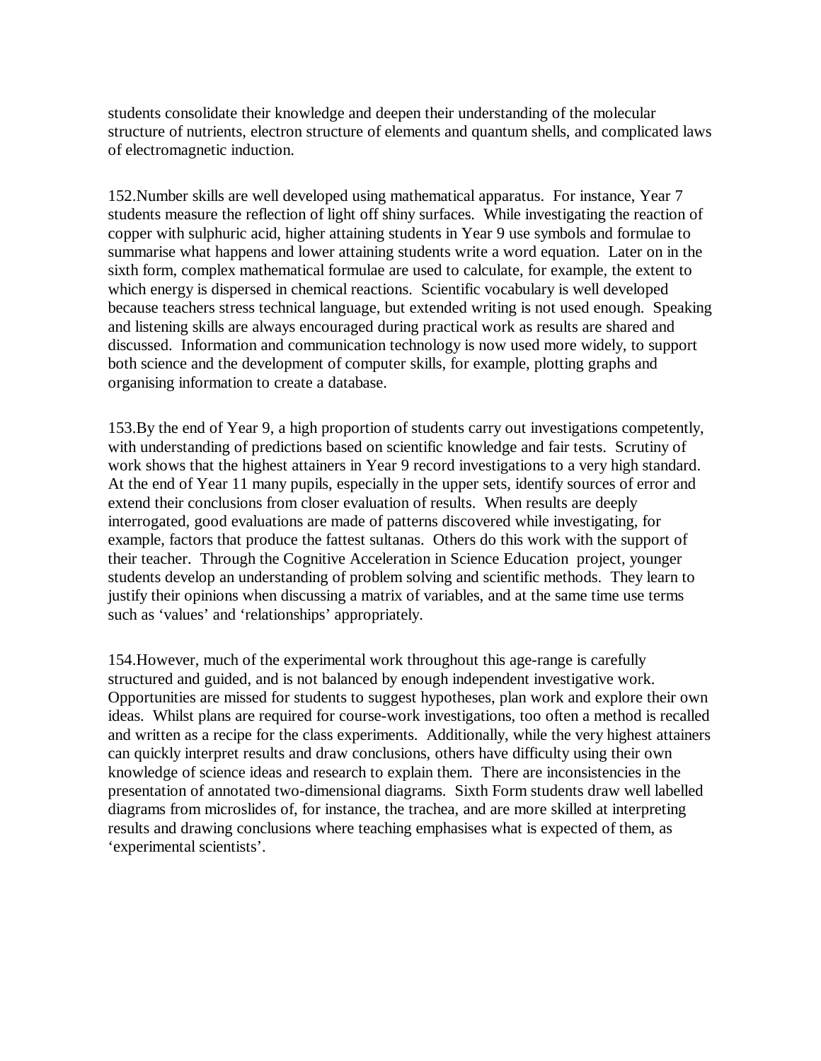students consolidate their knowledge and deepen their understanding of the molecular structure of nutrients, electron structure of elements and quantum shells, and complicated laws of electromagnetic induction.

152.Number skills are well developed using mathematical apparatus. For instance, Year 7 students measure the reflection of light off shiny surfaces. While investigating the reaction of copper with sulphuric acid, higher attaining students in Year 9 use symbols and formulae to summarise what happens and lower attaining students write a word equation. Later on in the sixth form, complex mathematical formulae are used to calculate, for example, the extent to which energy is dispersed in chemical reactions. Scientific vocabulary is well developed because teachers stress technical language, but extended writing is not used enough. Speaking and listening skills are always encouraged during practical work as results are shared and discussed. Information and communication technology is now used more widely, to support both science and the development of computer skills, for example, plotting graphs and organising information to create a database.

153.By the end of Year 9, a high proportion of students carry out investigations competently, with understanding of predictions based on scientific knowledge and fair tests. Scrutiny of work shows that the highest attainers in Year 9 record investigations to a very high standard. At the end of Year 11 many pupils, especially in the upper sets, identify sources of error and extend their conclusions from closer evaluation of results. When results are deeply interrogated, good evaluations are made of patterns discovered while investigating, for example, factors that produce the fattest sultanas. Others do this work with the support of their teacher. Through the Cognitive Acceleration in Science Education project, younger students develop an understanding of problem solving and scientific methods. They learn to justify their opinions when discussing a matrix of variables, and at the same time use terms such as 'values' and 'relationships' appropriately.

154.However, much of the experimental work throughout this age-range is carefully structured and guided, and is not balanced by enough independent investigative work. Opportunities are missed for students to suggest hypotheses, plan work and explore their own ideas. Whilst plans are required for course-work investigations, too often a method is recalled and written as a recipe for the class experiments. Additionally, while the very highest attainers can quickly interpret results and draw conclusions, others have difficulty using their own knowledge of science ideas and research to explain them. There are inconsistencies in the presentation of annotated two-dimensional diagrams. Sixth Form students draw well labelled diagrams from microslides of, for instance, the trachea, and are more skilled at interpreting results and drawing conclusions where teaching emphasises what is expected of them, as 'experimental scientists'.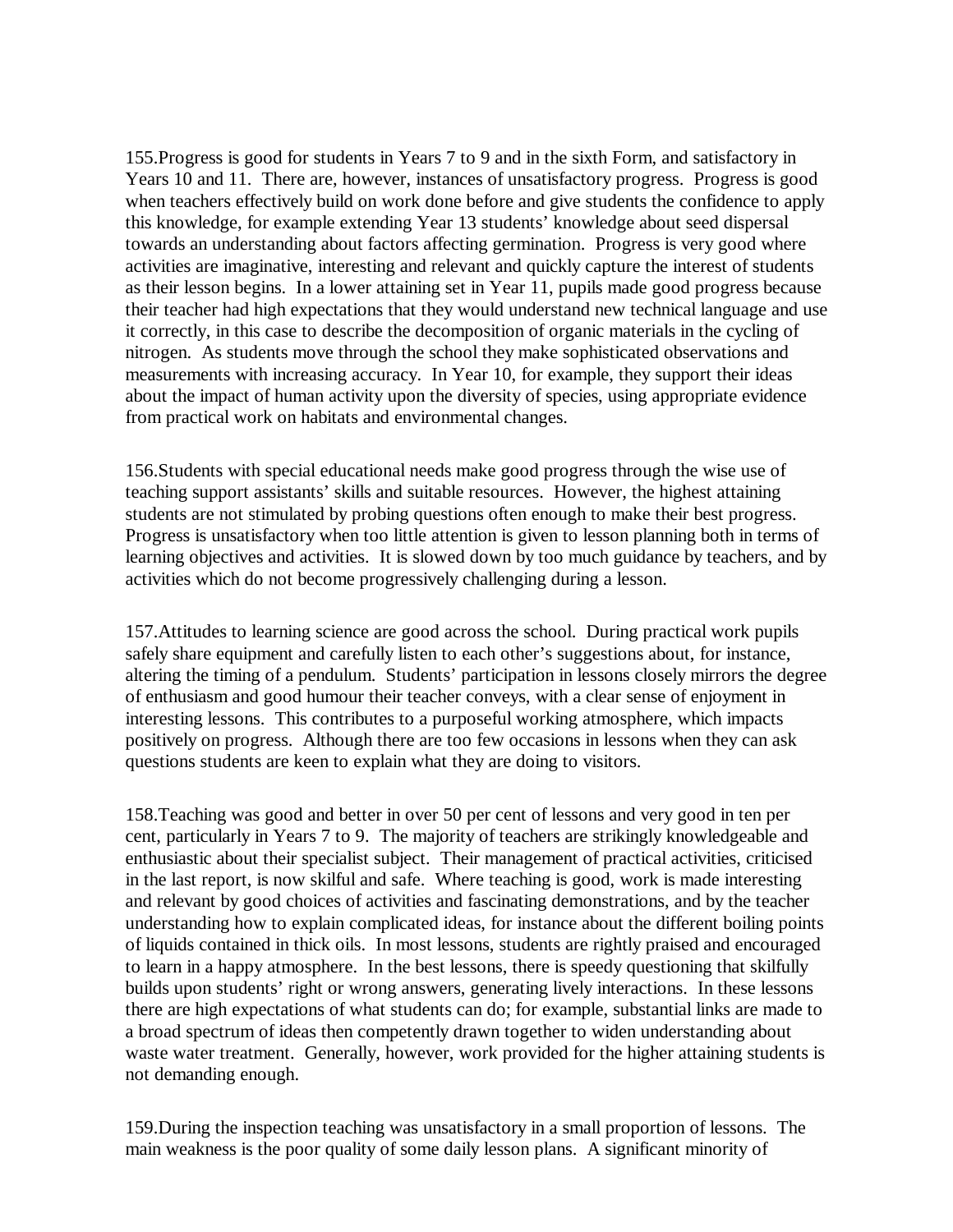155.Progress is good for students in Years 7 to 9 and in the sixth Form, and satisfactory in Years 10 and 11. There are, however, instances of unsatisfactory progress. Progress is good when teachers effectively build on work done before and give students the confidence to apply this knowledge, for example extending Year 13 students' knowledge about seed dispersal towards an understanding about factors affecting germination. Progress is very good where activities are imaginative, interesting and relevant and quickly capture the interest of students as their lesson begins. In a lower attaining set in Year 11, pupils made good progress because their teacher had high expectations that they would understand new technical language and use it correctly, in this case to describe the decomposition of organic materials in the cycling of nitrogen. As students move through the school they make sophisticated observations and measurements with increasing accuracy. In Year 10, for example, they support their ideas about the impact of human activity upon the diversity of species, using appropriate evidence from practical work on habitats and environmental changes.

156.Students with special educational needs make good progress through the wise use of teaching support assistants' skills and suitable resources. However, the highest attaining students are not stimulated by probing questions often enough to make their best progress. Progress is unsatisfactory when too little attention is given to lesson planning both in terms of learning objectives and activities. It is slowed down by too much guidance by teachers, and by activities which do not become progressively challenging during a lesson.

157.Attitudes to learning science are good across the school. During practical work pupils safely share equipment and carefully listen to each other's suggestions about, for instance, altering the timing of a pendulum. Students' participation in lessons closely mirrors the degree of enthusiasm and good humour their teacher conveys, with a clear sense of enjoyment in interesting lessons. This contributes to a purposeful working atmosphere, which impacts positively on progress. Although there are too few occasions in lessons when they can ask questions students are keen to explain what they are doing to visitors.

158.Teaching was good and better in over 50 per cent of lessons and very good in ten per cent, particularly in Years 7 to 9. The majority of teachers are strikingly knowledgeable and enthusiastic about their specialist subject. Their management of practical activities, criticised in the last report, is now skilful and safe. Where teaching is good, work is made interesting and relevant by good choices of activities and fascinating demonstrations, and by the teacher understanding how to explain complicated ideas, for instance about the different boiling points of liquids contained in thick oils. In most lessons, students are rightly praised and encouraged to learn in a happy atmosphere. In the best lessons, there is speedy questioning that skilfully builds upon students' right or wrong answers, generating lively interactions. In these lessons there are high expectations of what students can do; for example, substantial links are made to a broad spectrum of ideas then competently drawn together to widen understanding about waste water treatment. Generally, however, work provided for the higher attaining students is not demanding enough.

159.During the inspection teaching was unsatisfactory in a small proportion of lessons. The main weakness is the poor quality of some daily lesson plans. A significant minority of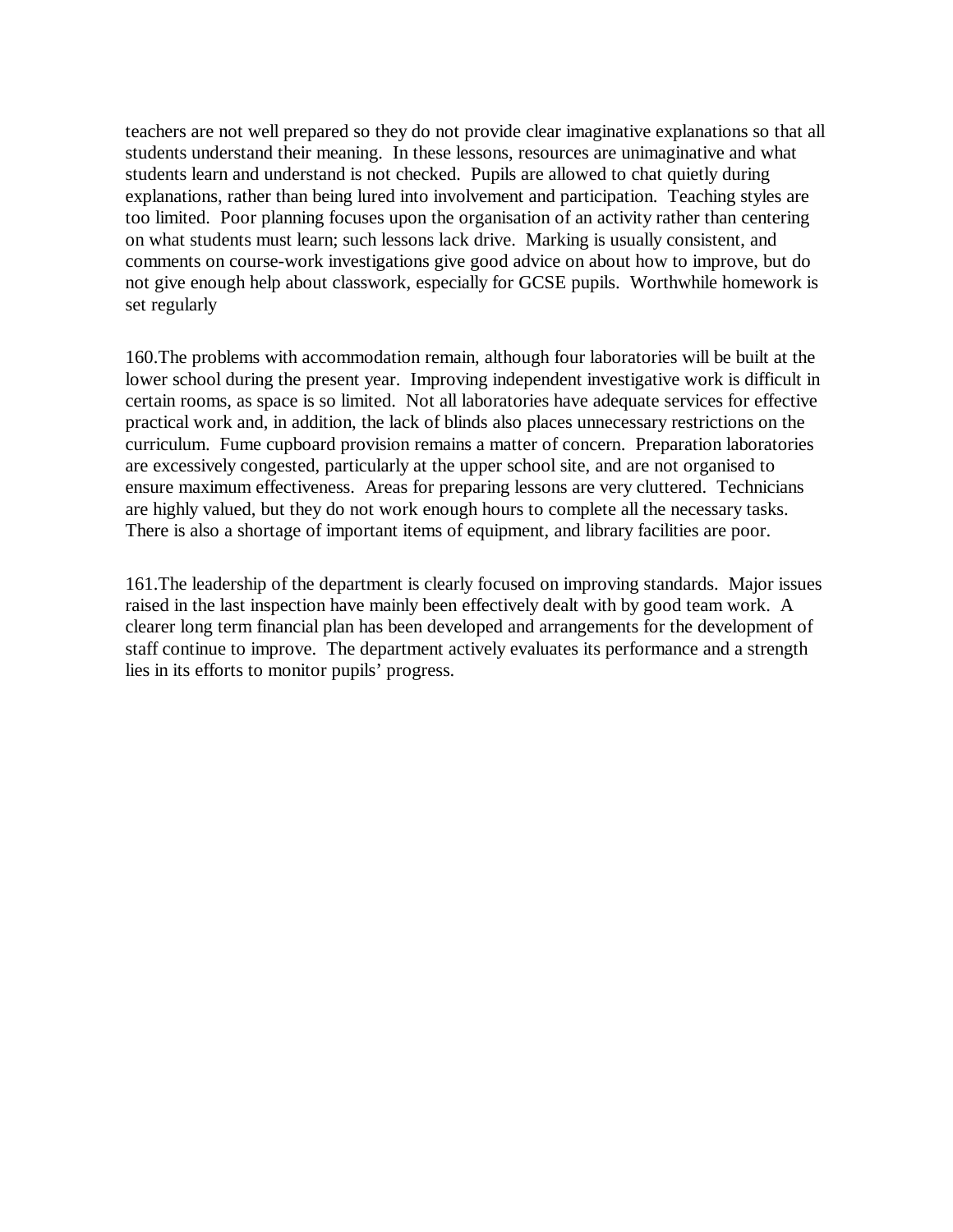teachers are not well prepared so they do not provide clear imaginative explanations so that all students understand their meaning. In these lessons, resources are unimaginative and what students learn and understand is not checked. Pupils are allowed to chat quietly during explanations, rather than being lured into involvement and participation. Teaching styles are too limited. Poor planning focuses upon the organisation of an activity rather than centering on what students must learn; such lessons lack drive. Marking is usually consistent, and comments on course-work investigations give good advice on about how to improve, but do not give enough help about classwork, especially for GCSE pupils. Worthwhile homework is set regularly

160.The problems with accommodation remain, although four laboratories will be built at the lower school during the present year. Improving independent investigative work is difficult in certain rooms, as space is so limited. Not all laboratories have adequate services for effective practical work and, in addition, the lack of blinds also places unnecessary restrictions on the curriculum. Fume cupboard provision remains a matter of concern. Preparation laboratories are excessively congested, particularly at the upper school site, and are not organised to ensure maximum effectiveness. Areas for preparing lessons are very cluttered. Technicians are highly valued, but they do not work enough hours to complete all the necessary tasks. There is also a shortage of important items of equipment, and library facilities are poor.

161.The leadership of the department is clearly focused on improving standards. Major issues raised in the last inspection have mainly been effectively dealt with by good team work. A clearer long term financial plan has been developed and arrangements for the development of staff continue to improve. The department actively evaluates its performance and a strength lies in its efforts to monitor pupils' progress.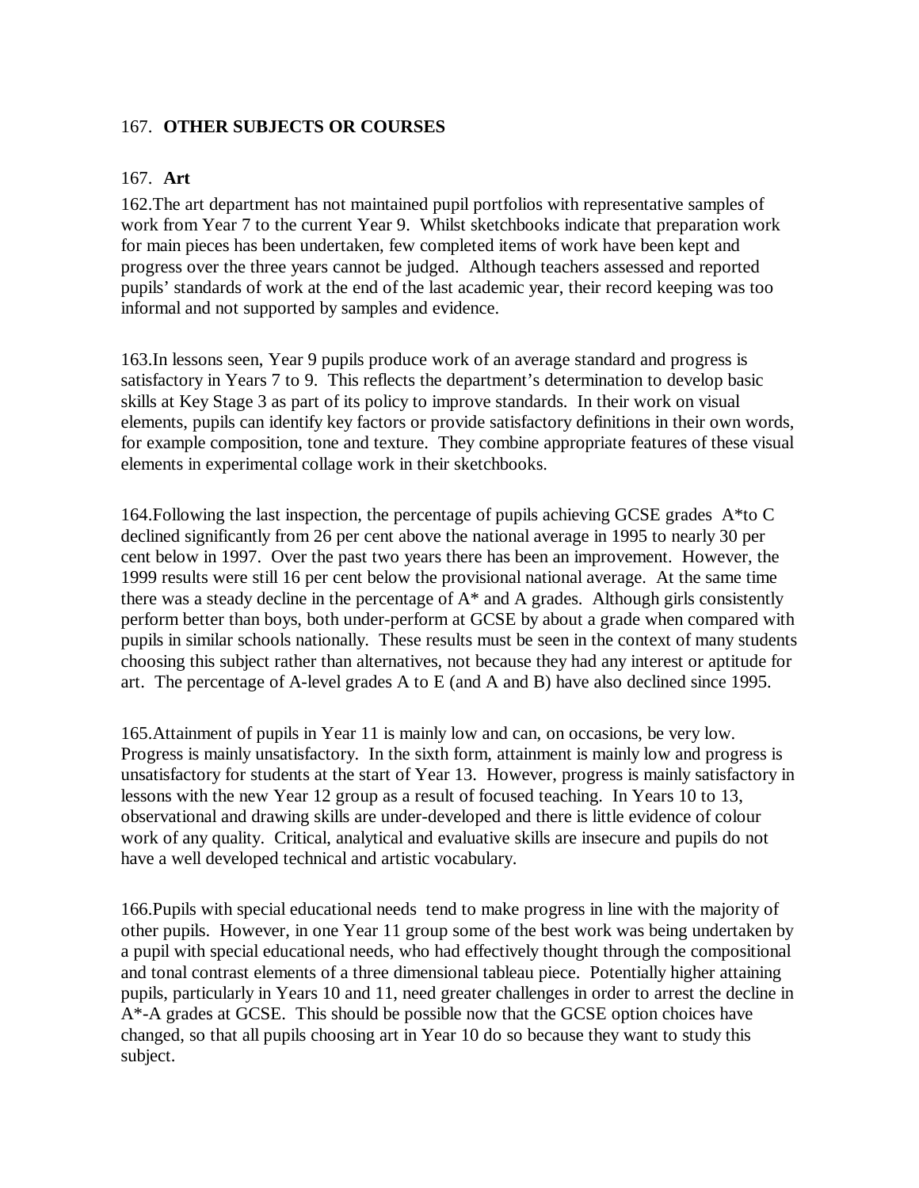## 167. OTHER SUBJECTS OR COURSES

### 167. Art

162.The art department has not maintained pupil portfolios with representative samples of work from Year 7 to the current Year 9. Whilst sketchbooks indicate that preparation work for main pieces has been undertaken, few completed items of work have been kept and progress over the three years cannot be judged. Although teachers assessed and reported pupils' standards of work at the end of the last academic year, their record keeping was too informal and not supported by samples and evidence.

163.In lessons seen, Year 9 pupils produce work of an average standard and progress is satisfactory in Years 7 to 9. This reflects the department's determination to develop basic skills at Key Stage 3 as part of its policy to improve standards. In their work on visual elements, pupils can identify key factors or provide satisfactory definitions in their own words, for example composition, tone and texture. They combine appropriate features of these visual elements in experimental collage work in their sketchbooks.

164.Following the last inspection, the percentage of pupils achieving GCSE grades A*to C declined significantly from 26 per cent above the national average in 1995 to nearly 30 per cent below in 1997. Over the past two years there has been an improvement. However, the 1999 results were still 16 per cent below the provisional national average. At the same time there was a steady decline in the percentage of A* and A grades. Although girls consistently perform better than boys, both under-perform at GCSE by about a grade when compared with pupils in similar schools nationally. These results must be seen in the context of many students choosing this subject rather than alternatives, not because they had any interest or aptitude for art. The percentage of A-level grades A to E (and A and B) have also declined since 1995.

165.Attainment of pupils in Year 11 is mainly low and can, on occasions, be very low. Progress is mainly unsatisfactory. In the sixth form, attainment is mainly low and progress is unsatisfactory for students at the start of Year 13. However, progress is mainly satisfactory in lessons with the new Year 12 group as a result of focused teaching. In Years 10 to 13, observational and drawing skills are under-developed and there is little evidence of colour work of any quality. Critical, analytical and evaluative skills are insecure and pupils do not have a well developed technical and artistic vocabulary.

166.Pupils with special educational needs tend to make progress in line with the majority of other pupils. However, in one Year 11 group some of the best work was being undertaken by a pupil with special educational needs, who had effectively thought through the compositional and tonal contrast elements of a three dimensional tableau piece. Potentially higher attaining pupils, particularly in Years 10 and 11, need greater challenges in order to arrest the decline in A*-A grades at GCSE. This should be possible now that the GCSE option choices have changed, so that all pupils choosing art in Year 10 do so because they want to study this subject.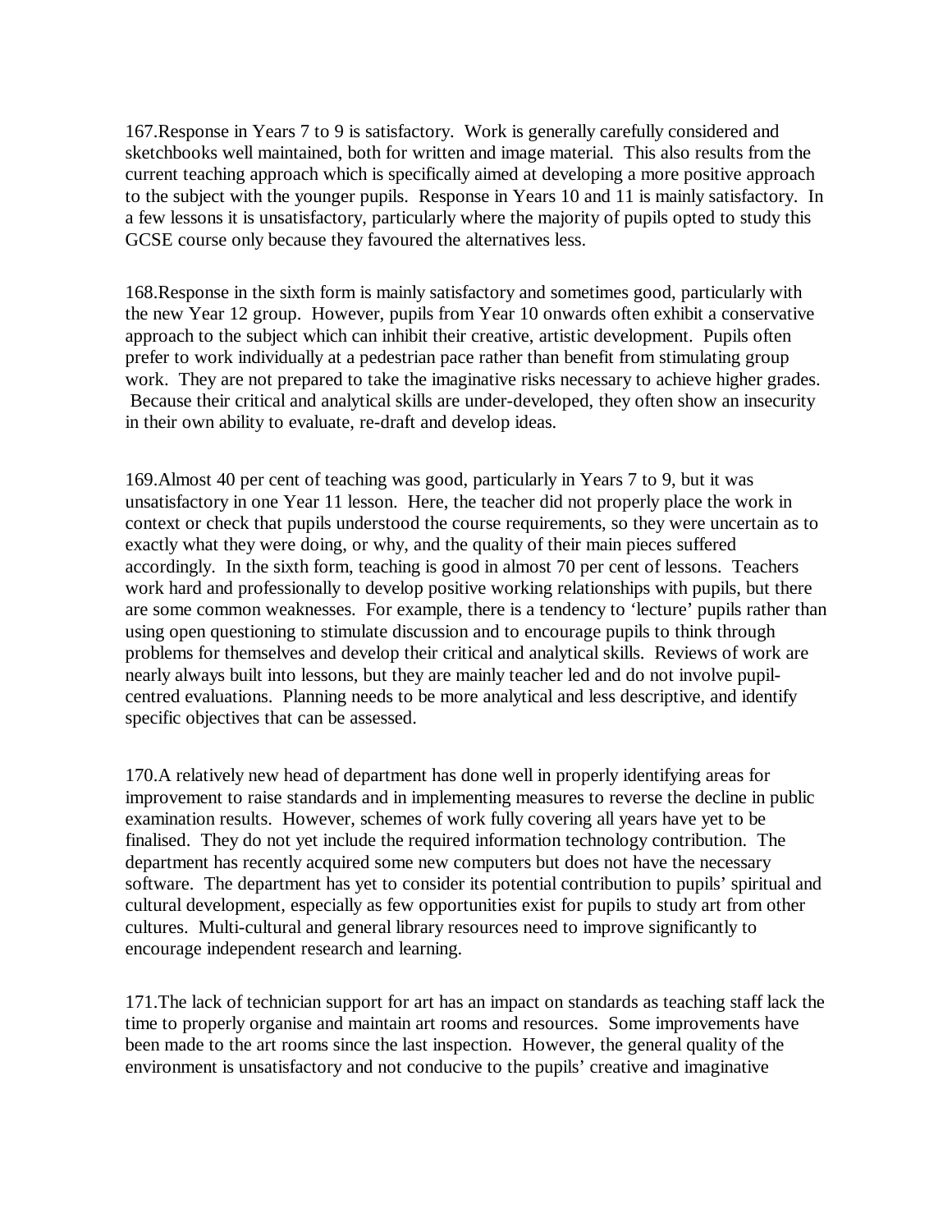167.Response in Years 7 to 9 is satisfactory. Work is generally carefully considered and sketchbooks well maintained, both for written and image material. This also results from the current teaching approach which is specifically aimed at developing a more positive approach to the subject with the younger pupils. Response in Years 10 and 11 is mainly satisfactory. In a few lessons it is unsatisfactory, particularly where the majority of pupils opted to study this GCSE course only because they favoured the alternatives less.

168.Response in the sixth form is mainly satisfactory and sometimes good, particularly with the new Year 12 group. However, pupils from Year 10 onwards often exhibit a conservative approach to the subject which can inhibit their creative, artistic development. Pupils often prefer to work individually at a pedestrian pace rather than benefit from stimulating group work. They are not prepared to take the imaginative risks necessary to achieve higher grades. Because their critical and analytical skills are under-developed, they often show an insecurity in their own ability to evaluate, re-draft and develop ideas.

169.Almost 40 per cent of teaching was good, particularly in Years 7 to 9, but it was unsatisfactory in one Year 11 lesson. Here, the teacher did not properly place the work in context or check that pupils understood the course requirements, so they were uncertain as to exactly what they were doing, or why, and the quality of their main pieces suffered accordingly. In the sixth form, teaching is good in almost 70 per cent of lessons. Teachers work hard and professionally to develop positive working relationships with pupils, but there are some common weaknesses. For example, there is a tendency to 'lecture' pupils rather than using open questioning to stimulate discussion and to encourage pupils to think through problems for themselves and develop their critical and analytical skills. Reviews of work are nearly always built into lessons, but they are mainly teacher led and do not involve pupil-centred evaluations. Planning needs to be more analytical and less descriptive, and identify specific objectives that can be assessed.

170.A relatively new head of department has done well in properly identifying areas for improvement to raise standards and in implementing measures to reverse the decline in public examination results. However, schemes of work fully covering all years have yet to be finalised. They do not yet include the required information technology contribution. The department has recently acquired some new computers but does not have the necessary software. The department has yet to consider its potential contribution to pupils' spiritual and cultural development, especially as few opportunities exist for pupils to study art from other cultures. Multi-cultural and general library resources need to improve significantly to encourage independent research and learning.

171.The lack of technician support for art has an impact on standards as teaching staff lack the time to properly organise and maintain art rooms and resources. Some improvements have been made to the art rooms since the last inspection. However, the general quality of the environment is unsatisfactory and not conducive to the pupils' creative and imaginative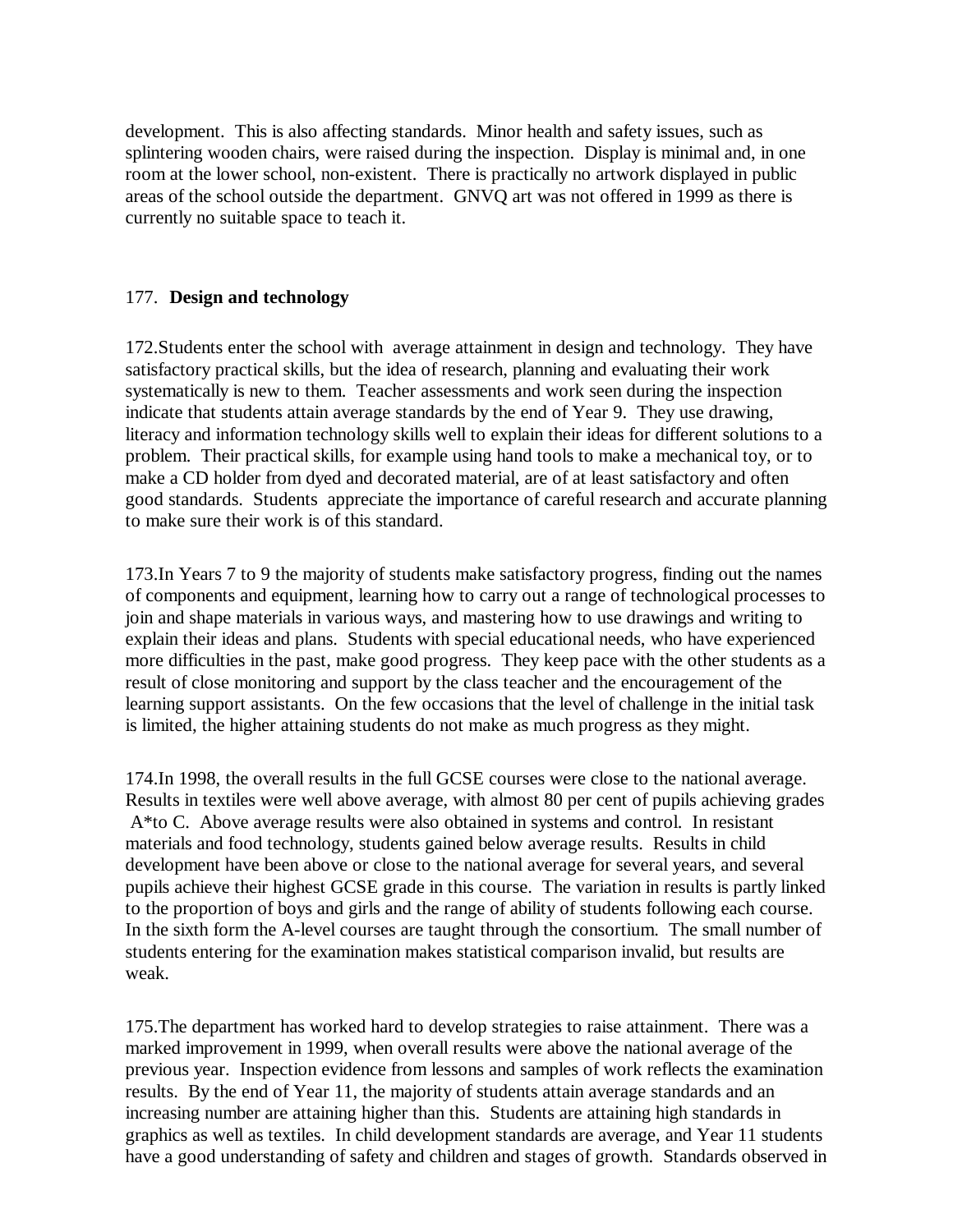development. This is also affecting standards. Minor health and safety issues, such as splintering wooden chairs, were raised during the inspection. Display is minimal and, in one room at the lower school, non-existent. There is practically no artwork displayed in public areas of the school outside the department. GNVQ art was not offered in 1999 as there is currently no suitable space to teach it.

## 177. **Design and technology**

172.Students enter the school with average attainment in design and technology. They have satisfactory practical skills, but the idea of research, planning and evaluating their work systematically is new to them. Teacher assessments and work seen during the inspection indicate that students attain average standards by the end of Year 9. They use drawing, literacy and information technology skills well to explain their ideas for different solutions to a problem. Their practical skills, for example using hand tools to make a mechanical toy, or to make a CD holder from dyed and decorated material, are of at least satisfactory and often good standards. Students appreciate the importance of careful research and accurate planning to make sure their work is of this standard.

173.In Years 7 to 9 the majority of students make satisfactory progress, finding out the names of components and equipment, learning how to carry out a range of technological processes to join and shape materials in various ways, and mastering how to use drawings and writing to explain their ideas and plans. Students with special educational needs, who have experienced more difficulties in the past, make good progress. They keep pace with the other students as a result of close monitoring and support by the class teacher and the encouragement of the learning support assistants. On the few occasions that the level of challenge in the initial task is limited, the higher attaining students do not make as much progress as they might.

174.In 1998, the overall results in the full GCSE courses were close to the national average. Results in textiles were well above average, with almost 80 per cent of pupils achieving grades A*to C. Above average results were also obtained in systems and control. In resistant materials and food technology, students gained below average results. Results in child development have been above or close to the national average for several years, and several pupils achieve their highest GCSE grade in this course. The variation in results is partly linked to the proportion of boys and girls and the range of ability of students following each course. In the sixth form the A-level courses are taught through the consortium. The small number of students entering for the examination makes statistical comparison invalid, but results are weak.

175.The department has worked hard to develop strategies to raise attainment. There was a marked improvement in 1999, when overall results were above the national average of the previous year. Inspection evidence from lessons and samples of work reflects the examination results. By the end of Year 11, the majority of students attain average standards and an increasing number are attaining higher than this. Students are attaining high standards in graphics as well as textiles. In child development standards are average, and Year 11 students have a good understanding of safety and children and stages of growth. Standards observed in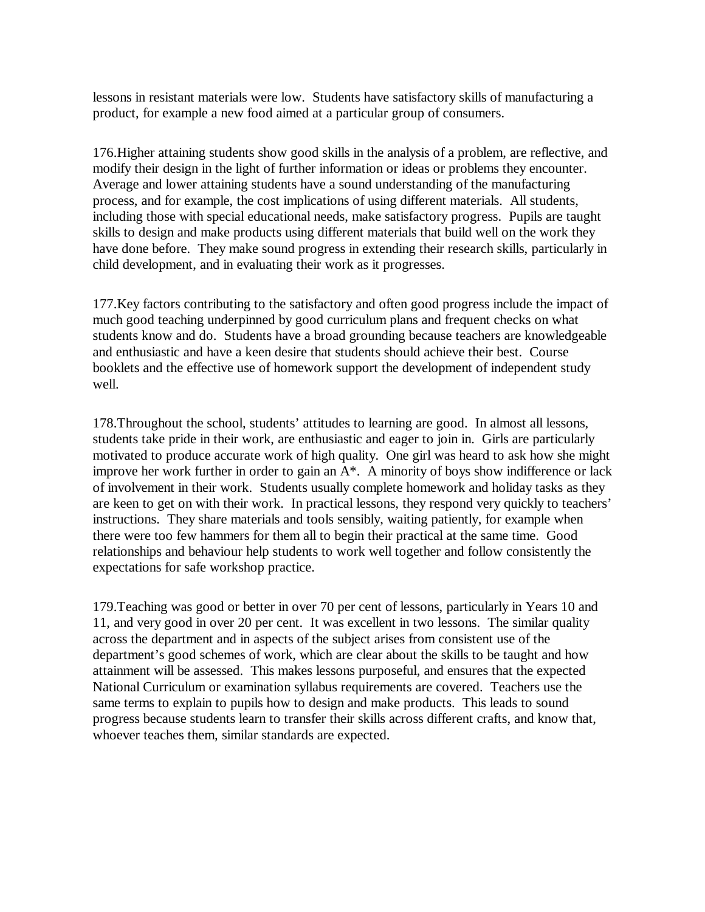lessons in resistant materials were low. Students have satisfactory skills of manufacturing a product, for example a new food aimed at a particular group of consumers.

176.Higher attaining students show good skills in the analysis of a problem, are reflective, and modify their design in the light of further information or ideas or problems they encounter. Average and lower attaining students have a sound understanding of the manufacturing process, and for example, the cost implications of using different materials. All students, including those with special educational needs, make satisfactory progress. Pupils are taught skills to design and make products using different materials that build well on the work they have done before. They make sound progress in extending their research skills, particularly in child development, and in evaluating their work as it progresses.

177.Key factors contributing to the satisfactory and often good progress include the impact of much good teaching underpinned by good curriculum plans and frequent checks on what students know and do. Students have a broad grounding because teachers are knowledgeable and enthusiastic and have a keen desire that students should achieve their best. Course booklets and the effective use of homework support the development of independent study well.

178.Throughout the school, students' attitudes to learning are good. In almost all lessons, students take pride in their work, are enthusiastic and eager to join in. Girls are particularly motivated to produce accurate work of high quality. One girl was heard to ask how she might improve her work further in order to gain an A*. A minority of boys show indifference or lack of involvement in their work. Students usually complete homework and holiday tasks as they are keen to get on with their work. In practical lessons, they respond very quickly to teachers' instructions. They share materials and tools sensibly, waiting patiently, for example when there were too few hammers for them all to begin their practical at the same time. Good relationships and behaviour help students to work well together and follow consistently the expectations for safe workshop practice.

179.Teaching was good or better in over 70 per cent of lessons, particularly in Years 10 and 11, and very good in over 20 per cent. It was excellent in two lessons. The similar quality across the department and in aspects of the subject arises from consistent use of the department's good schemes of work, which are clear about the skills to be taught and how attainment will be assessed. This makes lessons purposeful, and ensures that the expected National Curriculum or examination syllabus requirements are covered. Teachers use the same terms to explain to pupils how to design and make products. This leads to sound progress because students learn to transfer their skills across different crafts, and know that, whoever teaches them, similar standards are expected.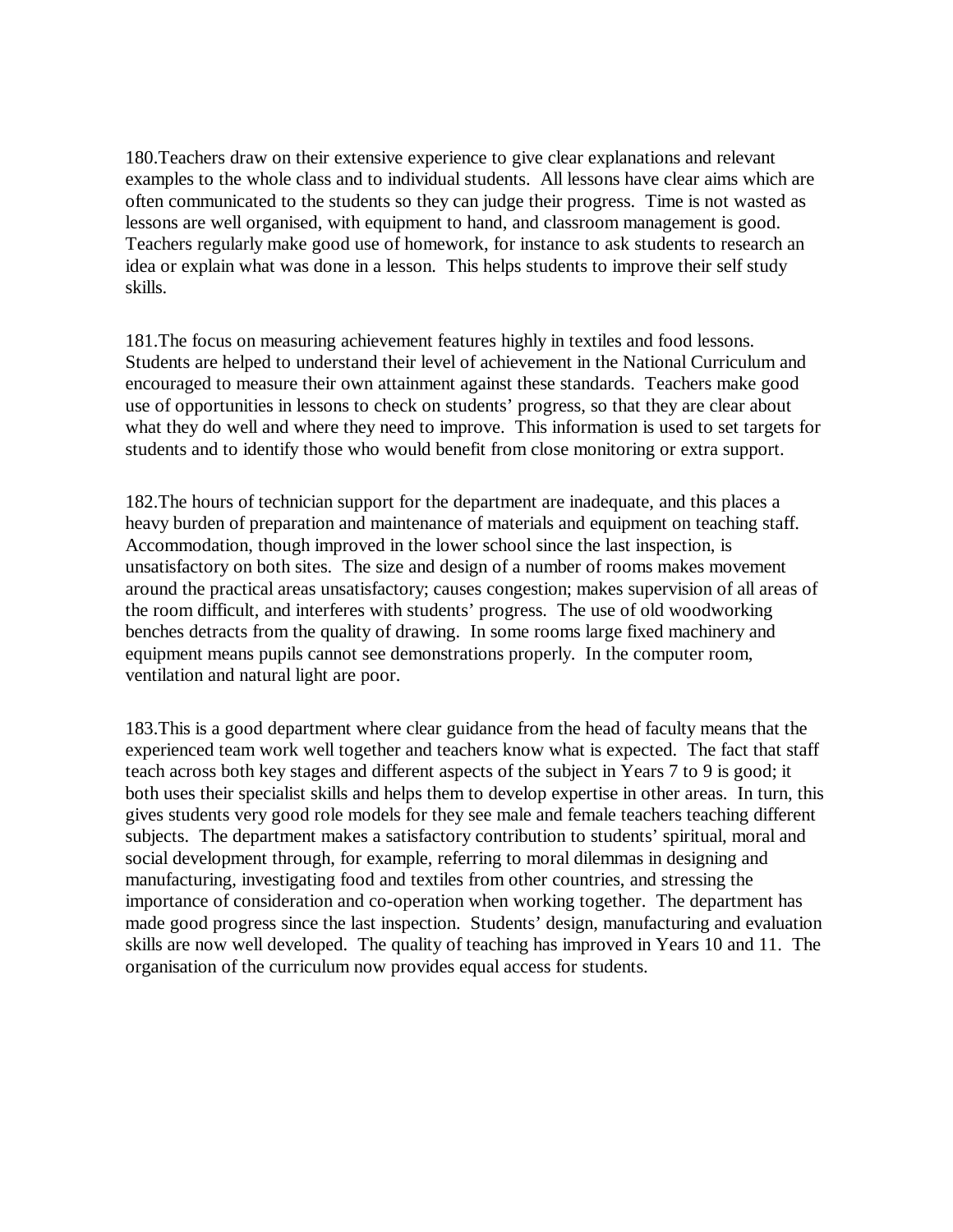180.Teachers draw on their extensive experience to give clear explanations and relevant examples to the whole class and to individual students. All lessons have clear aims which are often communicated to the students so they can judge their progress. Time is not wasted as lessons are well organised, with equipment to hand, and classroom management is good. Teachers regularly make good use of homework, for instance to ask students to research an idea or explain what was done in a lesson. This helps students to improve their self study skills.

181.The focus on measuring achievement features highly in textiles and food lessons. Students are helped to understand their level of achievement in the National Curriculum and encouraged to measure their own attainment against these standards. Teachers make good use of opportunities in lessons to check on students' progress, so that they are clear about what they do well and where they need to improve. This information is used to set targets for students and to identify those who would benefit from close monitoring or extra support.

182.The hours of technician support for the department are inadequate, and this places a heavy burden of preparation and maintenance of materials and equipment on teaching staff. Accommodation, though improved in the lower school since the last inspection, is unsatisfactory on both sites. The size and design of a number of rooms makes movement around the practical areas unsatisfactory; causes congestion; makes supervision of all areas of the room difficult, and interferes with students' progress. The use of old woodworking benches detracts from the quality of drawing. In some rooms large fixed machinery and equipment means pupils cannot see demonstrations properly. In the computer room, ventilation and natural light are poor.

183.This is a good department where clear guidance from the head of faculty means that the experienced team work well together and teachers know what is expected. The fact that staff teach across both key stages and different aspects of the subject in Years 7 to 9 is good; it both uses their specialist skills and helps them to develop expertise in other areas. In turn, this gives students very good role models for they see male and female teachers teaching different subjects. The department makes a satisfactory contribution to students' spiritual, moral and social development through, for example, referring to moral dilemmas in designing and manufacturing, investigating food and textiles from other countries, and stressing the importance of consideration and co-operation when working together. The department has made good progress since the last inspection. Students' design, manufacturing and evaluation skills are now well developed. The quality of teaching has improved in Years 10 and 11. The organisation of the curriculum now provides equal access for students.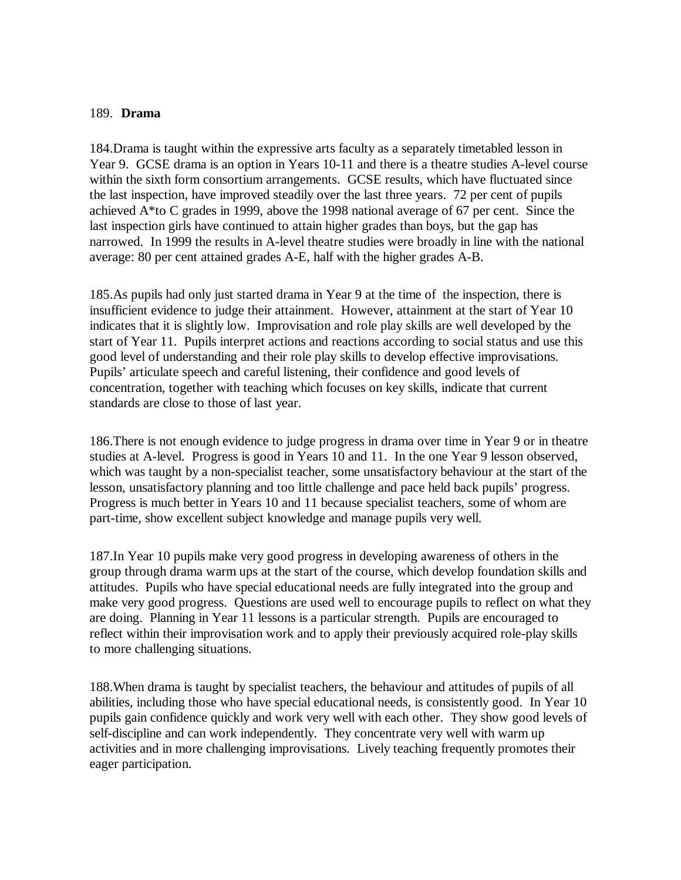189. **Drama**

184.Drama is taught within the expressive arts faculty as a separately timetabled lesson in Year 9. GCSE drama is an option in Years 10-11 and there is a theatre studies A-level course within the sixth form consortium arrangements. GCSE results, which have fluctuated since the last inspection, have improved steadily over the last three years. 72 per cent of pupils achieved A*to C grades in 1999, above the 1998 national average of 67 per cent. Since the last inspection girls have continued to attain higher grades than boys, but the gap has narrowed. In 1999 the results in A-level theatre studies were broadly in line with the national average: 80 per cent attained grades A-E, half with the higher grades A-B.

185.As pupils had only just started drama in Year 9 at the time of the inspection, there is insufficient evidence to judge their attainment. However, attainment at the start of Year 10 indicates that it is slightly low. Improvisation and role play skills are well developed by the start of Year 11. Pupils interpret actions and reactions according to social status and use this good level of understanding and their role play skills to develop effective improvisations. Pupils' articulate speech and careful listening, their confidence and good levels of concentration, together with teaching which focuses on key skills, indicate that current standards are close to those of last year.

186.There is not enough evidence to judge progress in drama over time in Year 9 or in theatre studies at A-level. Progress is good in Years 10 and 11. In the one Year 9 lesson observed, which was taught by a non-specialist teacher, some unsatisfactory behaviour at the start of the lesson, unsatisfactory planning and too little challenge and pace held back pupils' progress. Progress is much better in Years 10 and 11 because specialist teachers, some of whom are part-time, show excellent subject knowledge and manage pupils very well.

187.In Year 10 pupils make very good progress in developing awareness of others in the group through drama warm ups at the start of the course, which develop foundation skills and attitudes. Pupils who have special educational needs are fully integrated into the group and make very good progress. Questions are used well to encourage pupils to reflect on what they are doing. Planning in Year 11 lessons is a particular strength. Pupils are encouraged to reflect within their improvisation work and to apply their previously acquired role-play skills to more challenging situations.

188.When drama is taught by specialist teachers, the behaviour and attitudes of pupils of all abilities, including those who have special educational needs, is consistently good. In Year 10 pupils gain confidence quickly and work very well with each other. They show good levels of self-discipline and can work independently. They concentrate very well with warm up activities and in more challenging improvisations. Lively teaching frequently promotes their eager participation.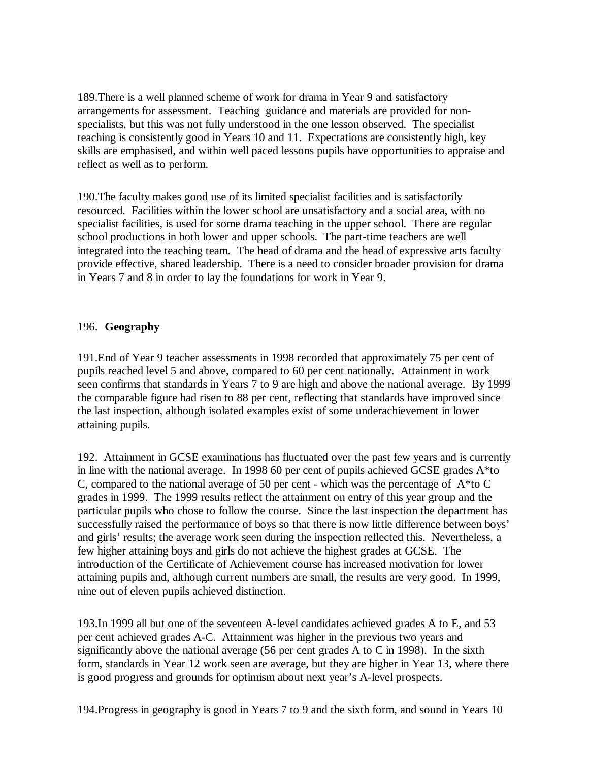189.There is a well planned scheme of work for drama in Year 9 and satisfactory arrangements for assessment. Teaching guidance and materials are provided for non-specialists, but this was not fully understood in the one lesson observed. The specialist teaching is consistently good in Years 10 and 11. Expectations are consistently high, key skills are emphasised, and within well paced lessons pupils have opportunities to appraise and reflect as well as to perform.

190.The faculty makes good use of its limited specialist facilities and is satisfactorily resourced. Facilities within the lower school are unsatisfactory and a social area, with no specialist facilities, is used for some drama teaching in the upper school. There are regular school productions in both lower and upper schools. The part-time teachers are well integrated into the teaching team. The head of drama and the head of expressive arts faculty provide effective, shared leadership. There is a need to consider broader provision for drama in Years 7 and 8 in order to lay the foundations for work in Year 9.

## 196. **Geography**

191.End of Year 9 teacher assessments in 1998 recorded that approximately 75 per cent of pupils reached level 5 and above, compared to 60 per cent nationally. Attainment in work seen confirms that standards in Years 7 to 9 are high and above the national average. By 1999 the comparable figure had risen to 88 per cent, reflecting that standards have improved since the last inspection, although isolated examples exist of some underachievement in lower attaining pupils.

192. Attainment in GCSE examinations has fluctuated over the past few years and is currently in line with the national average. In 1998 60 per cent of pupils achieved GCSE grades A*to C, compared to the national average of 50 per cent - which was the percentage of A*to C grades in 1999. The 1999 results reflect the attainment on entry of this year group and the particular pupils who chose to follow the course. Since the last inspection the department has successfully raised the performance of boys so that there is now little difference between boys' and girls' results; the average work seen during the inspection reflected this. Nevertheless, a few higher attaining boys and girls do not achieve the highest grades at GCSE. The introduction of the Certificate of Achievement course has increased motivation for lower attaining pupils and, although current numbers are small, the results are very good. In 1999, nine out of eleven pupils achieved distinction.

193.In 1999 all but one of the seventeen A-level candidates achieved grades A to E, and 53 per cent achieved grades A-C. Attainment was higher in the previous two years and significantly above the national average (56 per cent grades A to C in 1998). In the sixth form, standards in Year 12 work seen are average, but they are higher in Year 13, where there is good progress and grounds for optimism about next year's A-level prospects.

194.Progress in geography is good in Years 7 to 9 and the sixth form, and sound in Years 10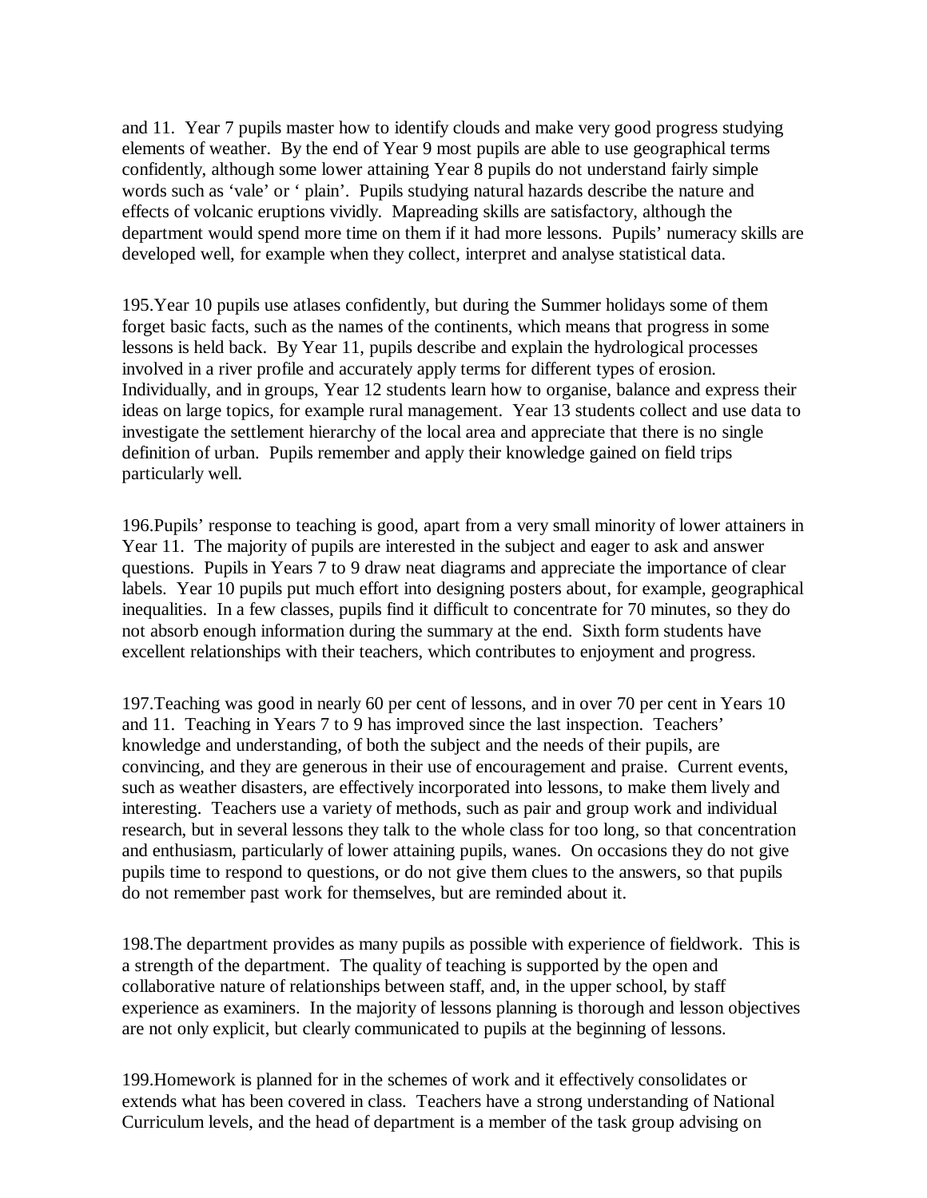and 11. Year 7 pupils master how to identify clouds and make very good progress studying elements of weather. By the end of Year 9 most pupils are able to use geographical terms confidently, although some lower attaining Year 8 pupils do not understand fairly simple words such as 'vale' or ' plain'. Pupils studying natural hazards describe the nature and effects of volcanic eruptions vividly. Mapreading skills are satisfactory, although the department would spend more time on them if it had more lessons. Pupils' numeracy skills are developed well, for example when they collect, interpret and analyse statistical data.

195.Year 10 pupils use atlases confidently, but during the Summer holidays some of them forget basic facts, such as the names of the continents, which means that progress in some lessons is held back. By Year 11, pupils describe and explain the hydrological processes involved in a river profile and accurately apply terms for different types of erosion. Individually, and in groups, Year 12 students learn how to organise, balance and express their ideas on large topics, for example rural management. Year 13 students collect and use data to investigate the settlement hierarchy of the local area and appreciate that there is no single definition of urban. Pupils remember and apply their knowledge gained on field trips particularly well.

196.Pupils' response to teaching is good, apart from a very small minority of lower attainers in Year 11. The majority of pupils are interested in the subject and eager to ask and answer questions. Pupils in Years 7 to 9 draw neat diagrams and appreciate the importance of clear labels. Year 10 pupils put much effort into designing posters about, for example, geographical inequalities. In a few classes, pupils find it difficult to concentrate for 70 minutes, so they do not absorb enough information during the summary at the end. Sixth form students have excellent relationships with their teachers, which contributes to enjoyment and progress.

197.Teaching was good in nearly 60 per cent of lessons, and in over 70 per cent in Years 10 and 11. Teaching in Years 7 to 9 has improved since the last inspection. Teachers' knowledge and understanding, of both the subject and the needs of their pupils, are convincing, and they are generous in their use of encouragement and praise. Current events, such as weather disasters, are effectively incorporated into lessons, to make them lively and interesting. Teachers use a variety of methods, such as pair and group work and individual research, but in several lessons they talk to the whole class for too long, so that concentration and enthusiasm, particularly of lower attaining pupils, wanes. On occasions they do not give pupils time to respond to questions, or do not give them clues to the answers, so that pupils do not remember past work for themselves, but are reminded about it.

198.The department provides as many pupils as possible with experience of fieldwork. This is a strength of the department. The quality of teaching is supported by the open and collaborative nature of relationships between staff, and, in the upper school, by staff experience as examiners. In the majority of lessons planning is thorough and lesson objectives are not only explicit, but clearly communicated to pupils at the beginning of lessons.

199.Homework is planned for in the schemes of work and it effectively consolidates or extends what has been covered in class. Teachers have a strong understanding of National Curriculum levels, and the head of department is a member of the task group advising on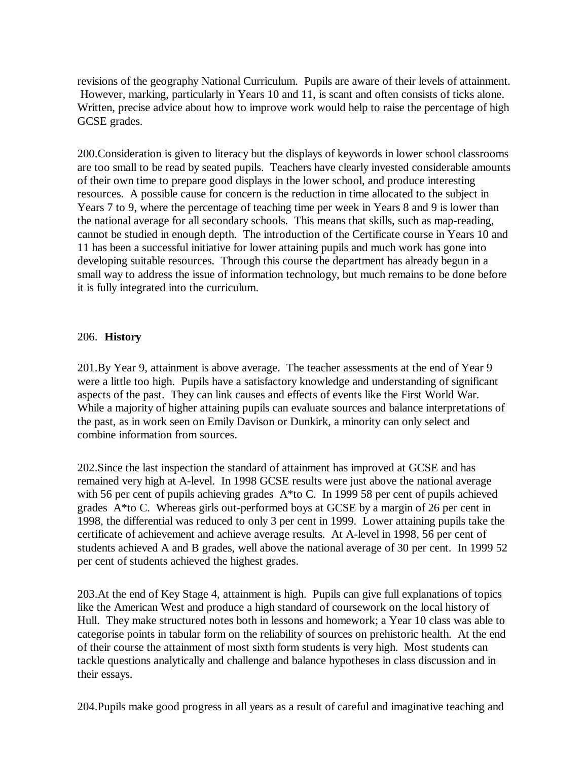revisions of the geography National Curriculum. Pupils are aware of their levels of attainment. However, marking, particularly in Years 10 and 11, is scant and often consists of ticks alone. Written, precise advice about how to improve work would help to raise the percentage of high GCSE grades.

200.Consideration is given to literacy but the displays of keywords in lower school classrooms are too small to be read by seated pupils. Teachers have clearly invested considerable amounts of their own time to prepare good displays in the lower school, and produce interesting resources. A possible cause for concern is the reduction in time allocated to the subject in Years 7 to 9, where the percentage of teaching time per week in Years 8 and 9 is lower than the national average for all secondary schools. This means that skills, such as map-reading, cannot be studied in enough depth. The introduction of the Certificate course in Years 10 and 11 has been a successful initiative for lower attaining pupils and much work has gone into developing suitable resources. Through this course the department has already begun in a small way to address the issue of information technology, but much remains to be done before it is fully integrated into the curriculum.

206. **History**

201.By Year 9, attainment is above average. The teacher assessments at the end of Year 9 were a little too high. Pupils have a satisfactory knowledge and understanding of significant aspects of the past. They can link causes and effects of events like the First World War. While a majority of higher attaining pupils can evaluate sources and balance interpretations of the past, as in work seen on Emily Davison or Dunkirk, a minority can only select and combine information from sources.

202.Since the last inspection the standard of attainment has improved at GCSE and has remained very high at A-level. In 1998 GCSE results were just above the national average with 56 per cent of pupils achieving grades A*to C. In 1999 58 per cent of pupils achieved grades A*to C. Whereas girls out-performed boys at GCSE by a margin of 26 per cent in 1998, the differential was reduced to only 3 per cent in 1999. Lower attaining pupils take the certificate of achievement and achieve average results. At A-level in 1998, 56 per cent of students achieved A and B grades, well above the national average of 30 per cent. In 1999 52 per cent of students achieved the highest grades.

203.At the end of Key Stage 4, attainment is high. Pupils can give full explanations of topics like the American West and produce a high standard of coursework on the local history of Hull. They make structured notes both in lessons and homework; a Year 10 class was able to categorise points in tabular form on the reliability of sources on prehistoric health. At the end of their course the attainment of most sixth form students is very high. Most students can tackle questions analytically and challenge and balance hypotheses in class discussion and in their essays.

204.Pupils make good progress in all years as a result of careful and imaginative teaching and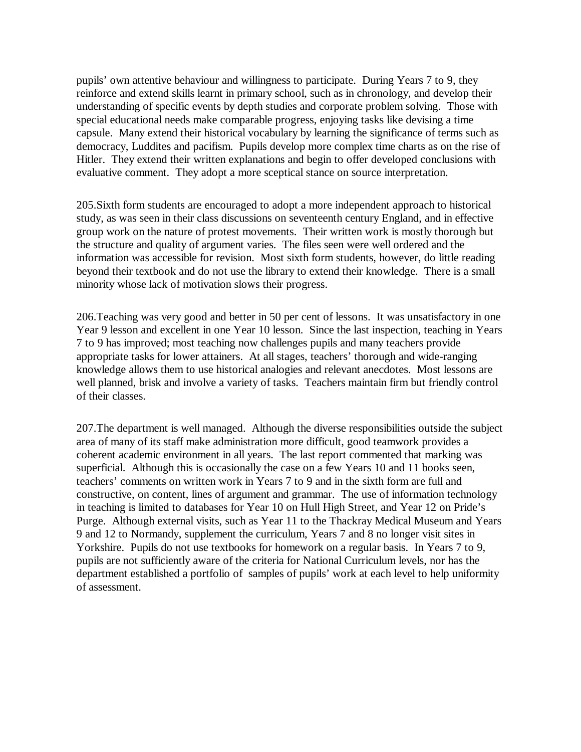pupils' own attentive behaviour and willingness to participate. During Years 7 to 9, they reinforce and extend skills learnt in primary school, such as in chronology, and develop their understanding of specific events by depth studies and corporate problem solving. Those with special educational needs make comparable progress, enjoying tasks like devising a time capsule. Many extend their historical vocabulary by learning the significance of terms such as democracy, Luddites and pacifism. Pupils develop more complex time charts as on the rise of Hitler. They extend their written explanations and begin to offer developed conclusions with evaluative comment. They adopt a more sceptical stance on source interpretation.

205.Sixth form students are encouraged to adopt a more independent approach to historical study, as was seen in their class discussions on seventeenth century England, and in effective group work on the nature of protest movements. Their written work is mostly thorough but the structure and quality of argument varies. The files seen were well ordered and the information was accessible for revision. Most sixth form students, however, do little reading beyond their textbook and do not use the library to extend their knowledge. There is a small minority whose lack of motivation slows their progress.

206.Teaching was very good and better in 50 per cent of lessons. It was unsatisfactory in one Year 9 lesson and excellent in one Year 10 lesson. Since the last inspection, teaching in Years 7 to 9 has improved; most teaching now challenges pupils and many teachers provide appropriate tasks for lower attainers. At all stages, teachers' thorough and wide-ranging knowledge allows them to use historical analogies and relevant anecdotes. Most lessons are well planned, brisk and involve a variety of tasks. Teachers maintain firm but friendly control of their classes.

207.The department is well managed. Although the diverse responsibilities outside the subject area of many of its staff make administration more difficult, good teamwork provides a coherent academic environment in all years. The last report commented that marking was superficial. Although this is occasionally the case on a few Years 10 and 11 books seen, teachers' comments on written work in Years 7 to 9 and in the sixth form are full and constructive, on content, lines of argument and grammar. The use of information technology in teaching is limited to databases for Year 10 on Hull High Street, and Year 12 on Pride's Purge. Although external visits, such as Year 11 to the Thackray Medical Museum and Years 9 and 12 to Normandy, supplement the curriculum, Years 7 and 8 no longer visit sites in Yorkshire. Pupils do not use textbooks for homework on a regular basis. In Years 7 to 9, pupils are not sufficiently aware of the criteria for National Curriculum levels, nor has the department established a portfolio of samples of pupils' work at each level to help uniformity of assessment.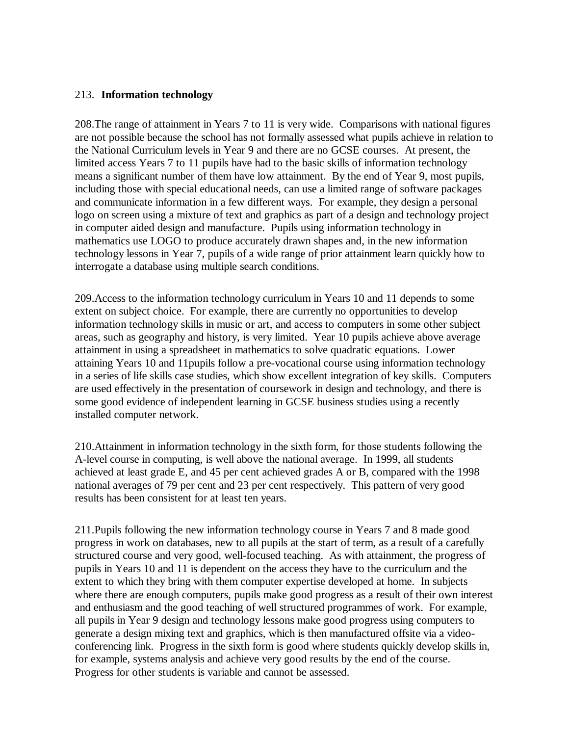213. **Information technology**

208.The range of attainment in Years 7 to 11 is very wide. Comparisons with national figures are not possible because the school has not formally assessed what pupils achieve in relation to the National Curriculum levels in Year 9 and there are no GCSE courses. At present, the limited access Years 7 to 11 pupils have had to the basic skills of information technology means a significant number of them have low attainment. By the end of Year 9, most pupils, including those with special educational needs, can use a limited range of software packages and communicate information in a few different ways. For example, they design a personal logo on screen using a mixture of text and graphics as part of a design and technology project in computer aided design and manufacture. Pupils using information technology in mathematics use LOGO to produce accurately drawn shapes and, in the new information technology lessons in Year 7, pupils of a wide range of prior attainment learn quickly how to interrogate a database using multiple search conditions.

209.Access to the information technology curriculum in Years 10 and 11 depends to some extent on subject choice. For example, there are currently no opportunities to develop information technology skills in music or art, and access to computers in some other subject areas, such as geography and history, is very limited. Year 10 pupils achieve above average attainment in using a spreadsheet in mathematics to solve quadratic equations. Lower attaining Years 10 and 11pupils follow a pre-vocational course using information technology in a series of life skills case studies, which show excellent integration of key skills. Computers are used effectively in the presentation of coursework in design and technology, and there is some good evidence of independent learning in GCSE business studies using a recently installed computer network.

210.Attainment in information technology in the sixth form, for those students following the A-level course in computing, is well above the national average. In 1999, all students achieved at least grade E, and 45 per cent achieved grades A or B, compared with the 1998 national averages of 79 per cent and 23 per cent respectively. This pattern of very good results has been consistent for at least ten years.

211.Pupils following the new information technology course in Years 7 and 8 made good progress in work on databases, new to all pupils at the start of term, as a result of a carefully structured course and very good, well-focused teaching. As with attainment, the progress of pupils in Years 10 and 11 is dependent on the access they have to the curriculum and the extent to which they bring with them computer expertise developed at home. In subjects where there are enough computers, pupils make good progress as a result of their own interest and enthusiasm and the good teaching of well structured programmes of work. For example, all pupils in Year 9 design and technology lessons make good progress using computers to generate a design mixing text and graphics, which is then manufactured offsite via a video-conferencing link. Progress in the sixth form is good where students quickly develop skills in, for example, systems analysis and achieve very good results by the end of the course. Progress for other students is variable and cannot be assessed.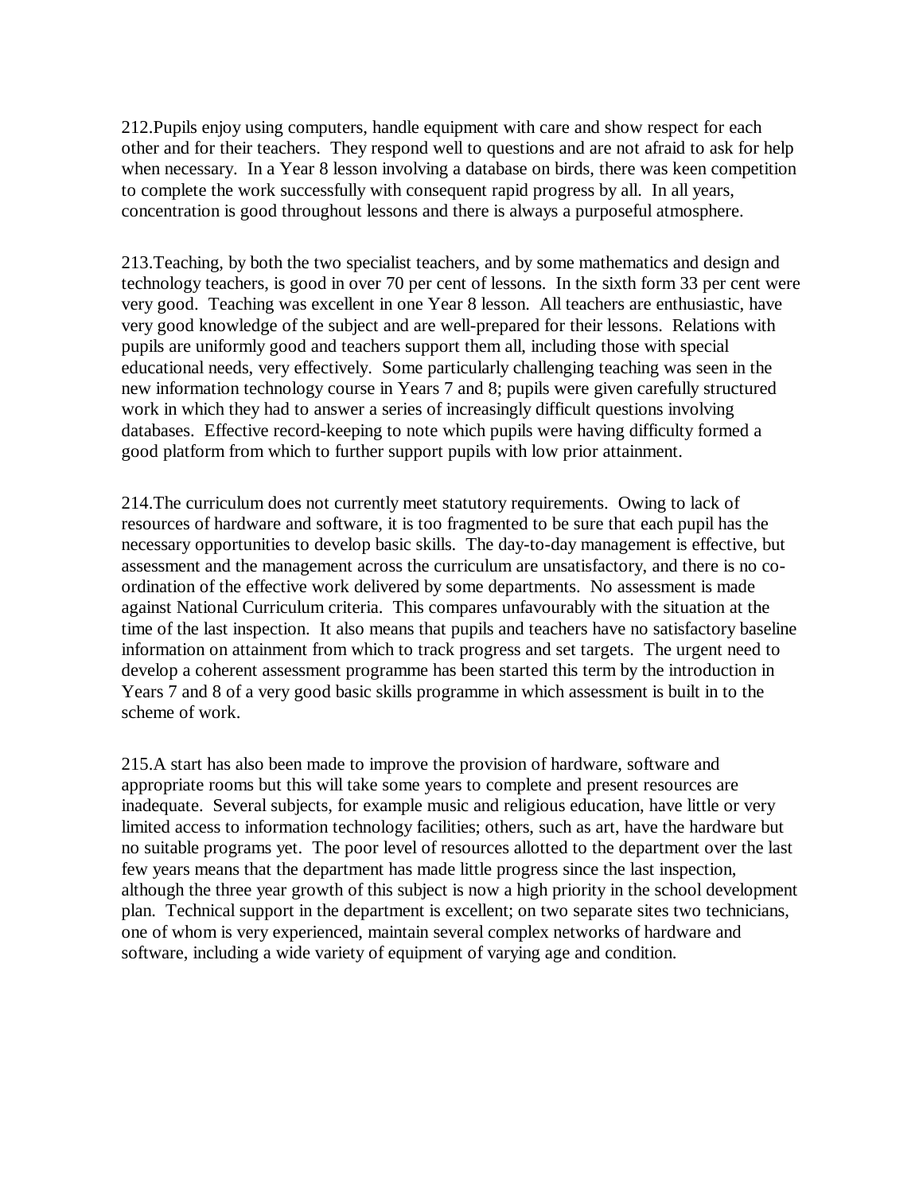212.Pupils enjoy using computers, handle equipment with care and show respect for each other and for their teachers. They respond well to questions and are not afraid to ask for help when necessary. In a Year 8 lesson involving a database on birds, there was keen competition to complete the work successfully with consequent rapid progress by all. In all years, concentration is good throughout lessons and there is always a purposeful atmosphere.

213.Teaching, by both the two specialist teachers, and by some mathematics and design and technology teachers, is good in over 70 per cent of lessons. In the sixth form 33 per cent were very good. Teaching was excellent in one Year 8 lesson. All teachers are enthusiastic, have very good knowledge of the subject and are well-prepared for their lessons. Relations with pupils are uniformly good and teachers support them all, including those with special educational needs, very effectively. Some particularly challenging teaching was seen in the new information technology course in Years 7 and 8; pupils were given carefully structured work in which they had to answer a series of increasingly difficult questions involving databases. Effective record-keeping to note which pupils were having difficulty formed a good platform from which to further support pupils with low prior attainment.

214.The curriculum does not currently meet statutory requirements. Owing to lack of resources of hardware and software, it is too fragmented to be sure that each pupil has the necessary opportunities to develop basic skills. The day-to-day management is effective, but assessment and the management across the curriculum are unsatisfactory, and there is no co-ordination of the effective work delivered by some departments. No assessment is made against National Curriculum criteria. This compares unfavourably with the situation at the time of the last inspection. It also means that pupils and teachers have no satisfactory baseline information on attainment from which to track progress and set targets. The urgent need to develop a coherent assessment programme has been started this term by the introduction in Years 7 and 8 of a very good basic skills programme in which assessment is built in to the scheme of work.

215.A start has also been made to improve the provision of hardware, software and appropriate rooms but this will take some years to complete and present resources are inadequate. Several subjects, for example music and religious education, have little or very limited access to information technology facilities; others, such as art, have the hardware but no suitable programs yet. The poor level of resources allotted to the department over the last few years means that the department has made little progress since the last inspection, although the three year growth of this subject is now a high priority in the school development plan. Technical support in the department is excellent; on two separate sites two technicians, one of whom is very experienced, maintain several complex networks of hardware and software, including a wide variety of equipment of varying age and condition.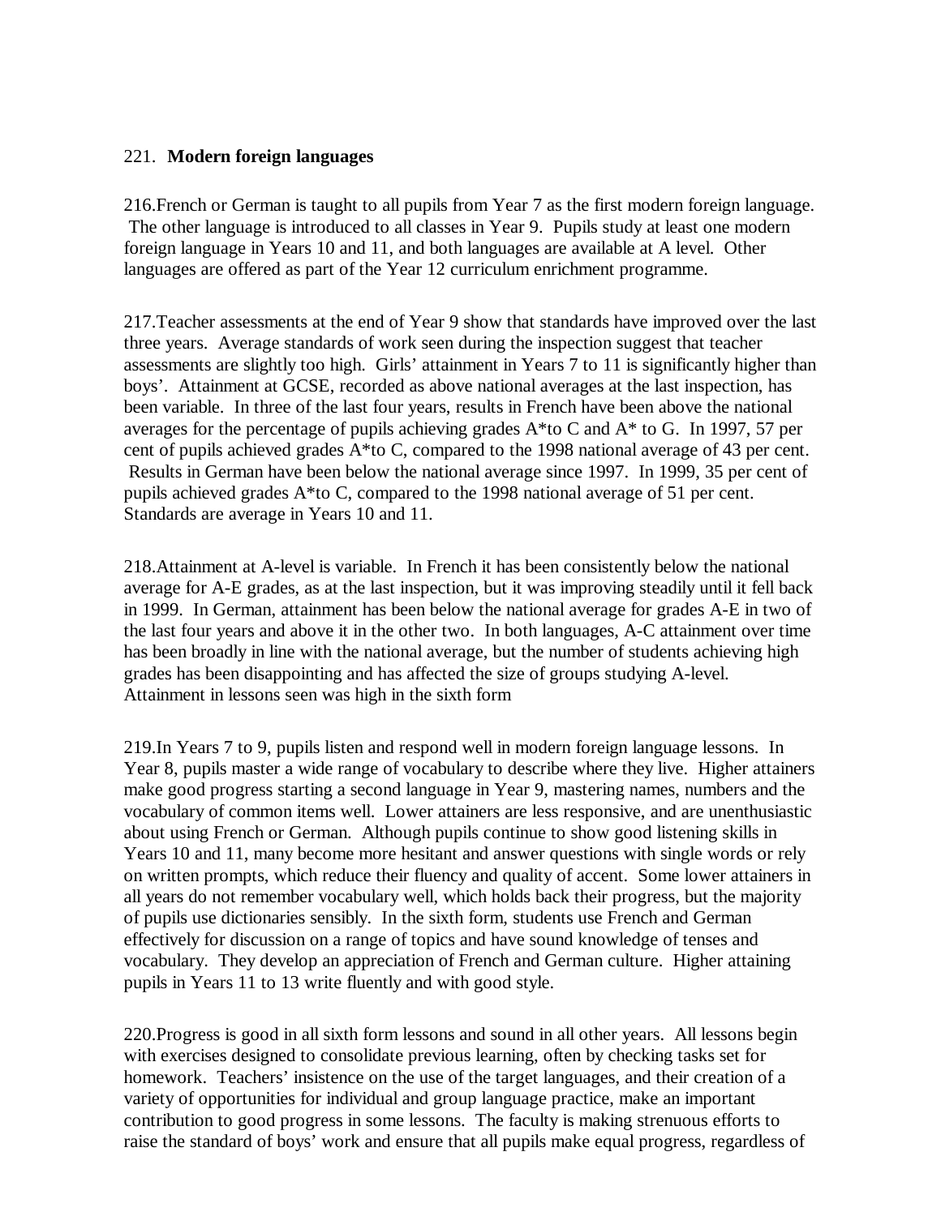221. **Modern foreign languages**

216.French or German is taught to all pupils from Year 7 as the first modern foreign language. The other language is introduced to all classes in Year 9. Pupils study at least one modern foreign language in Years 10 and 11, and both languages are available at A level. Other languages are offered as part of the Year 12 curriculum enrichment programme.

217.Teacher assessments at the end of Year 9 show that standards have improved over the last three years. Average standards of work seen during the inspection suggest that teacher assessments are slightly too high. Girls' attainment in Years 7 to 11 is significantly higher than boys'. Attainment at GCSE, recorded as above national averages at the last inspection, has been variable. In three of the last four years, results in French have been above the national averages for the percentage of pupils achieving grades A*to C and A* to G. In 1997, 57 per cent of pupils achieved grades A*to C, compared to the 1998 national average of 43 per cent. Results in German have been below the national average since 1997. In 1999, 35 per cent of pupils achieved grades A*to C, compared to the 1998 national average of 51 per cent. Standards are average in Years 10 and 11.

218.Attainment at A-level is variable. In French it has been consistently below the national average for A-E grades, as at the last inspection, but it was improving steadily until it fell back in 1999. In German, attainment has been below the national average for grades A-E in two of the last four years and above it in the other two. In both languages, A-C attainment over time has been broadly in line with the national average, but the number of students achieving high grades has been disappointing and has affected the size of groups studying A-level. Attainment in lessons seen was high in the sixth form

219.In Years 7 to 9, pupils listen and respond well in modern foreign language lessons. In Year 8, pupils master a wide range of vocabulary to describe where they live. Higher attainers make good progress starting a second language in Year 9, mastering names, numbers and the vocabulary of common items well. Lower attainers are less responsive, and are unenthusiastic about using French or German. Although pupils continue to show good listening skills in Years 10 and 11, many become more hesitant and answer questions with single words or rely on written prompts, which reduce their fluency and quality of accent. Some lower attainers in all years do not remember vocabulary well, which holds back their progress, but the majority of pupils use dictionaries sensibly. In the sixth form, students use French and German effectively for discussion on a range of topics and have sound knowledge of tenses and vocabulary. They develop an appreciation of French and German culture. Higher attaining pupils in Years 11 to 13 write fluently and with good style.

220.Progress is good in all sixth form lessons and sound in all other years. All lessons begin with exercises designed to consolidate previous learning, often by checking tasks set for homework. Teachers' insistence on the use of the target languages, and their creation of a variety of opportunities for individual and group language practice, make an important contribution to good progress in some lessons. The faculty is making strenuous efforts to raise the standard of boys' work and ensure that all pupils make equal progress, regardless of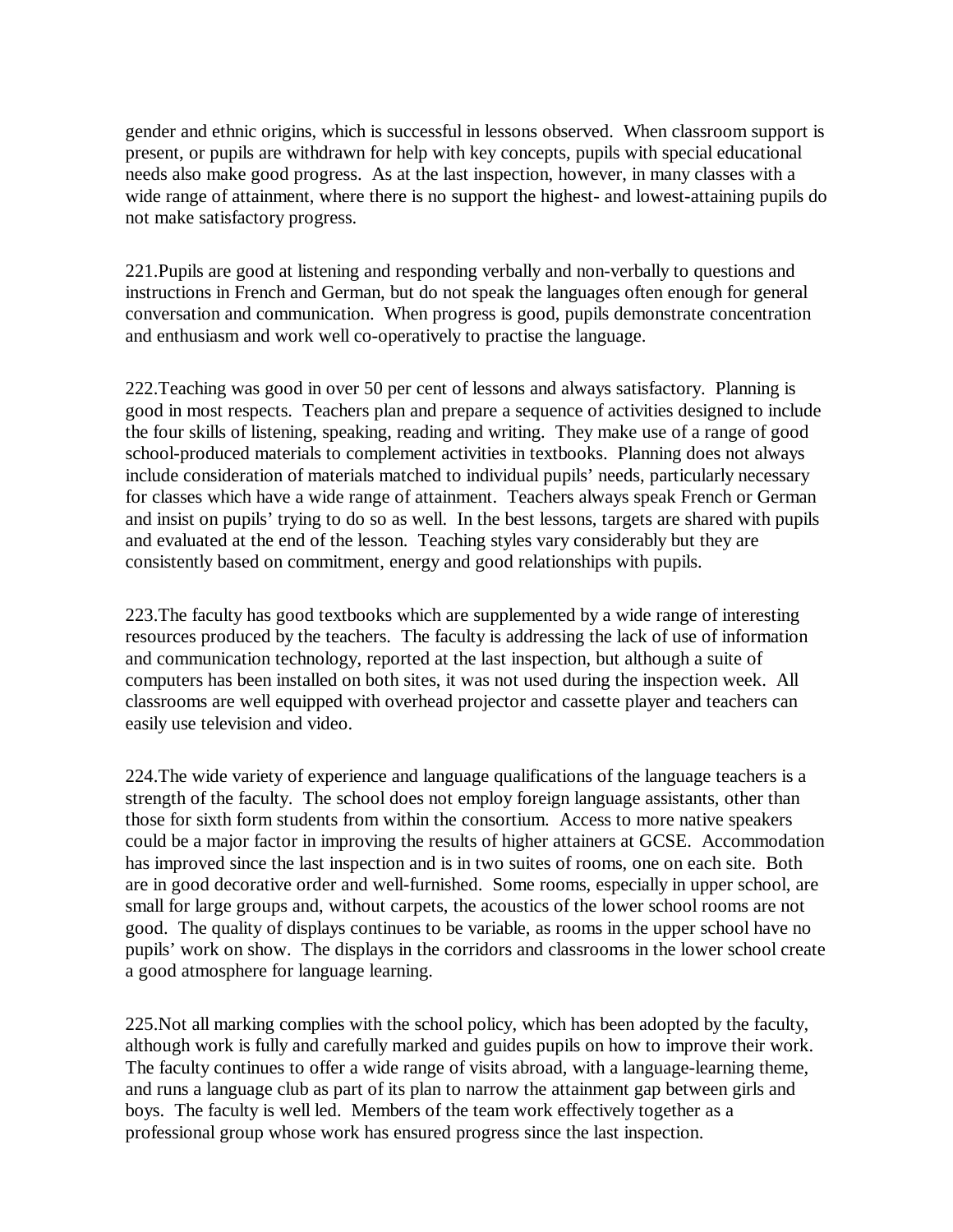gender and ethnic origins, which is successful in lessons observed. When classroom support is present, or pupils are withdrawn for help with key concepts, pupils with special educational needs also make good progress. As at the last inspection, however, in many classes with a wide range of attainment, where there is no support the highest- and lowest-attaining pupils do not make satisfactory progress.

221.Pupils are good at listening and responding verbally and non-verbally to questions and instructions in French and German, but do not speak the languages often enough for general conversation and communication. When progress is good, pupils demonstrate concentration and enthusiasm and work well co-operatively to practise the language.

222.Teaching was good in over 50 per cent of lessons and always satisfactory. Planning is good in most respects. Teachers plan and prepare a sequence of activities designed to include the four skills of listening, speaking, reading and writing. They make use of a range of good school-produced materials to complement activities in textbooks. Planning does not always include consideration of materials matched to individual pupils' needs, particularly necessary for classes which have a wide range of attainment. Teachers always speak French or German and insist on pupils' trying to do so as well. In the best lessons, targets are shared with pupils and evaluated at the end of the lesson. Teaching styles vary considerably but they are consistently based on commitment, energy and good relationships with pupils.

223.The faculty has good textbooks which are supplemented by a wide range of interesting resources produced by the teachers. The faculty is addressing the lack of use of information and communication technology, reported at the last inspection, but although a suite of computers has been installed on both sites, it was not used during the inspection week. All classrooms are well equipped with overhead projector and cassette player and teachers can easily use television and video.

224.The wide variety of experience and language qualifications of the language teachers is a strength of the faculty. The school does not employ foreign language assistants, other than those for sixth form students from within the consortium. Access to more native speakers could be a major factor in improving the results of higher attainers at GCSE. Accommodation has improved since the last inspection and is in two suites of rooms, one on each site. Both are in good decorative order and well-furnished. Some rooms, especially in upper school, are small for large groups and, without carpets, the acoustics of the lower school rooms are not good. The quality of displays continues to be variable, as rooms in the upper school have no pupils' work on show. The displays in the corridors and classrooms in the lower school create a good atmosphere for language learning.

225.Not all marking complies with the school policy, which has been adopted by the faculty, although work is fully and carefully marked and guides pupils on how to improve their work. The faculty continues to offer a wide range of visits abroad, with a language-learning theme, and runs a language club as part of its plan to narrow the attainment gap between girls and boys. The faculty is well led. Members of the team work effectively together as a professional group whose work has ensured progress since the last inspection.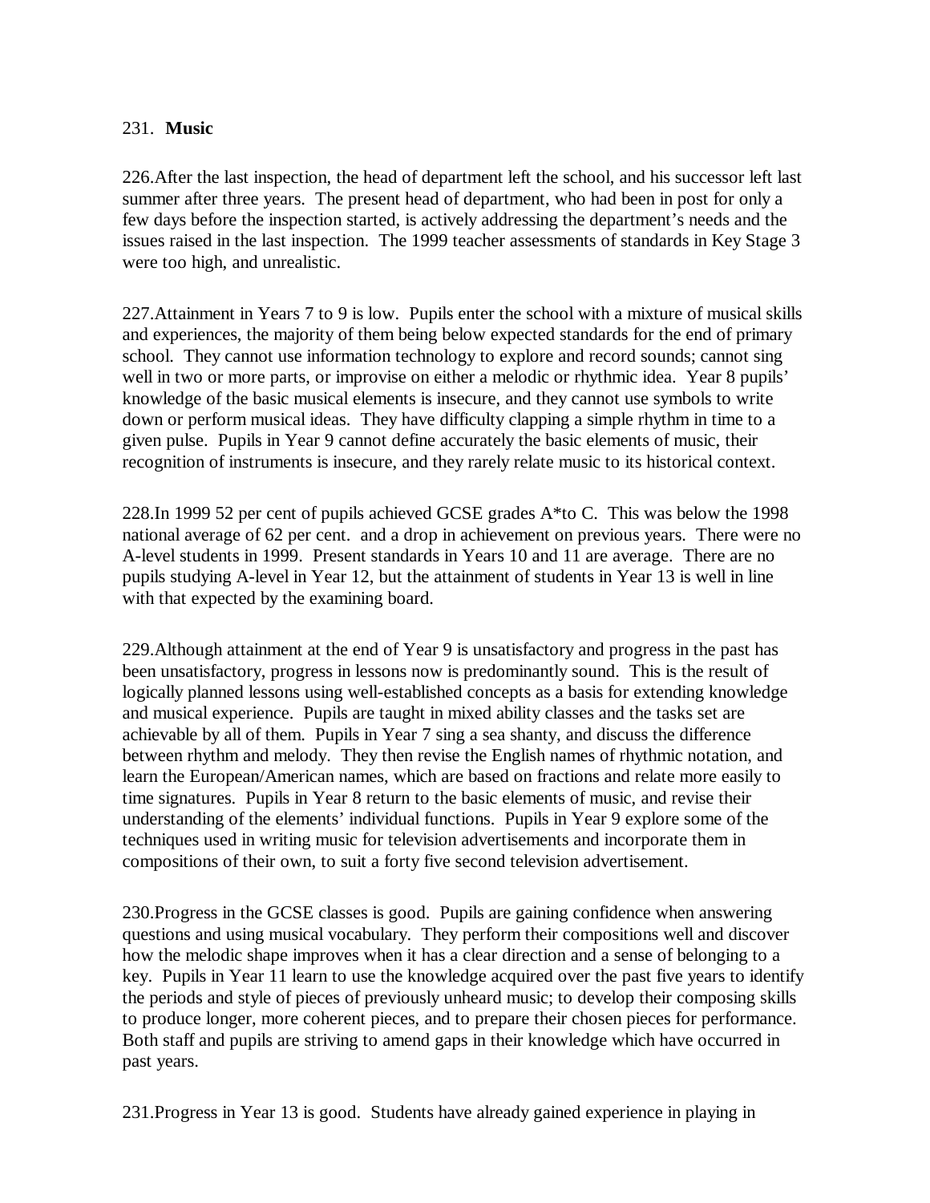231. **Music**

226.After the last inspection, the head of department left the school, and his successor left last summer after three years. The present head of department, who had been in post for only a few days before the inspection started, is actively addressing the department's needs and the issues raised in the last inspection. The 1999 teacher assessments of standards in Key Stage 3 were too high, and unrealistic.

227.Attainment in Years 7 to 9 is low. Pupils enter the school with a mixture of musical skills and experiences, the majority of them being below expected standards for the end of primary school. They cannot use information technology to explore and record sounds; cannot sing well in two or more parts, or improvise on either a melodic or rhythmic idea. Year 8 pupils' knowledge of the basic musical elements is insecure, and they cannot use symbols to write down or perform musical ideas. They have difficulty clapping a simple rhythm in time to a given pulse. Pupils in Year 9 cannot define accurately the basic elements of music, their recognition of instruments is insecure, and they rarely relate music to its historical context.

228.In 1999 52 per cent of pupils achieved GCSE grades A*to C. This was below the 1998 national average of 62 per cent. and a drop in achievement on previous years. There were no A-level students in 1999. Present standards in Years 10 and 11 are average. There are no pupils studying A-level in Year 12, but the attainment of students in Year 13 is well in line with that expected by the examining board.

229.Although attainment at the end of Year 9 is unsatisfactory and progress in the past has been unsatisfactory, progress in lessons now is predominantly sound. This is the result of logically planned lessons using well-established concepts as a basis for extending knowledge and musical experience. Pupils are taught in mixed ability classes and the tasks set are achievable by all of them. Pupils in Year 7 sing a sea shanty, and discuss the difference between rhythm and melody. They then revise the English names of rhythmic notation, and learn the European/American names, which are based on fractions and relate more easily to time signatures. Pupils in Year 8 return to the basic elements of music, and revise their understanding of the elements' individual functions. Pupils in Year 9 explore some of the techniques used in writing music for television advertisements and incorporate them in compositions of their own, to suit a forty five second television advertisement.

230.Progress in the GCSE classes is good. Pupils are gaining confidence when answering questions and using musical vocabulary. They perform their compositions well and discover how the melodic shape improves when it has a clear direction and a sense of belonging to a key. Pupils in Year 11 learn to use the knowledge acquired over the past five years to identify the periods and style of pieces of previously unheard music; to develop their composing skills to produce longer, more coherent pieces, and to prepare their chosen pieces for performance. Both staff and pupils are striving to amend gaps in their knowledge which have occurred in past years.

231.Progress in Year 13 is good. Students have already gained experience in playing in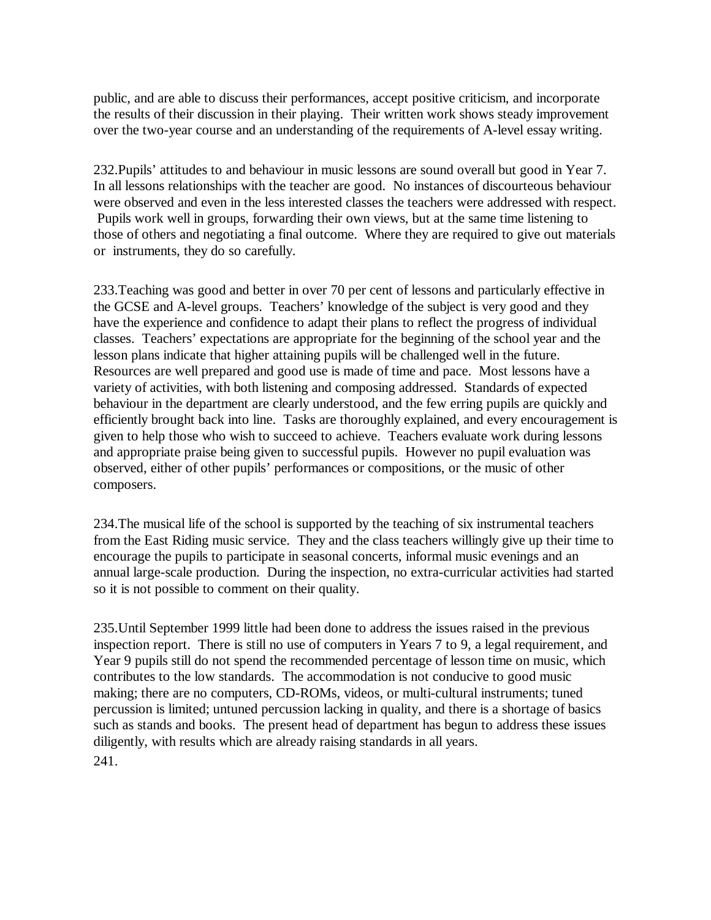public, and are able to discuss their performances, accept positive criticism, and incorporate the results of their discussion in their playing. Their written work shows steady improvement over the two-year course and an understanding of the requirements of A-level essay writing.

232.Pupils' attitudes to and behaviour in music lessons are sound overall but good in Year 7. In all lessons relationships with the teacher are good. No instances of discourteous behaviour were observed and even in the less interested classes the teachers were addressed with respect. Pupils work well in groups, forwarding their own views, but at the same time listening to those of others and negotiating a final outcome. Where they are required to give out materials or instruments, they do so carefully.

233.Teaching was good and better in over 70 per cent of lessons and particularly effective in the GCSE and A-level groups. Teachers' knowledge of the subject is very good and they have the experience and confidence to adapt their plans to reflect the progress of individual classes. Teachers' expectations are appropriate for the beginning of the school year and the lesson plans indicate that higher attaining pupils will be challenged well in the future. Resources are well prepared and good use is made of time and pace. Most lessons have a variety of activities, with both listening and composing addressed. Standards of expected behaviour in the department are clearly understood, and the few erring pupils are quickly and efficiently brought back into line. Tasks are thoroughly explained, and every encouragement is given to help those who wish to succeed to achieve. Teachers evaluate work during lessons and appropriate praise being given to successful pupils. However no pupil evaluation was observed, either of other pupils' performances or compositions, or the music of other composers.

234.The musical life of the school is supported by the teaching of six instrumental teachers from the East Riding music service. They and the class teachers willingly give up their time to encourage the pupils to participate in seasonal concerts, informal music evenings and an annual large-scale production. During the inspection, no extra-curricular activities had started so it is not possible to comment on their quality.

235.Until September 1999 little had been done to address the issues raised in the previous inspection report. There is still no use of computers in Years 7 to 9, a legal requirement, and Year 9 pupils still do not spend the recommended percentage of lesson time on music, which contributes to the low standards. The accommodation is not conducive to good music making; there are no computers, CD-ROMs, videos, or multi-cultural instruments; tuned percussion is limited; untuned percussion lacking in quality, and there is a shortage of basics such as stands and books. The present head of department has begun to address these issues diligently, with results which are already raising standards in all years.

241.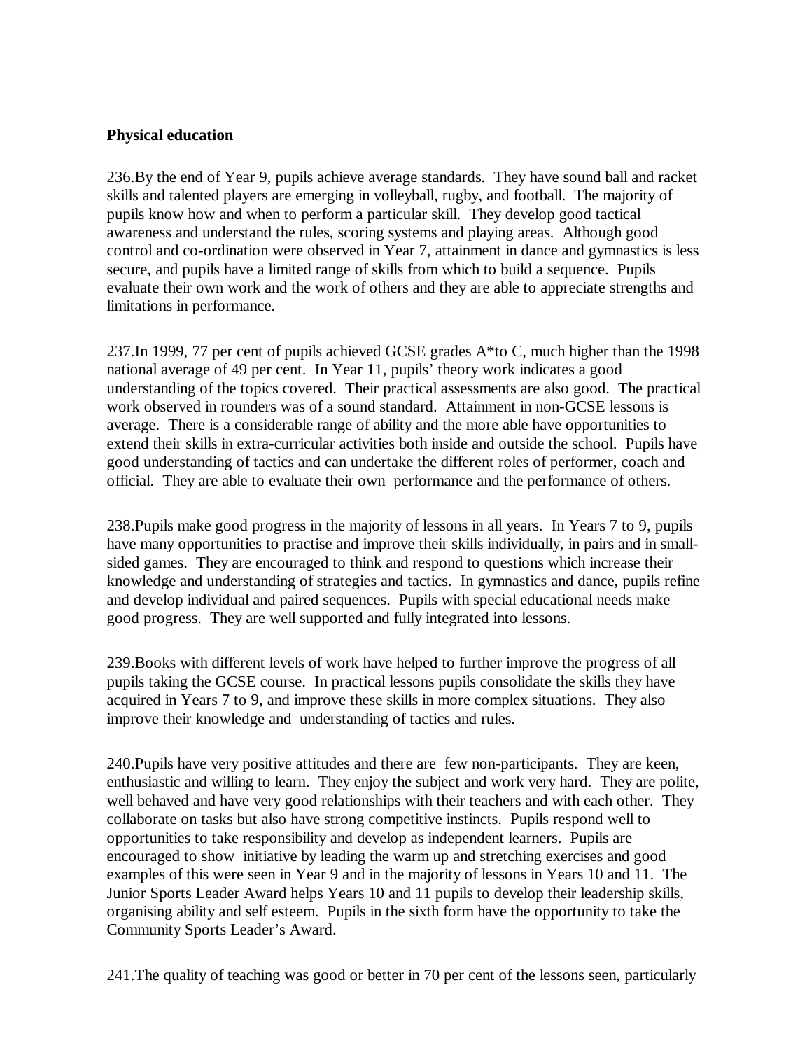**Physical education**

236.By the end of Year 9, pupils achieve average standards. They have sound ball and racket skills and talented players are emerging in volleyball, rugby, and football. The majority of pupils know how and when to perform a particular skill. They develop good tactical awareness and understand the rules, scoring systems and playing areas. Although good control and co-ordination were observed in Year 7, attainment in dance and gymnastics is less secure, and pupils have a limited range of skills from which to build a sequence. Pupils evaluate their own work and the work of others and they are able to appreciate strengths and limitations in performance.

237.In 1999, 77 per cent of pupils achieved GCSE grades A*to C, much higher than the 1998 national average of 49 per cent. In Year 11, pupils' theory work indicates a good understanding of the topics covered. Their practical assessments are also good. The practical work observed in rounders was of a sound standard. Attainment in non-GCSE lessons is average. There is a considerable range of ability and the more able have opportunities to extend their skills in extra-curricular activities both inside and outside the school. Pupils have good understanding of tactics and can undertake the different roles of performer, coach and official. They are able to evaluate their own performance and the performance of others.

238.Pupils make good progress in the majority of lessons in all years. In Years 7 to 9, pupils have many opportunities to practise and improve their skills individually, in pairs and in small-sided games. They are encouraged to think and respond to questions which increase their knowledge and understanding of strategies and tactics. In gymnastics and dance, pupils refine and develop individual and paired sequences. Pupils with special educational needs make good progress. They are well supported and fully integrated into lessons.

239.Books with different levels of work have helped to further improve the progress of all pupils taking the GCSE course. In practical lessons pupils consolidate the skills they have acquired in Years 7 to 9, and improve these skills in more complex situations. They also improve their knowledge and understanding of tactics and rules.

240.Pupils have very positive attitudes and there are few non-participants. They are keen, enthusiastic and willing to learn. They enjoy the subject and work very hard. They are polite, well behaved and have very good relationships with their teachers and with each other. They collaborate on tasks but also have strong competitive instincts. Pupils respond well to opportunities to take responsibility and develop as independent learners. Pupils are encouraged to show initiative by leading the warm up and stretching exercises and good examples of this were seen in Year 9 and in the majority of lessons in Years 10 and 11. The Junior Sports Leader Award helps Years 10 and 11 pupils to develop their leadership skills, organising ability and self esteem. Pupils in the sixth form have the opportunity to take the Community Sports Leader's Award.

241.The quality of teaching was good or better in 70 per cent of the lessons seen, particularly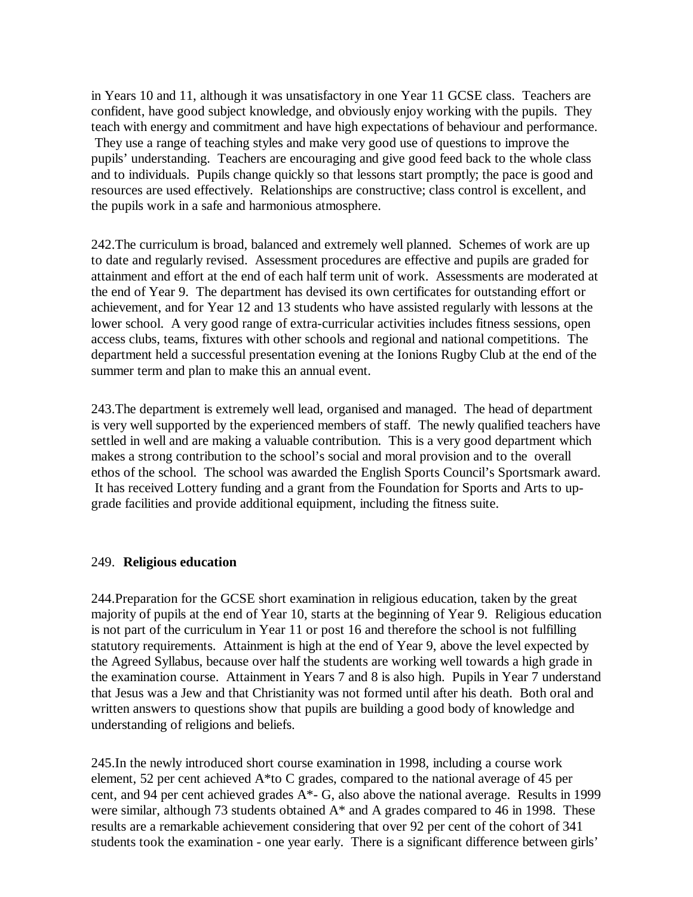in Years 10 and 11, although it was unsatisfactory in one Year 11 GCSE class. Teachers are confident, have good subject knowledge, and obviously enjoy working with the pupils. They teach with energy and commitment and have high expectations of behaviour and performance. They use a range of teaching styles and make very good use of questions to improve the pupils' understanding. Teachers are encouraging and give good feed back to the whole class and to individuals. Pupils change quickly so that lessons start promptly; the pace is good and resources are used effectively. Relationships are constructive; class control is excellent, and the pupils work in a safe and harmonious atmosphere.

242.The curriculum is broad, balanced and extremely well planned. Schemes of work are up to date and regularly revised. Assessment procedures are effective and pupils are graded for attainment and effort at the end of each half term unit of work. Assessments are moderated at the end of Year 9. The department has devised its own certificates for outstanding effort or achievement, and for Year 12 and 13 students who have assisted regularly with lessons at the lower school. A very good range of extra-curricular activities includes fitness sessions, open access clubs, teams, fixtures with other schools and regional and national competitions. The department held a successful presentation evening at the Ionions Rugby Club at the end of the summer term and plan to make this an annual event.

243.The department is extremely well lead, organised and managed. The head of department is very well supported by the experienced members of staff. The newly qualified teachers have settled in well and are making a valuable contribution. This is a very good department which makes a strong contribution to the school's social and moral provision and to the overall ethos of the school. The school was awarded the English Sports Council's Sportsmark award. It has received Lottery funding and a grant from the Foundation for Sports and Arts to up-grade facilities and provide additional equipment, including the fitness suite.

## 249. **Religious education**

244.Preparation for the GCSE short examination in religious education, taken by the great majority of pupils at the end of Year 10, starts at the beginning of Year 9. Religious education is not part of the curriculum in Year 11 or post 16 and therefore the school is not fulfilling statutory requirements. Attainment is high at the end of Year 9, above the level expected by the Agreed Syllabus, because over half the students are working well towards a high grade in the examination course. Attainment in Years 7 and 8 is also high. Pupils in Year 7 understand that Jesus was a Jew and that Christianity was not formed until after his death. Both oral and written answers to questions show that pupils are building a good body of knowledge and understanding of religions and beliefs.

245.In the newly introduced short course examination in 1998, including a course work element, 52 per cent achieved A*to C grades, compared to the national average of 45 per cent, and 94 per cent achieved grades A*- G, also above the national average. Results in 1999 were similar, although 73 students obtained A* and A grades compared to 46 in 1998. These results are a remarkable achievement considering that over 92 per cent of the cohort of 341 students took the examination - one year early. There is a significant difference between girls'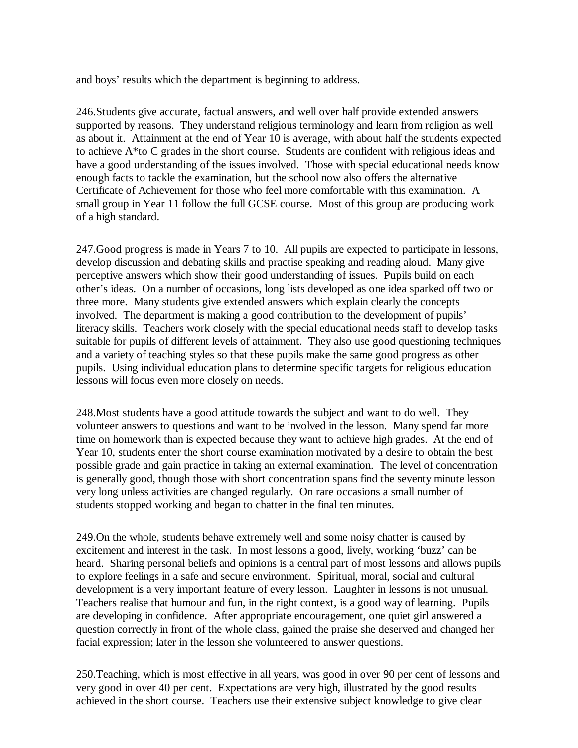and boys' results which the department is beginning to address.

246.Students give accurate, factual answers, and well over half provide extended answers supported by reasons. They understand religious terminology and learn from religion as well as about it. Attainment at the end of Year 10 is average, with about half the students expected to achieve A*to C grades in the short course. Students are confident with religious ideas and have a good understanding of the issues involved. Those with special educational needs know enough facts to tackle the examination, but the school now also offers the alternative Certificate of Achievement for those who feel more comfortable with this examination. A small group in Year 11 follow the full GCSE course. Most of this group are producing work of a high standard.

247.Good progress is made in Years 7 to 10. All pupils are expected to participate in lessons, develop discussion and debating skills and practise speaking and reading aloud. Many give perceptive answers which show their good understanding of issues. Pupils build on each other's ideas. On a number of occasions, long lists developed as one idea sparked off two or three more. Many students give extended answers which explain clearly the concepts involved. The department is making a good contribution to the development of pupils' literacy skills. Teachers work closely with the special educational needs staff to develop tasks suitable for pupils of different levels of attainment. They also use good questioning techniques and a variety of teaching styles so that these pupils make the same good progress as other pupils. Using individual education plans to determine specific targets for religious education lessons will focus even more closely on needs.

248.Most students have a good attitude towards the subject and want to do well. They volunteer answers to questions and want to be involved in the lesson. Many spend far more time on homework than is expected because they want to achieve high grades. At the end of Year 10, students enter the short course examination motivated by a desire to obtain the best possible grade and gain practice in taking an external examination. The level of concentration is generally good, though those with short concentration spans find the seventy minute lesson very long unless activities are changed regularly. On rare occasions a small number of students stopped working and began to chatter in the final ten minutes.

249.On the whole, students behave extremely well and some noisy chatter is caused by excitement and interest in the task. In most lessons a good, lively, working 'buzz' can be heard. Sharing personal beliefs and opinions is a central part of most lessons and allows pupils to explore feelings in a safe and secure environment. Spiritual, moral, social and cultural development is a very important feature of every lesson. Laughter in lessons is not unusual. Teachers realise that humour and fun, in the right context, is a good way of learning. Pupils are developing in confidence. After appropriate encouragement, one quiet girl answered a question correctly in front of the whole class, gained the praise she deserved and changed her facial expression; later in the lesson she volunteered to answer questions.

250.Teaching, which is most effective in all years, was good in over 90 per cent of lessons and very good in over 40 per cent. Expectations are very high, illustrated by the good results achieved in the short course. Teachers use their extensive subject knowledge to give clear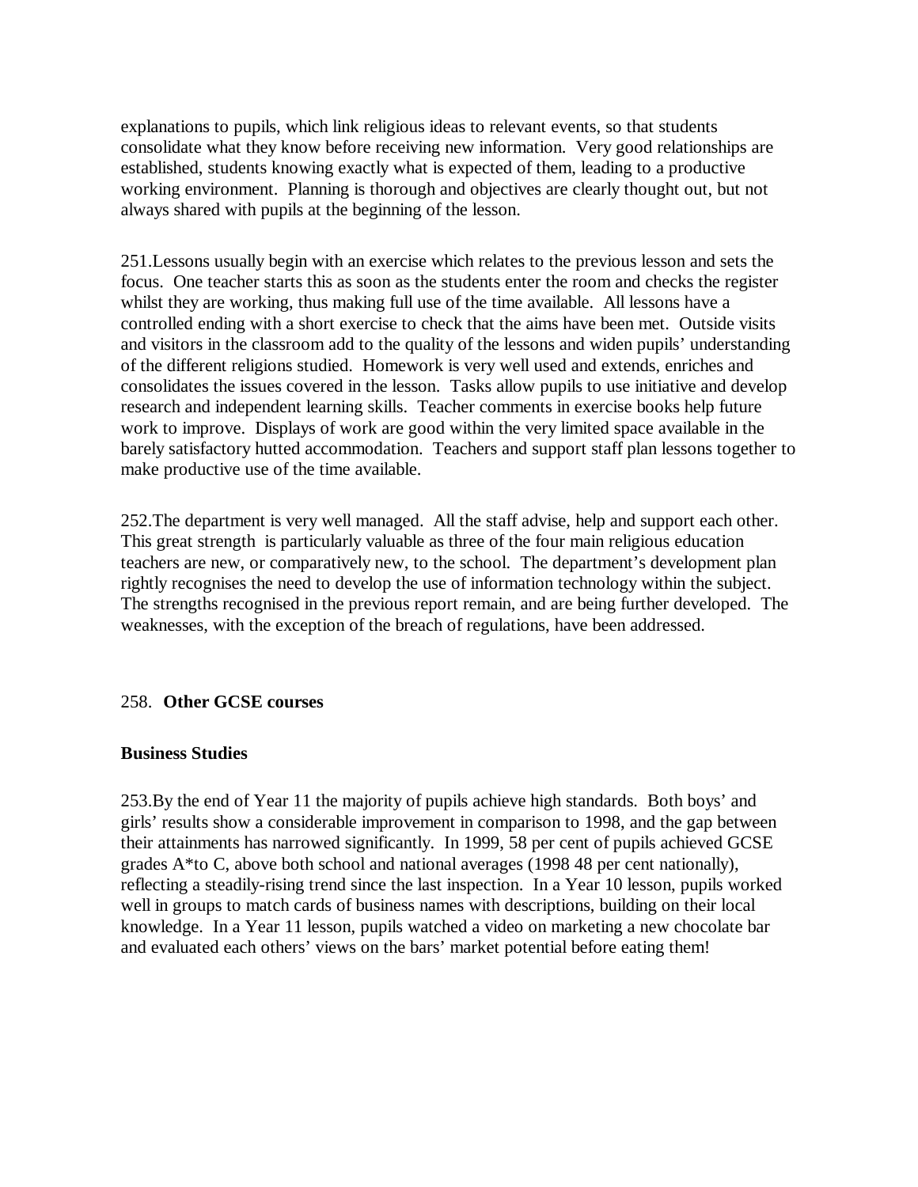explanations to pupils, which link religious ideas to relevant events, so that students consolidate what they know before receiving new information. Very good relationships are established, students knowing exactly what is expected of them, leading to a productive working environment. Planning is thorough and objectives are clearly thought out, but not always shared with pupils at the beginning of the lesson.

251.Lessons usually begin with an exercise which relates to the previous lesson and sets the focus. One teacher starts this as soon as the students enter the room and checks the register whilst they are working, thus making full use of the time available. All lessons have a controlled ending with a short exercise to check that the aims have been met. Outside visits and visitors in the classroom add to the quality of the lessons and widen pupils' understanding of the different religions studied. Homework is very well used and extends, enriches and consolidates the issues covered in the lesson. Tasks allow pupils to use initiative and develop research and independent learning skills. Teacher comments in exercise books help future work to improve. Displays of work are good within the very limited space available in the barely satisfactory hutted accommodation. Teachers and support staff plan lessons together to make productive use of the time available.

252.The department is very well managed. All the staff advise, help and support each other. This great strength is particularly valuable as three of the four main religious education teachers are new, or comparatively new, to the school. The department's development plan rightly recognises the need to develop the use of information technology within the subject. The strengths recognised in the previous report remain, and are being further developed. The weaknesses, with the exception of the breach of regulations, have been addressed.

258. **Other GCSE courses**

**Business Studies**

253.By the end of Year 11 the majority of pupils achieve high standards. Both boys' and girls' results show a considerable improvement in comparison to 1998, and the gap between their attainments has narrowed significantly. In 1999, 58 per cent of pupils achieved GCSE grades A*to C, above both school and national averages (1998 48 per cent nationally), reflecting a steadily-rising trend since the last inspection. In a Year 10 lesson, pupils worked well in groups to match cards of business names with descriptions, building on their local knowledge. In a Year 11 lesson, pupils watched a video on marketing a new chocolate bar and evaluated each others' views on the bars' market potential before eating them!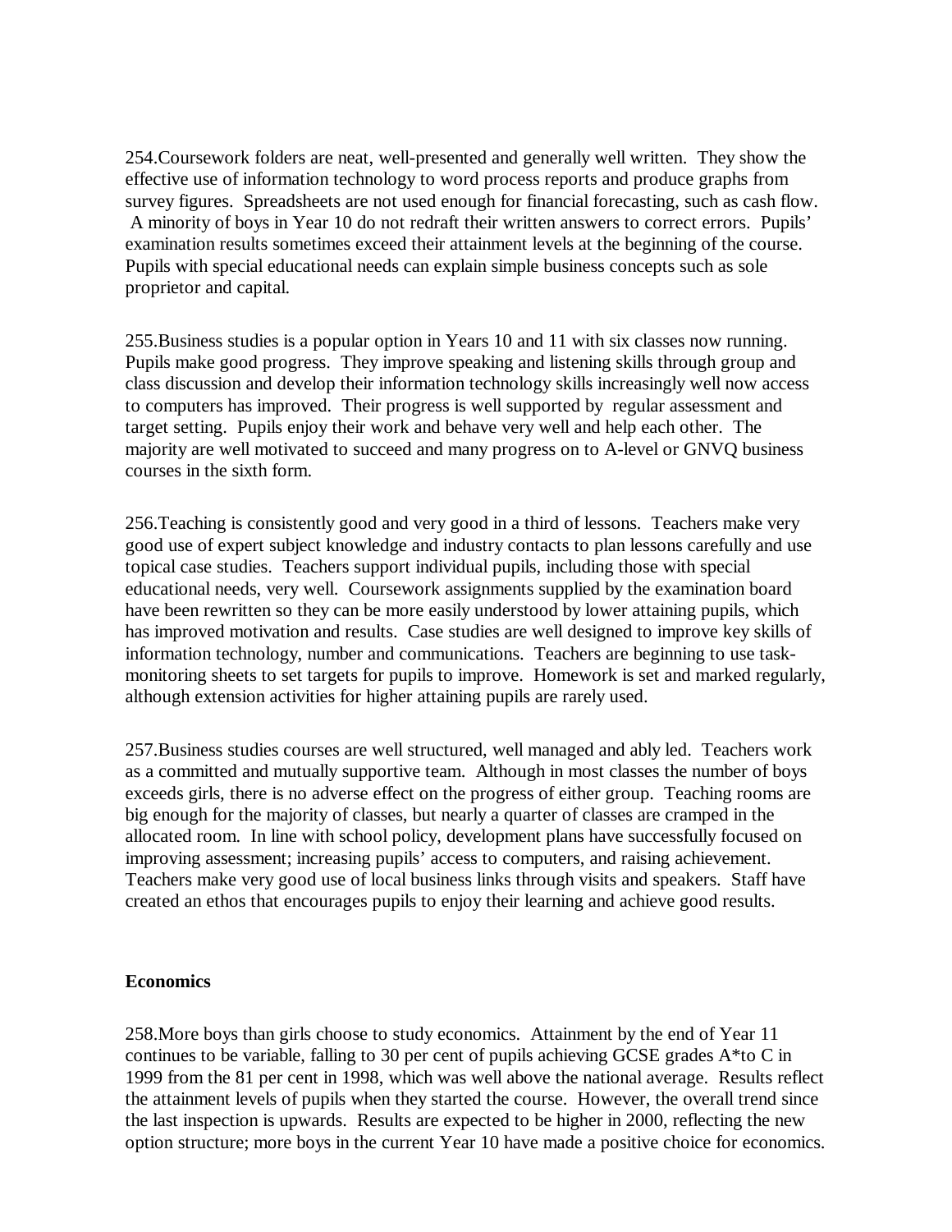254.Coursework folders are neat, well-presented and generally well written. They show the effective use of information technology to word process reports and produce graphs from survey figures. Spreadsheets are not used enough for financial forecasting, such as cash flow. A minority of boys in Year 10 do not redraft their written answers to correct errors. Pupils' examination results sometimes exceed their attainment levels at the beginning of the course. Pupils with special educational needs can explain simple business concepts such as sole proprietor and capital.

255.Business studies is a popular option in Years 10 and 11 with six classes now running. Pupils make good progress. They improve speaking and listening skills through group and class discussion and develop their information technology skills increasingly well now access to computers has improved. Their progress is well supported by regular assessment and target setting. Pupils enjoy their work and behave very well and help each other. The majority are well motivated to succeed and many progress on to A-level or GNVQ business courses in the sixth form.

256.Teaching is consistently good and very good in a third of lessons. Teachers make very good use of expert subject knowledge and industry contacts to plan lessons carefully and use topical case studies. Teachers support individual pupils, including those with special educational needs, very well. Coursework assignments supplied by the examination board have been rewritten so they can be more easily understood by lower attaining pupils, which has improved motivation and results. Case studies are well designed to improve key skills of information technology, number and communications. Teachers are beginning to use task-monitoring sheets to set targets for pupils to improve. Homework is set and marked regularly, although extension activities for higher attaining pupils are rarely used.

257.Business studies courses are well structured, well managed and ably led. Teachers work as a committed and mutually supportive team. Although in most classes the number of boys exceeds girls, there is no adverse effect on the progress of either group. Teaching rooms are big enough for the majority of classes, but nearly a quarter of classes are cramped in the allocated room. In line with school policy, development plans have successfully focused on improving assessment; increasing pupils' access to computers, and raising achievement. Teachers make very good use of local business links through visits and speakers. Staff have created an ethos that encourages pupils to enjoy their learning and achieve good results.

**Economics**

258.More boys than girls choose to study economics. Attainment by the end of Year 11 continues to be variable, falling to 30 per cent of pupils achieving GCSE grades A*to C in 1999 from the 81 per cent in 1998, which was well above the national average. Results reflect the attainment levels of pupils when they started the course. However, the overall trend since the last inspection is upwards. Results are expected to be higher in 2000, reflecting the new option structure; more boys in the current Year 10 have made a positive choice for economics.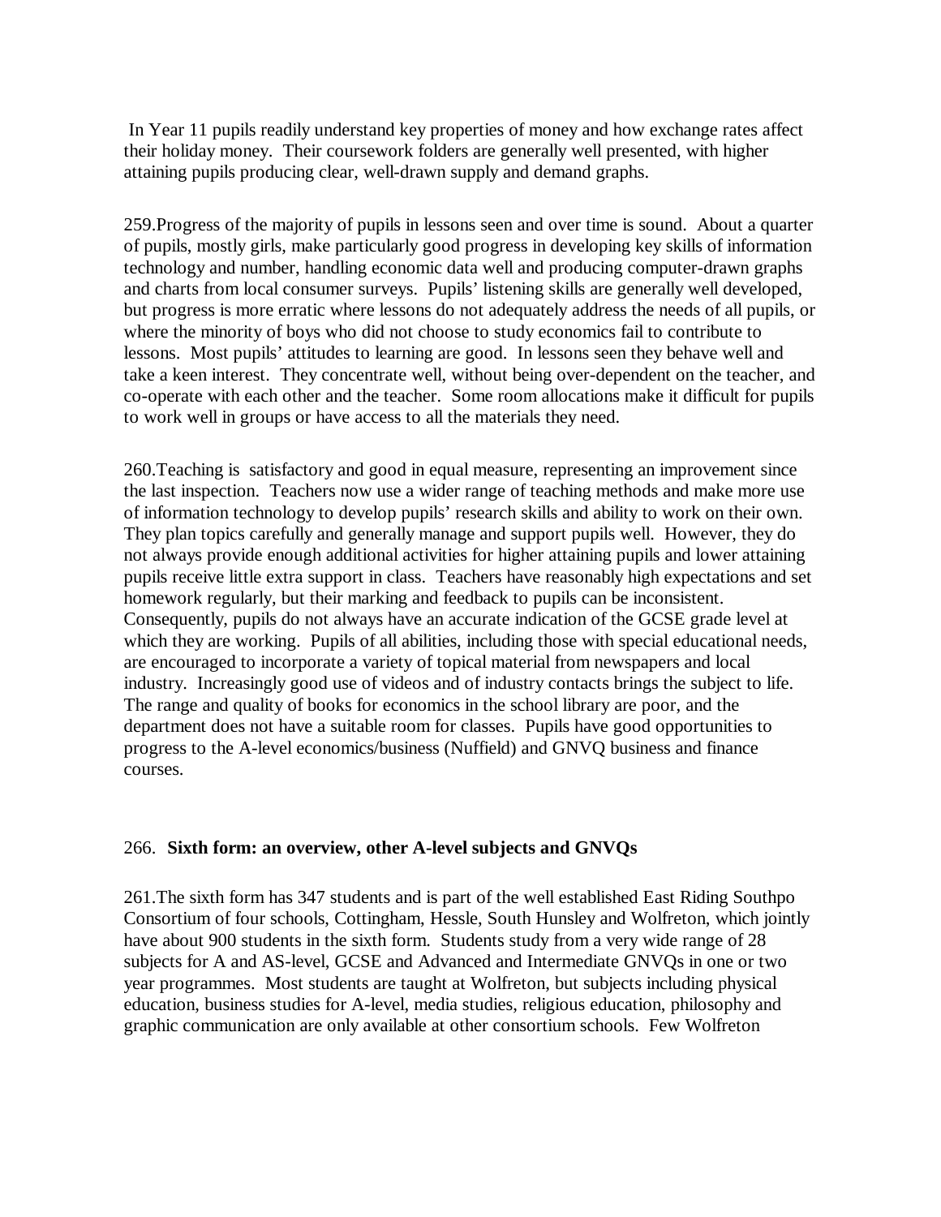In Year 11 pupils readily understand key properties of money and how exchange rates affect their holiday money. Their coursework folders are generally well presented, with higher attaining pupils producing clear, well-drawn supply and demand graphs.

259.Progress of the majority of pupils in lessons seen and over time is sound. About a quarter of pupils, mostly girls, make particularly good progress in developing key skills of information technology and number, handling economic data well and producing computer-drawn graphs and charts from local consumer surveys. Pupils' listening skills are generally well developed, but progress is more erratic where lessons do not adequately address the needs of all pupils, or where the minority of boys who did not choose to study economics fail to contribute to lessons. Most pupils' attitudes to learning are good. In lessons seen they behave well and take a keen interest. They concentrate well, without being over-dependent on the teacher, and co-operate with each other and the teacher. Some room allocations make it difficult for pupils to work well in groups or have access to all the materials they need.

260.Teaching is satisfactory and good in equal measure, representing an improvement since the last inspection. Teachers now use a wider range of teaching methods and make more use of information technology to develop pupils' research skills and ability to work on their own. They plan topics carefully and generally manage and support pupils well. However, they do not always provide enough additional activities for higher attaining pupils and lower attaining pupils receive little extra support in class. Teachers have reasonably high expectations and set homework regularly, but their marking and feedback to pupils can be inconsistent. Consequently, pupils do not always have an accurate indication of the GCSE grade level at which they are working. Pupils of all abilities, including those with special educational needs, are encouraged to incorporate a variety of topical material from newspapers and local industry. Increasingly good use of videos and of industry contacts brings the subject to life. The range and quality of books for economics in the school library are poor, and the department does not have a suitable room for classes. Pupils have good opportunities to progress to the A-level economics/business (Nuffield) and GNVQ business and finance courses.

## 266. **Sixth form: an overview, other A-level subjects and GNVQs**

261.The sixth form has 347 students and is part of the well established East Riding Southpo Consortium of four schools, Cottingham, Hessle, South Hunsley and Wolfreton, which jointly have about 900 students in the sixth form. Students study from a very wide range of 28 subjects for A and AS-level, GCSE and Advanced and Intermediate GNVQs in one or two year programmes. Most students are taught at Wolfreton, but subjects including physical education, business studies for A-level, media studies, religious education, philosophy and graphic communication are only available at other consortium schools. Few Wolfreton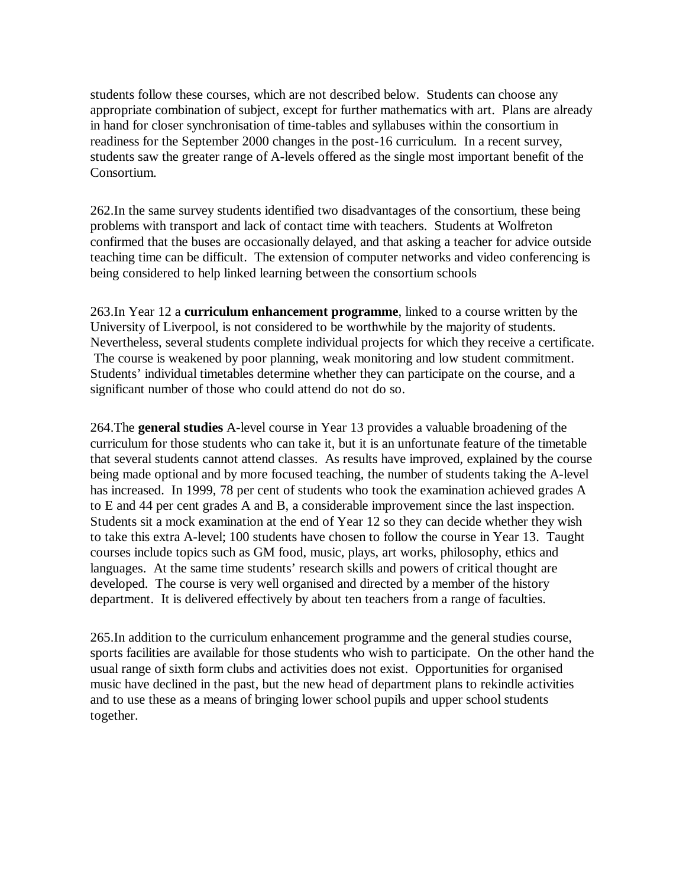students follow these courses, which are not described below. Students can choose any appropriate combination of subject, except for further mathematics with art. Plans are already in hand for closer synchronisation of time-tables and syllabuses within the consortium in readiness for the September 2000 changes in the post-16 curriculum. In a recent survey, students saw the greater range of A-levels offered as the single most important benefit of the Consortium.

262.In the same survey students identified two disadvantages of the consortium, these being problems with transport and lack of contact time with teachers. Students at Wolfreton confirmed that the buses are occasionally delayed, and that asking a teacher for advice outside teaching time can be difficult. The extension of computer networks and video conferencing is being considered to help linked learning between the consortium schools

263.In Year 12 a **curriculum enhancement programme**, linked to a course written by the University of Liverpool, is not considered to be worthwhile by the majority of students. Nevertheless, several students complete individual projects for which they receive a certificate. The course is weakened by poor planning, weak monitoring and low student commitment. Students' individual timetables determine whether they can participate on the course, and a significant number of those who could attend do not do so.

264.The **general studies** A-level course in Year 13 provides a valuable broadening of the curriculum for those students who can take it, but it is an unfortunate feature of the timetable that several students cannot attend classes. As results have improved, explained by the course being made optional and by more focused teaching, the number of students taking the A-level has increased. In 1999, 78 per cent of students who took the examination achieved grades A to E and 44 per cent grades A and B, a considerable improvement since the last inspection. Students sit a mock examination at the end of Year 12 so they can decide whether they wish to take this extra A-level; 100 students have chosen to follow the course in Year 13. Taught courses include topics such as GM food, music, plays, art works, philosophy, ethics and languages. At the same time students' research skills and powers of critical thought are developed. The course is very well organised and directed by a member of the history department. It is delivered effectively by about ten teachers from a range of faculties.

265.In addition to the curriculum enhancement programme and the general studies course, sports facilities are available for those students who wish to participate. On the other hand the usual range of sixth form clubs and activities does not exist. Opportunities for organised music have declined in the past, but the new head of department plans to rekindle activities and to use these as a means of bringing lower school pupils and upper school students together.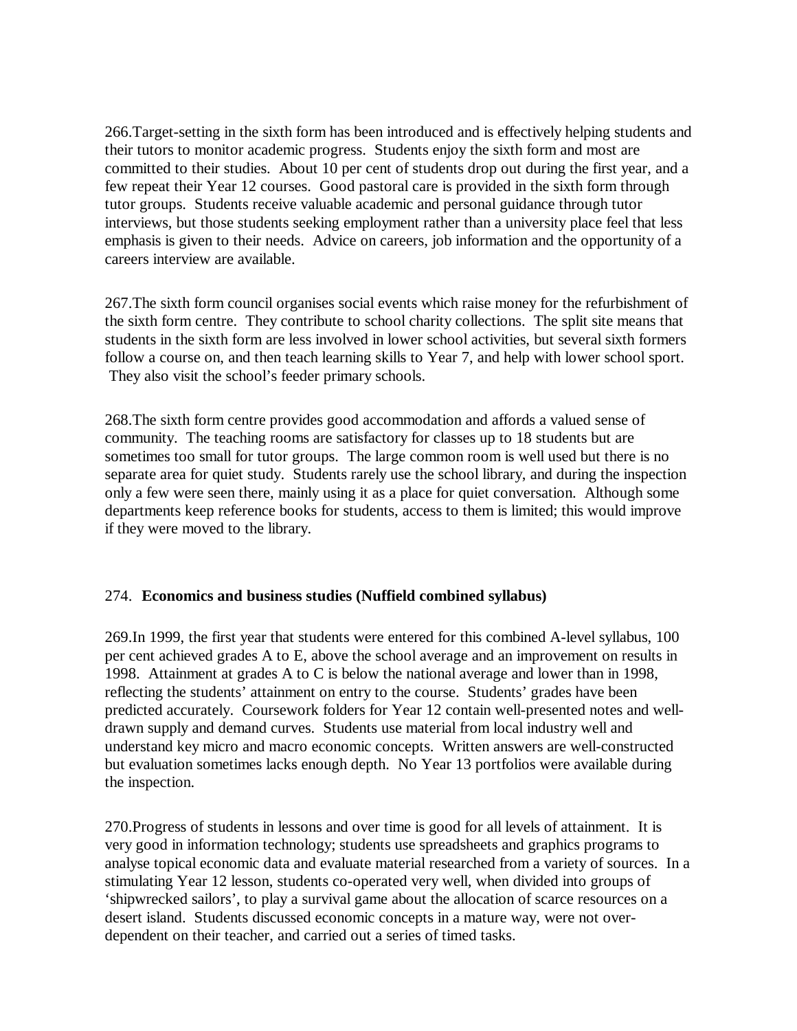266.Target-setting in the sixth form has been introduced and is effectively helping students and their tutors to monitor academic progress. Students enjoy the sixth form and most are committed to their studies. About 10 per cent of students drop out during the first year, and a few repeat their Year 12 courses. Good pastoral care is provided in the sixth form through tutor groups. Students receive valuable academic and personal guidance through tutor interviews, but those students seeking employment rather than a university place feel that less emphasis is given to their needs. Advice on careers, job information and the opportunity of a careers interview are available.

267.The sixth form council organises social events which raise money for the refurbishment of the sixth form centre. They contribute to school charity collections. The split site means that students in the sixth form are less involved in lower school activities, but several sixth formers follow a course on, and then teach learning skills to Year 7, and help with lower school sport. They also visit the school's feeder primary schools.

268.The sixth form centre provides good accommodation and affords a valued sense of community. The teaching rooms are satisfactory for classes up to 18 students but are sometimes too small for tutor groups. The large common room is well used but there is no separate area for quiet study. Students rarely use the school library, and during the inspection only a few were seen there, mainly using it as a place for quiet conversation. Although some departments keep reference books for students, access to them is limited; this would improve if they were moved to the library.

### 274. **Economics and business studies (Nuffield combined syllabus)**

269.In 1999, the first year that students were entered for this combined A-level syllabus, 100 per cent achieved grades A to E, above the school average and an improvement on results in 1998. Attainment at grades A to C is below the national average and lower than in 1998, reflecting the students' attainment on entry to the course. Students' grades have been predicted accurately. Coursework folders for Year 12 contain well-presented notes and well-drawn supply and demand curves. Students use material from local industry well and understand key micro and macro economic concepts. Written answers are well-constructed but evaluation sometimes lacks enough depth. No Year 13 portfolios were available during the inspection.

270.Progress of students in lessons and over time is good for all levels of attainment. It is very good in information technology; students use spreadsheets and graphics programs to analyse topical economic data and evaluate material researched from a variety of sources. In a stimulating Year 12 lesson, students co-operated very well, when divided into groups of 'shipwrecked sailors', to play a survival game about the allocation of scarce resources on a desert island. Students discussed economic concepts in a mature way, were not over-dependent on their teacher, and carried out a series of timed tasks.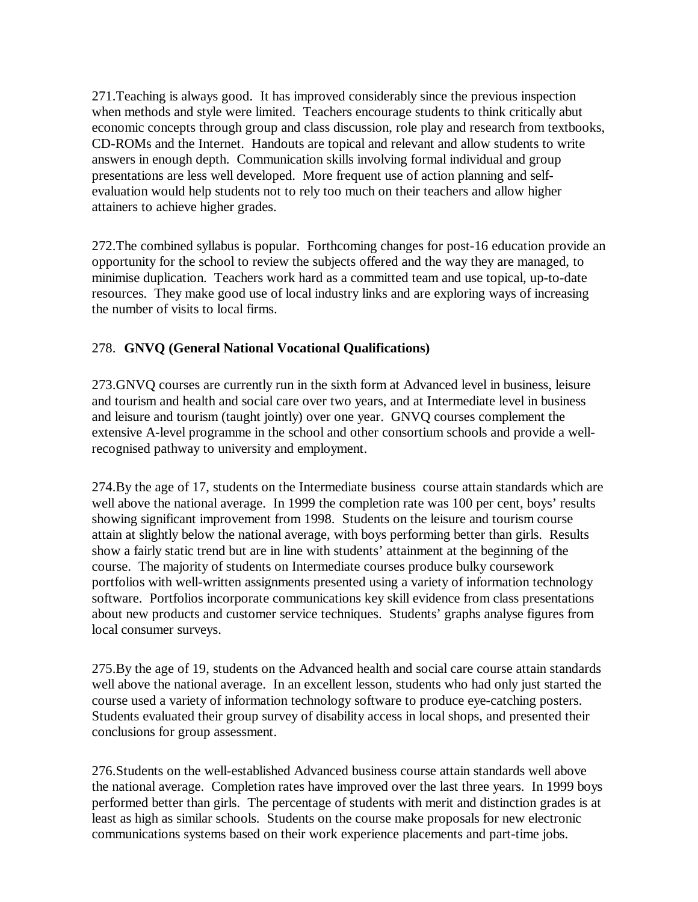271.Teaching is always good. It has improved considerably since the previous inspection when methods and style were limited. Teachers encourage students to think critically abut economic concepts through group and class discussion, role play and research from textbooks, CD-ROMs and the Internet. Handouts are topical and relevant and allow students to write answers in enough depth. Communication skills involving formal individual and group presentations are less well developed. More frequent use of action planning and self-evaluation would help students not to rely too much on their teachers and allow higher attainers to achieve higher grades.

272.The combined syllabus is popular. Forthcoming changes for post-16 education provide an opportunity for the school to review the subjects offered and the way they are managed, to minimise duplication. Teachers work hard as a committed team and use topical, up-to-date resources. They make good use of local industry links and are exploring ways of increasing the number of visits to local firms.

### 278. **GNVQ (General National Vocational Qualifications)**

273.GNVQ courses are currently run in the sixth form at Advanced level in business, leisure and tourism and health and social care over two years, and at Intermediate level in business and leisure and tourism (taught jointly) over one year. GNVQ courses complement the extensive A-level programme in the school and other consortium schools and provide a well-recognised pathway to university and employment.

274.By the age of 17, students on the Intermediate business course attain standards which are well above the national average. In 1999 the completion rate was 100 per cent, boys' results showing significant improvement from 1998. Students on the leisure and tourism course attain at slightly below the national average, with boys performing better than girls. Results show a fairly static trend but are in line with students' attainment at the beginning of the course. The majority of students on Intermediate courses produce bulky coursework portfolios with well-written assignments presented using a variety of information technology software. Portfolios incorporate communications key skill evidence from class presentations about new products and customer service techniques. Students' graphs analyse figures from local consumer surveys.

275.By the age of 19, students on the Advanced health and social care course attain standards well above the national average. In an excellent lesson, students who had only just started the course used a variety of information technology software to produce eye-catching posters. Students evaluated their group survey of disability access in local shops, and presented their conclusions for group assessment.

276.Students on the well-established Advanced business course attain standards well above the national average. Completion rates have improved over the last three years. In 1999 boys performed better than girls. The percentage of students with merit and distinction grades is at least as high as similar schools. Students on the course make proposals for new electronic communications systems based on their work experience placements and part-time jobs.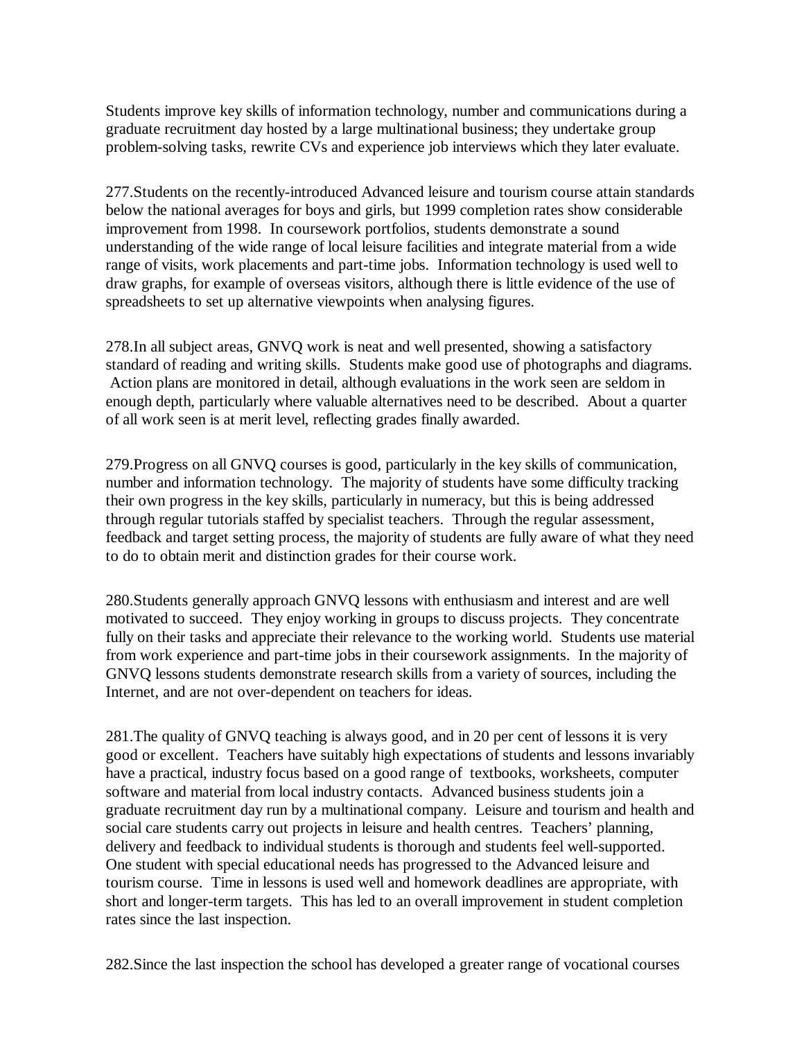Students improve key skills of information technology, number and communications during a graduate recruitment day hosted by a large multinational business; they undertake group problem-solving tasks, rewrite CVs and experience job interviews which they later evaluate.

277.Students on the recently-introduced Advanced leisure and tourism course attain standards below the national averages for boys and girls, but 1999 completion rates show considerable improvement from 1998. In coursework portfolios, students demonstrate a sound understanding of the wide range of local leisure facilities and integrate material from a wide range of visits, work placements and part-time jobs. Information technology is used well to draw graphs, for example of overseas visitors, although there is little evidence of the use of spreadsheets to set up alternative viewpoints when analysing figures.

278.In all subject areas, GNVQ work is neat and well presented, showing a satisfactory standard of reading and writing skills. Students make good use of photographs and diagrams. Action plans are monitored in detail, although evaluations in the work seen are seldom in enough depth, particularly where valuable alternatives need to be described. About a quarter of all work seen is at merit level, reflecting grades finally awarded.

279.Progress on all GNVQ courses is good, particularly in the key skills of communication, number and information technology. The majority of students have some difficulty tracking their own progress in the key skills, particularly in numeracy, but this is being addressed through regular tutorials staffed by specialist teachers. Through the regular assessment, feedback and target setting process, the majority of students are fully aware of what they need to do to obtain merit and distinction grades for their course work.

280.Students generally approach GNVQ lessons with enthusiasm and interest and are well motivated to succeed. They enjoy working in groups to discuss projects. They concentrate fully on their tasks and appreciate their relevance to the working world. Students use material from work experience and part-time jobs in their coursework assignments. In the majority of GNVQ lessons students demonstrate research skills from a variety of sources, including the Internet, and are not over-dependent on teachers for ideas.

281.The quality of GNVQ teaching is always good, and in 20 per cent of lessons it is very good or excellent. Teachers have suitably high expectations of students and lessons invariably have a practical, industry focus based on a good range of textbooks, worksheets, computer software and material from local industry contacts. Advanced business students join a graduate recruitment day run by a multinational company. Leisure and tourism and health and social care students carry out projects in leisure and health centres. Teachers' planning, delivery and feedback to individual students is thorough and students feel well-supported. One student with special educational needs has progressed to the Advanced leisure and tourism course. Time in lessons is used well and homework deadlines are appropriate, with short and longer-term targets. This has led to an overall improvement in student completion rates since the last inspection.

282.Since the last inspection the school has developed a greater range of vocational courses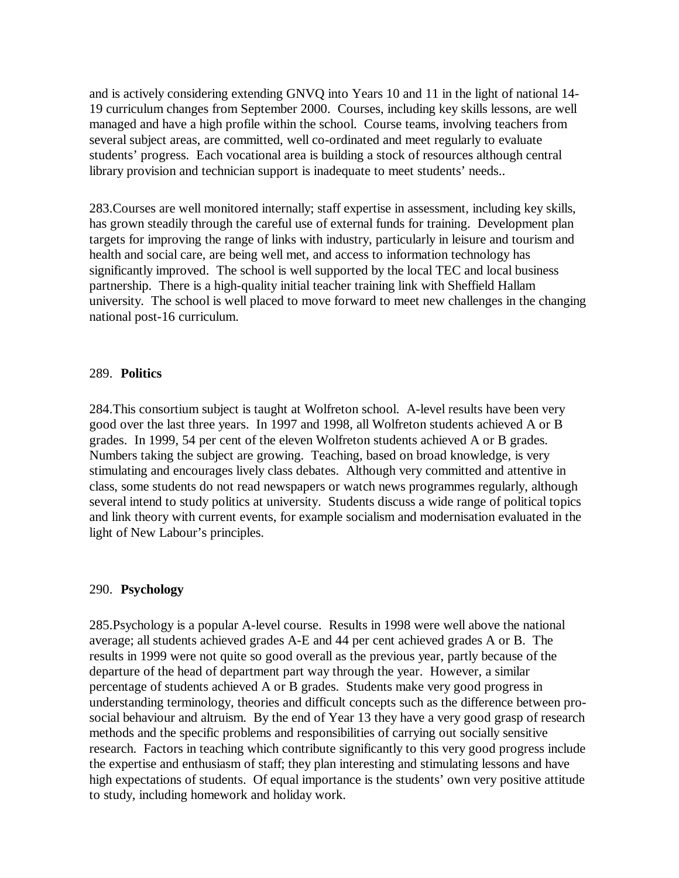and is actively considering extending GNVQ into Years 10 and 11 in the light of national 14-19 curriculum changes from September 2000. Courses, including key skills lessons, are well managed and have a high profile within the school. Course teams, involving teachers from several subject areas, are committed, well co-ordinated and meet regularly to evaluate students' progress. Each vocational area is building a stock of resources although central library provision and technician support is inadequate to meet students' needs..

283.Courses are well monitored internally; staff expertise in assessment, including key skills, has grown steadily through the careful use of external funds for training. Development plan targets for improving the range of links with industry, particularly in leisure and tourism and health and social care, are being well met, and access to information technology has significantly improved. The school is well supported by the local TEC and local business partnership. There is a high-quality initial teacher training link with Sheffield Hallam university. The school is well placed to move forward to meet new challenges in the changing national post-16 curriculum.

### 289. **Politics**

284.This consortium subject is taught at Wolfreton school. A-level results have been very good over the last three years. In 1997 and 1998, all Wolfreton students achieved A or B grades. In 1999, 54 per cent of the eleven Wolfreton students achieved A or B grades. Numbers taking the subject are growing. Teaching, based on broad knowledge, is very stimulating and encourages lively class debates. Although very committed and attentive in class, some students do not read newspapers or watch news programmes regularly, although several intend to study politics at university. Students discuss a wide range of political topics and link theory with current events, for example socialism and modernisation evaluated in the light of New Labour's principles.

### 290. **Psychology**

285.Psychology is a popular A-level course. Results in 1998 were well above the national average; all students achieved grades A-E and 44 per cent achieved grades A or B. The results in 1999 were not quite so good overall as the previous year, partly because of the departure of the head of department part way through the year. However, a similar percentage of students achieved A or B grades. Students make very good progress in understanding terminology, theories and difficult concepts such as the difference between pro-social behaviour and altruism. By the end of Year 13 they have a very good grasp of research methods and the specific problems and responsibilities of carrying out socially sensitive research. Factors in teaching which contribute significantly to this very good progress include the expertise and enthusiasm of staff; they plan interesting and stimulating lessons and have high expectations of students. Of equal importance is the students' own very positive attitude to study, including homework and holiday work.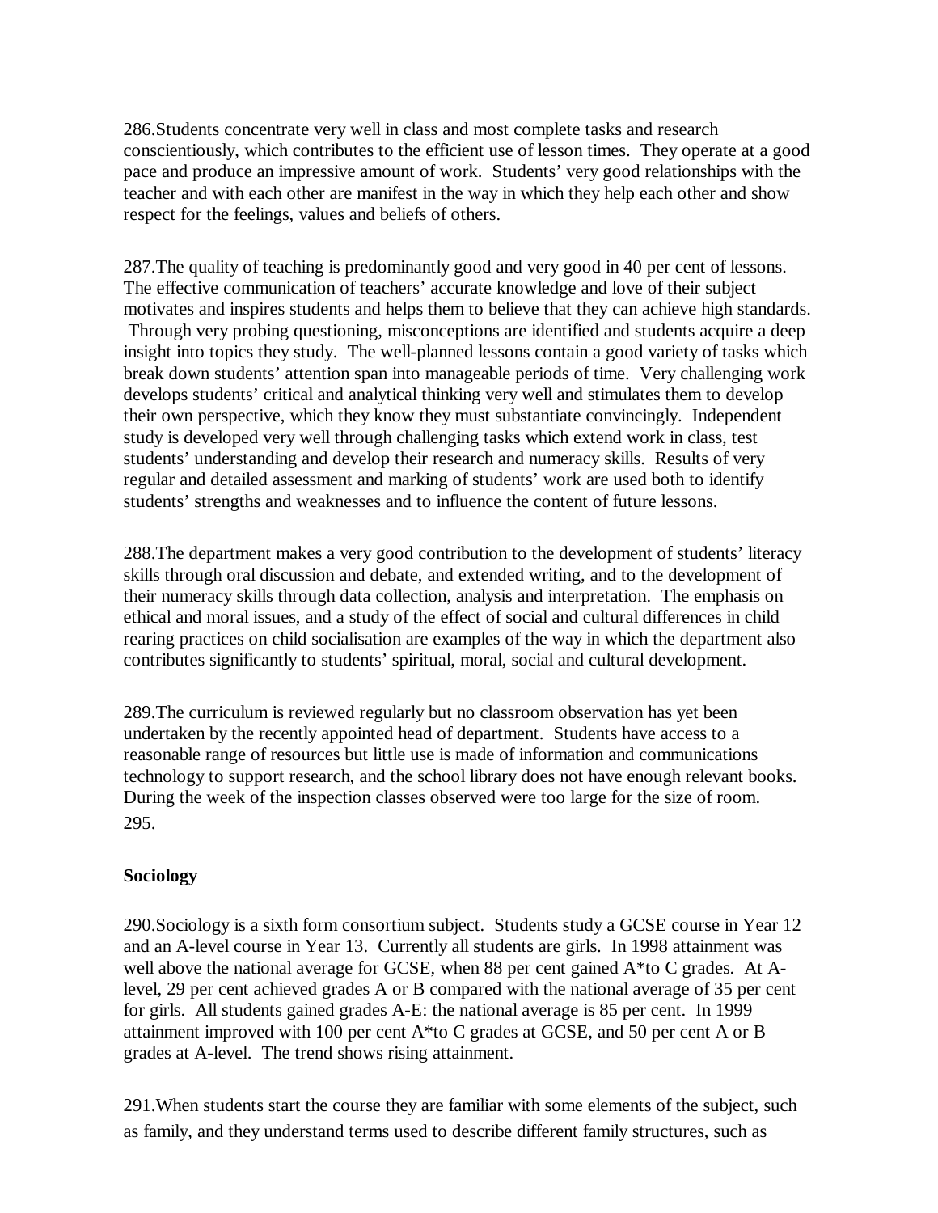286.Students concentrate very well in class and most complete tasks and research conscientiously, which contributes to the efficient use of lesson times. They operate at a good pace and produce an impressive amount of work. Students' very good relationships with the teacher and with each other are manifest in the way in which they help each other and show respect for the feelings, values and beliefs of others.

287.The quality of teaching is predominantly good and very good in 40 per cent of lessons. The effective communication of teachers' accurate knowledge and love of their subject motivates and inspires students and helps them to believe that they can achieve high standards. Through very probing questioning, misconceptions are identified and students acquire a deep insight into topics they study. The well-planned lessons contain a good variety of tasks which break down students' attention span into manageable periods of time. Very challenging work develops students' critical and analytical thinking very well and stimulates them to develop their own perspective, which they know they must substantiate convincingly. Independent study is developed very well through challenging tasks which extend work in class, test students' understanding and develop their research and numeracy skills. Results of very regular and detailed assessment and marking of students' work are used both to identify students' strengths and weaknesses and to influence the content of future lessons.

288.The department makes a very good contribution to the development of students' literacy skills through oral discussion and debate, and extended writing, and to the development of their numeracy skills through data collection, analysis and interpretation. The emphasis on ethical and moral issues, and a study of the effect of social and cultural differences in child rearing practices on child socialisation are examples of the way in which the department also contributes significantly to students' spiritual, moral, social and cultural development.

289.The curriculum is reviewed regularly but no classroom observation has yet been undertaken by the recently appointed head of department. Students have access to a reasonable range of resources but little use is made of information and communications technology to support research, and the school library does not have enough relevant books. During the week of the inspection classes observed were too large for the size of room.
295.

**Sociology**

290.Sociology is a sixth form consortium subject. Students study a GCSE course in Year 12 and an A-level course in Year 13. Currently all students are girls. In 1998 attainment was well above the national average for GCSE, when 88 per cent gained A*to C grades. At A-level, 29 per cent achieved grades A or B compared with the national average of 35 per cent for girls. All students gained grades A-E: the national average is 85 per cent. In 1999 attainment improved with 100 per cent A*to C grades at GCSE, and 50 per cent A or B grades at A-level. The trend shows rising attainment.

291.When students start the course they are familiar with some elements of the subject, such as family, and they understand terms used to describe different family structures, such as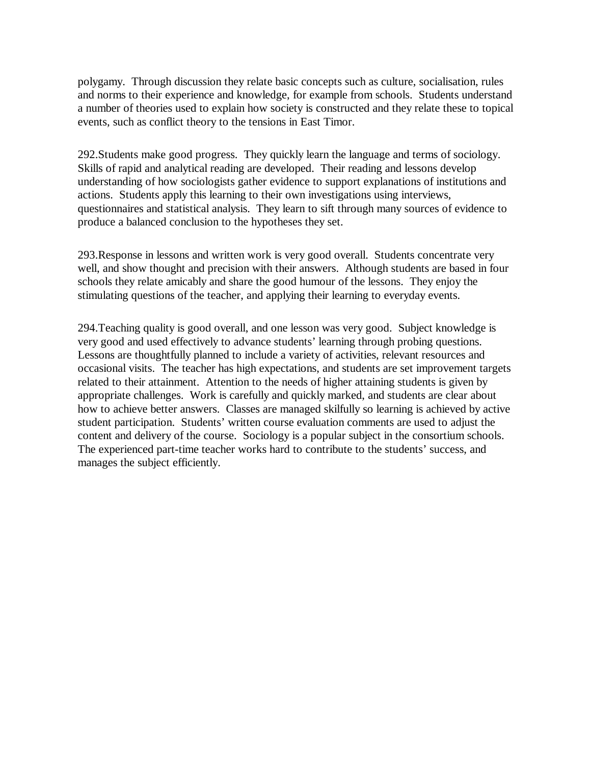polygamy. Through discussion they relate basic concepts such as culture, socialisation, rules and norms to their experience and knowledge, for example from schools. Students understand a number of theories used to explain how society is constructed and they relate these to topical events, such as conflict theory to the tensions in East Timor.

292. Students make good progress. They quickly learn the language and terms of sociology. Skills of rapid and analytical reading are developed. Their reading and lessons develop understanding of how sociologists gather evidence to support explanations of institutions and actions. Students apply this learning to their own investigations using interviews, questionnaires and statistical analysis. They learn to sift through many sources of evidence to produce a balanced conclusion to the hypotheses they set.

293. Response in lessons and written work is very good overall. Students concentrate very well, and show thought and precision with their answers. Although students are based in four schools they relate amicably and share the good humour of the lessons. They enjoy the stimulating questions of the teacher, and applying their learning to everyday events.

294. Teaching quality is good overall, and one lesson was very good. Subject knowledge is very good and used effectively to advance students' learning through probing questions. Lessons are thoughtfully planned to include a variety of activities, relevant resources and occasional visits. The teacher has high expectations, and students are set improvement targets related to their attainment. Attention to the needs of higher attaining students is given by appropriate challenges. Work is carefully and quickly marked, and students are clear about how to achieve better answers. Classes are managed skilfully so learning is achieved by active student participation. Students' written course evaluation comments are used to adjust the content and delivery of the course. Sociology is a popular subject in the consortium schools. The experienced part-time teacher works hard to contribute to the students' success, and manages the subject efficiently.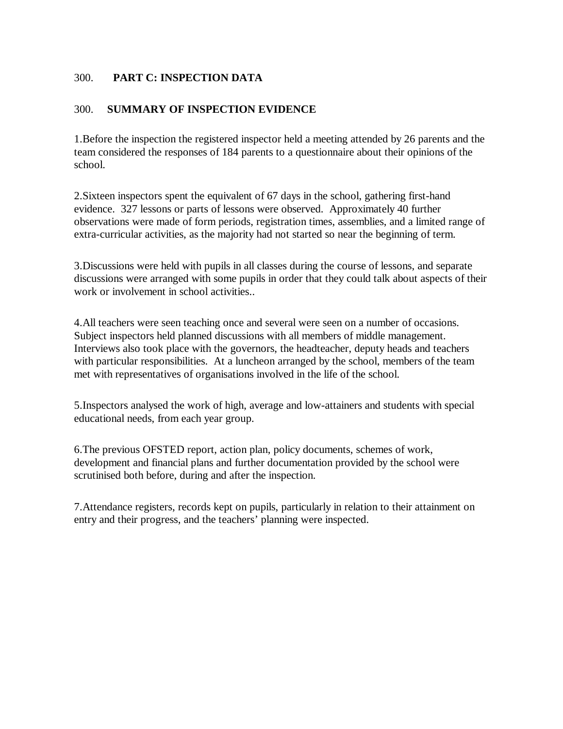300. **PART C: INSPECTION DATA**

300. **SUMMARY OF INSPECTION EVIDENCE**

1.Before the inspection the registered inspector held a meeting attended by 26 parents and the team considered the responses of 184 parents to a questionnaire about their opinions of the school.

2.Sixteen inspectors spent the equivalent of 67 days in the school, gathering first-hand evidence. 327 lessons or parts of lessons were observed. Approximately 40 further observations were made of form periods, registration times, assemblies, and a limited range of extra-curricular activities, as the majority had not started so near the beginning of term.

3.Discussions were held with pupils in all classes during the course of lessons, and separate discussions were arranged with some pupils in order that they could talk about aspects of their work or involvement in school activities..

4.All teachers were seen teaching once and several were seen on a number of occasions. Subject inspectors held planned discussions with all members of middle management. Interviews also took place with the governors, the headteacher, deputy heads and teachers with particular responsibilities. At a luncheon arranged by the school, members of the team met with representatives of organisations involved in the life of the school.

5.Inspectors analysed the work of high, average and low-attainers and students with special educational needs, from each year group.

6.The previous OFSTED report, action plan, policy documents, schemes of work, development and financial plans and further documentation provided by the school were scrutinised both before, during and after the inspection.

7.Attendance registers, records kept on pupils, particularly in relation to their attainment on entry and their progress, and the teachers' planning were inspected.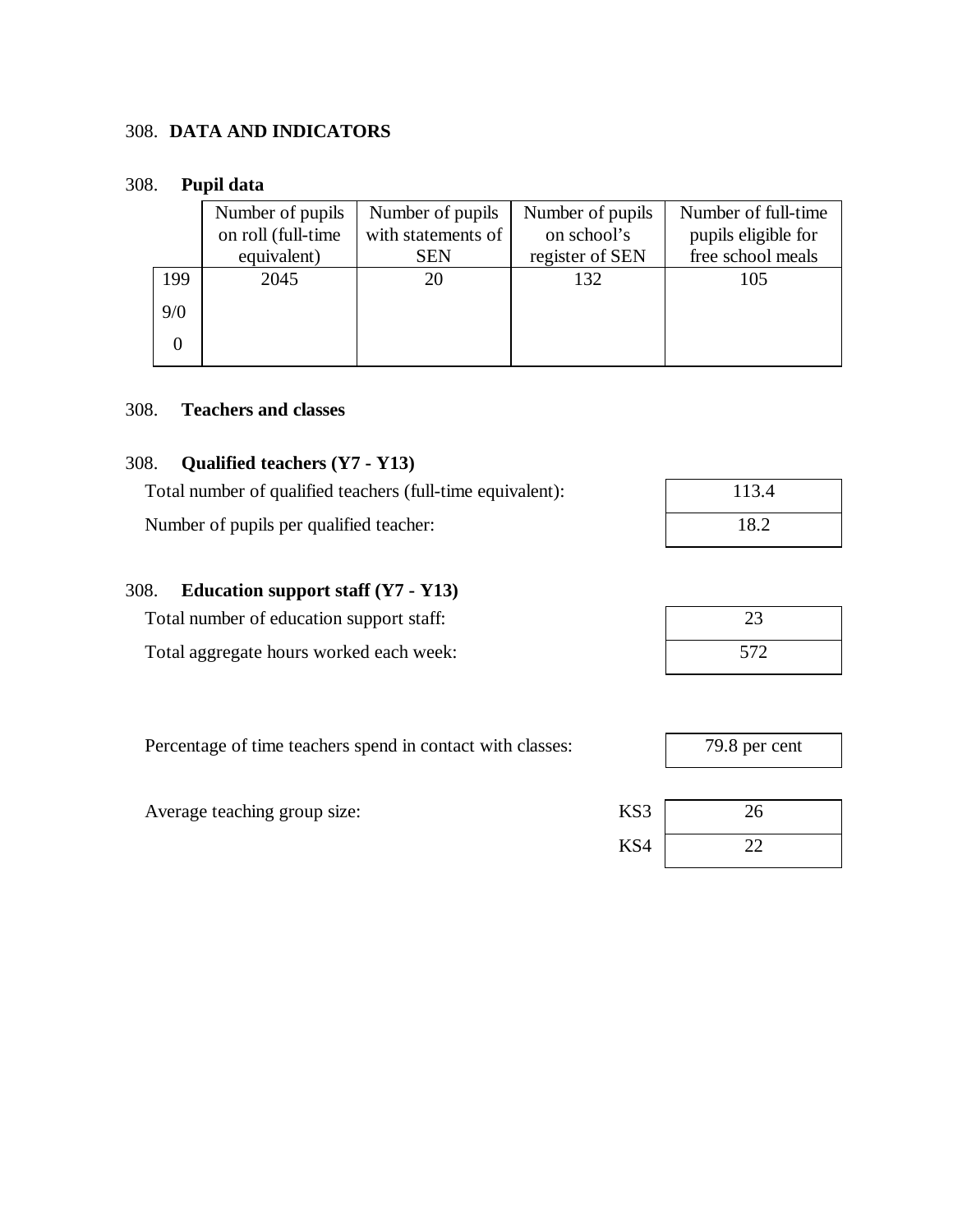308. **DATA AND INDICATORS**

308. **Pupil data**

| | Number of pupils on roll (full-time equivalent) | Number of pupils with statements of SEN | Number of pupils on school's register of SEN | Number of full-time pupils eligible for free school meals |
|---|---|---|---|---|
| 1999/00 | 2045 | 20 | 132 | 105 |

308. **Teachers and classes**

308. **Qualified teachers (Y7 - Y13)**

| | |
|---|---|
| Total number of qualified teachers (full-time equivalent): | 113.4 |
| Number of pupils per qualified teacher: | 18.2 |

308. **Education support staff (Y7 - Y13)**

| | |
|---|---|
| Total number of education support staff: | 23 |
| Total aggregate hours worked each week: | 572 |

| | |
|---|---|
| Percentage of time teachers spend in contact with classes: | 79.8 per cent |

| | | |
|---|---|---|
| Average teaching group size: | KS3 | 26 |
| | KS4 | 22 |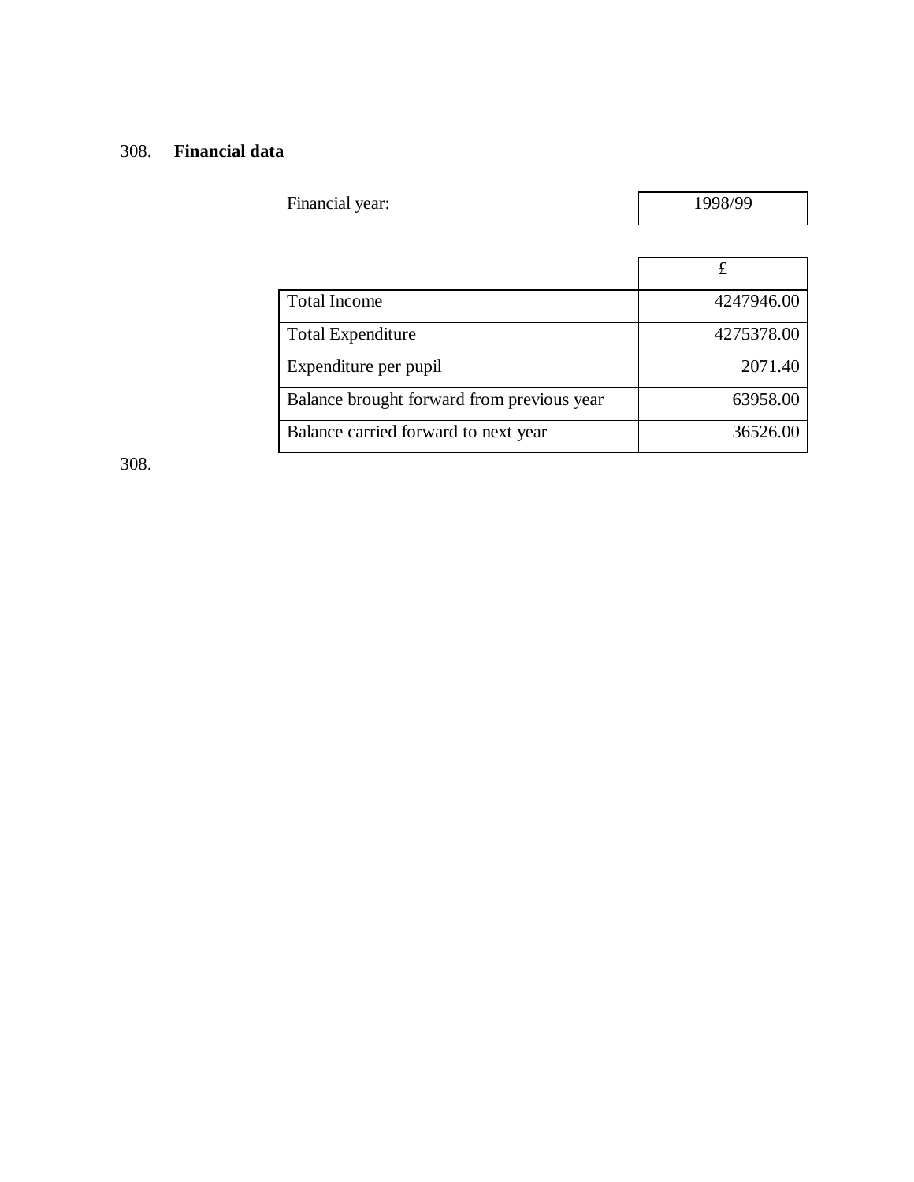308. **Financial data**

| Financial year: | 1998/99 |
|---|---|

| | £ |
|---|---|
| Total Income | 4247946.00 |
| Total Expenditure | 4275378.00 |
| Expenditure per pupil | 2071.40 |
| Balance brought forward from previous year | 63958.00 |
| Balance carried forward to next year | 36526.00 |

308.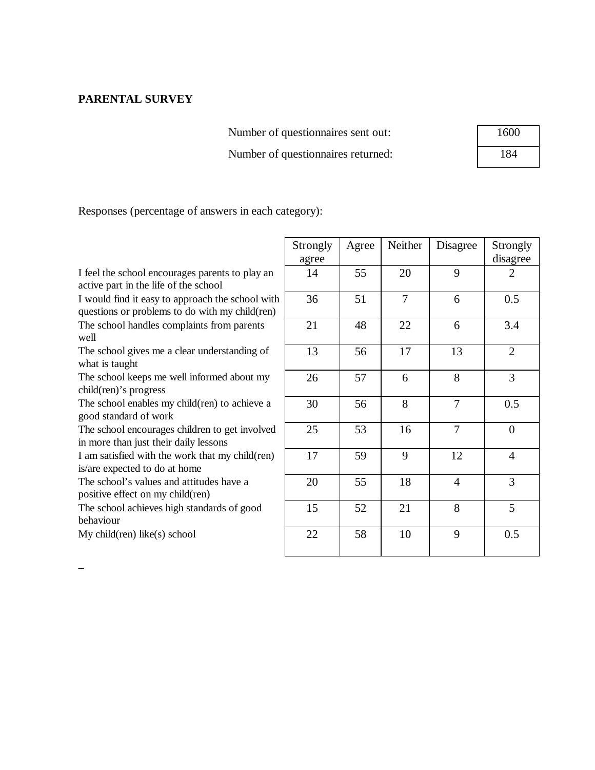**PARENTAL SURVEY**

| | |
|---|---|
| Number of questionnaires sent out: | 1600 |
| Number of questionnaires returned: | 184 |

Responses (percentage of answers in each category):

| | Strongly agree | Agree | Neither | Disagree | Strongly disagree |
|---|---|---|---|---|---|
| I feel the school encourages parents to play an active part in the life of the school | 14 | 55 | 20 | 9 | 2 |
| I would find it easy to approach the school with questions or problems to do with my child(ren) | 36 | 51 | 7 | 6 | 0.5 |
| The school handles complaints from parents well | 21 | 48 | 22 | 6 | 3.4 |
| The school gives me a clear understanding of what is taught | 13 | 56 | 17 | 13 | 2 |
| The school keeps me well informed about my child(ren)'s progress | 26 | 57 | 6 | 8 | 3 |
| The school enables my child(ren) to achieve a good standard of work | 30 | 56 | 8 | 7 | 0.5 |
| The school encourages children to get involved in more than just their daily lessons | 25 | 53 | 16 | 7 | 0 |
| I am satisfied with the work that my child(ren) is/are expected to do at home | 17 | 59 | 9 | 12 | 4 |
| The school's values and attitudes have a positive effect on my child(ren) | 20 | 55 | 18 | 4 | 3 |
| The school achieves high standards of good behaviour | 15 | 52 | 21 | 8 | 5 |
| My child(ren) like(s) school | 22 | 58 | 10 | 9 | 0.5 |

_